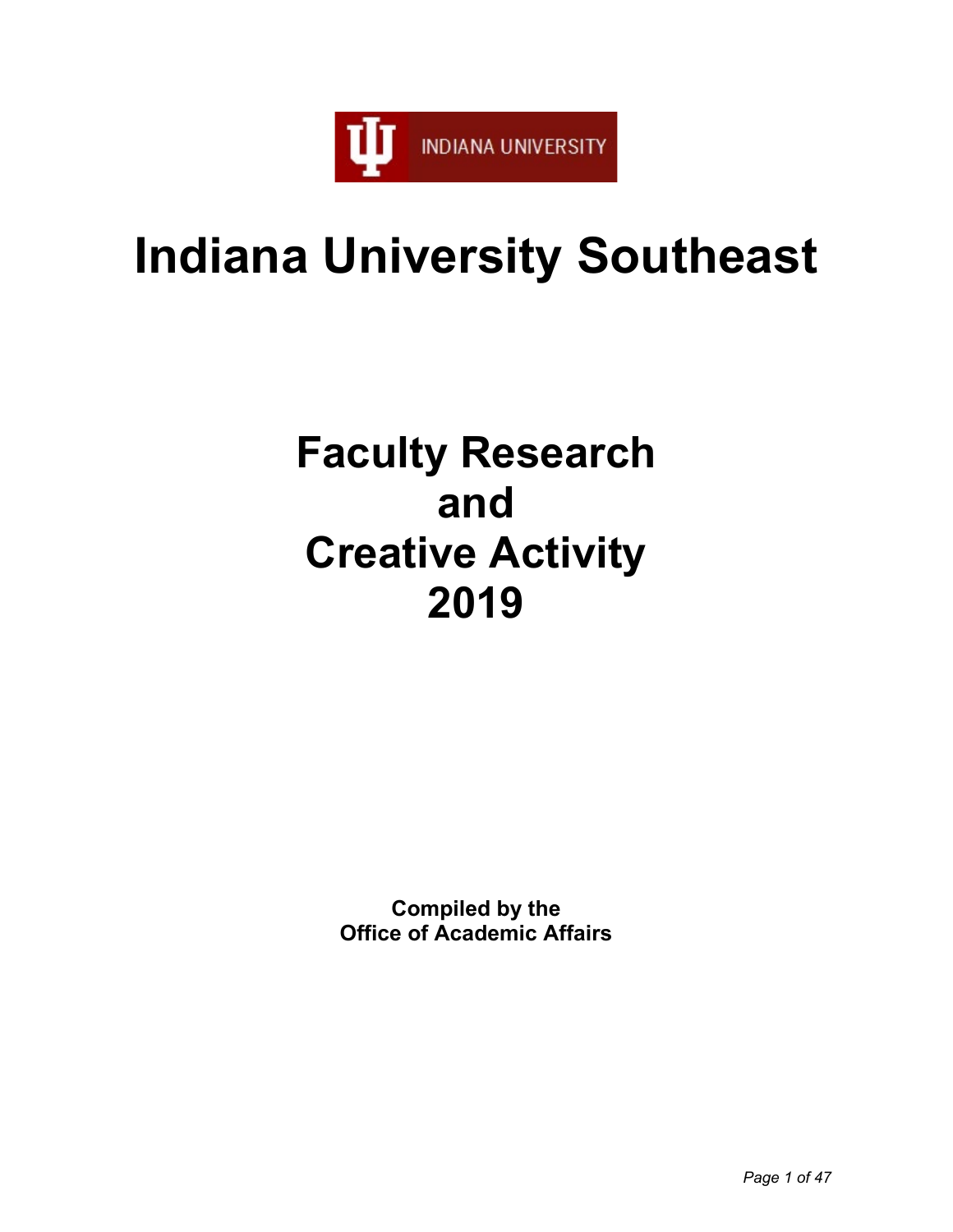INDIANA UNIVERSITY

# Indiana University Southeast

# Faculty Research and Creative Activity 2019

**Compiled by the**
**Office of Academic Affairs**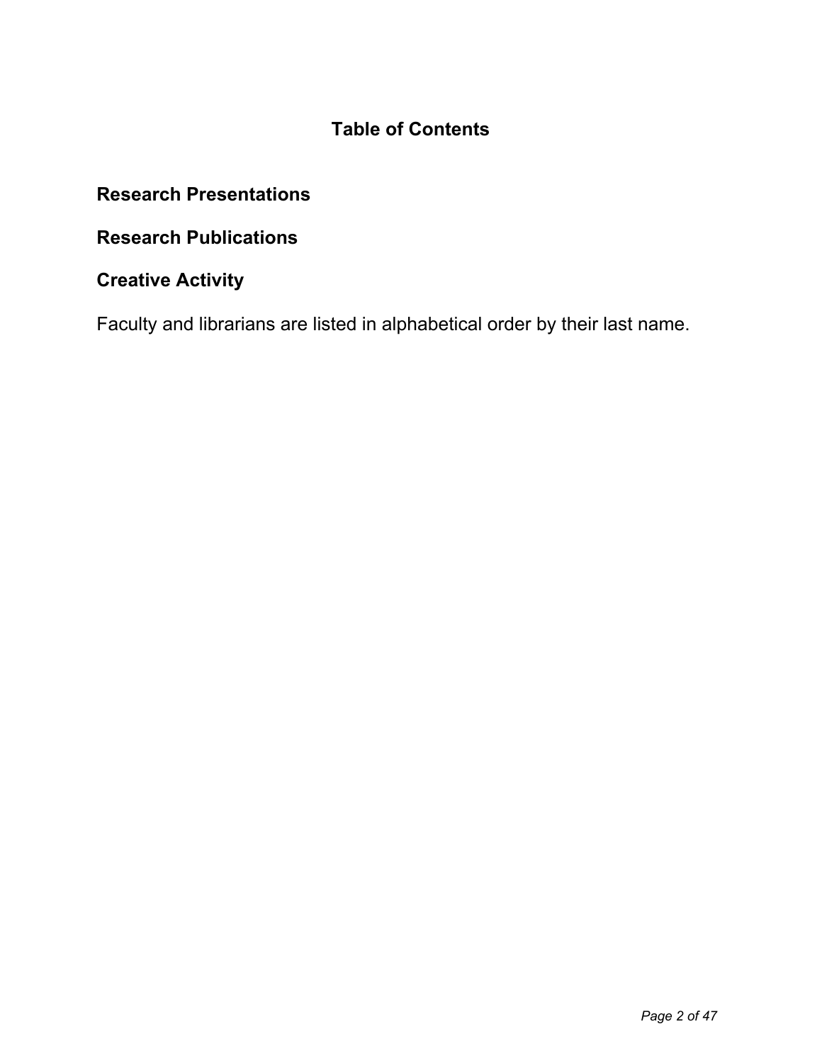# Table of Contents

## Research Presentations

## Research Publications

## Creative Activity

Faculty and librarians are listed in alphabetical order by their last name.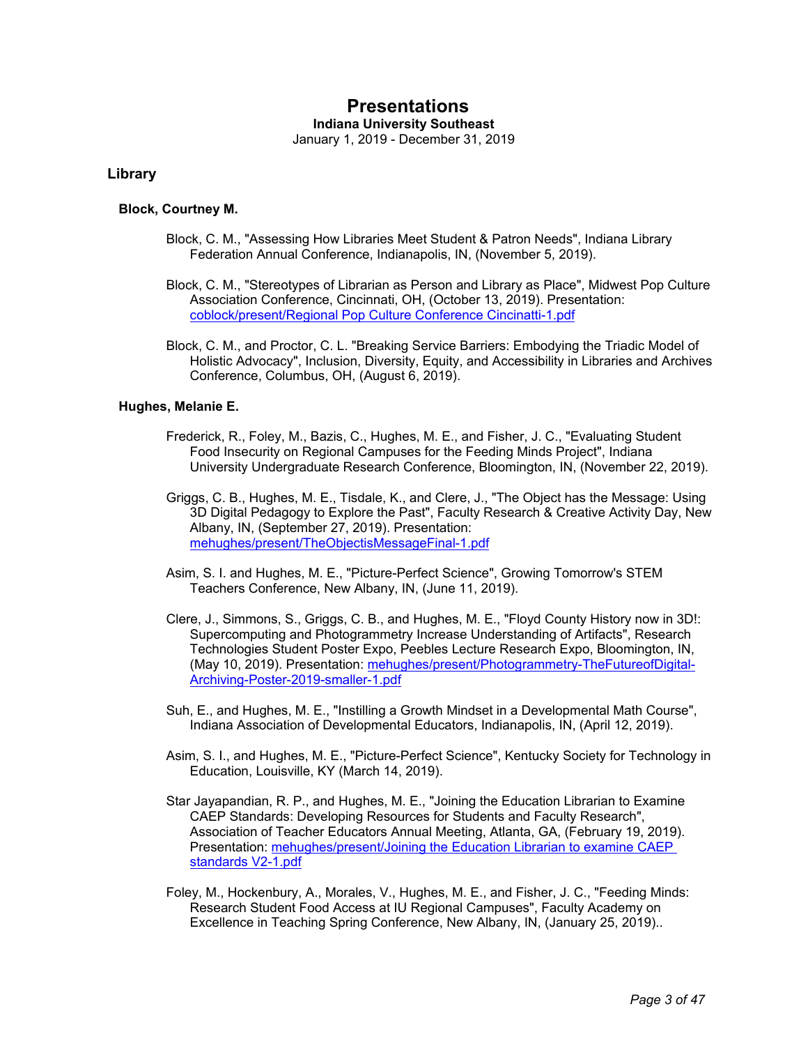# Presentations

**Indiana University Southeast**

January 1, 2019 - December 31, 2019

## Library

### Block, Courtney M.

Block, C. M., "Assessing How Libraries Meet Student & Patron Needs", Indiana Library Federation Annual Conference, Indianapolis, IN, (November 5, 2019).

Block, C. M., "Stereotypes of Librarian as Person and Library as Place", Midwest Pop Culture Association Conference, Cincinnati, OH, (October 13, 2019). Presentation: coblock/present/Regional Pop Culture Conference Cincinatti-1.pdf

Block, C. M., and Proctor, C. L. "Breaking Service Barriers: Embodying the Triadic Model of Holistic Advocacy", Inclusion, Diversity, Equity, and Accessibility in Libraries and Archives Conference, Columbus, OH, (August 6, 2019).

### Hughes, Melanie E.

Frederick, R., Foley, M., Bazis, C., Hughes, M. E., and Fisher, J. C., "Evaluating Student Food Insecurity on Regional Campuses for the Feeding Minds Project", Indiana University Undergraduate Research Conference, Bloomington, IN, (November 22, 2019).

Griggs, C. B., Hughes, M. E., Tisdale, K., and Clere, J., "The Object has the Message: Using 3D Digital Pedagogy to Explore the Past", Faculty Research & Creative Activity Day, New Albany, IN, (September 27, 2019). Presentation: mehughes/present/TheObjectisMessageFinal-1.pdf

Asim, S. I. and Hughes, M. E., "Picture-Perfect Science", Growing Tomorrow's STEM Teachers Conference, New Albany, IN, (June 11, 2019).

Clere, J., Simmons, S., Griggs, C. B., and Hughes, M. E., "Floyd County History now in 3D!: Supercomputing and Photogrammetry Increase Understanding of Artifacts", Research Technologies Student Poster Expo, Peebles Lecture Research Expo, Bloomington, IN, (May 10, 2019). Presentation: mehughes/present/Photogrammetry-TheFutureofDigital-Archiving-Poster-2019-smaller-1.pdf

Suh, E., and Hughes, M. E., "Instilling a Growth Mindset in a Developmental Math Course", Indiana Association of Developmental Educators, Indianapolis, IN, (April 12, 2019).

Asim, S. I., and Hughes, M. E., "Picture-Perfect Science", Kentucky Society for Technology in Education, Louisville, KY (March 14, 2019).

Star Jayapandian, R. P., and Hughes, M. E., "Joining the Education Librarian to Examine CAEP Standards: Developing Resources for Students and Faculty Research", Association of Teacher Educators Annual Meeting, Atlanta, GA, (February 19, 2019). Presentation: mehughes/present/Joining the Education Librarian to examine CAEP standards V2-1.pdf

Foley, M., Hockenbury, A., Morales, V., Hughes, M. E., and Fisher, J. C., "Feeding Minds: Research Student Food Access at IU Regional Campuses", Faculty Academy on Excellence in Teaching Spring Conference, New Albany, IN, (January 25, 2019)..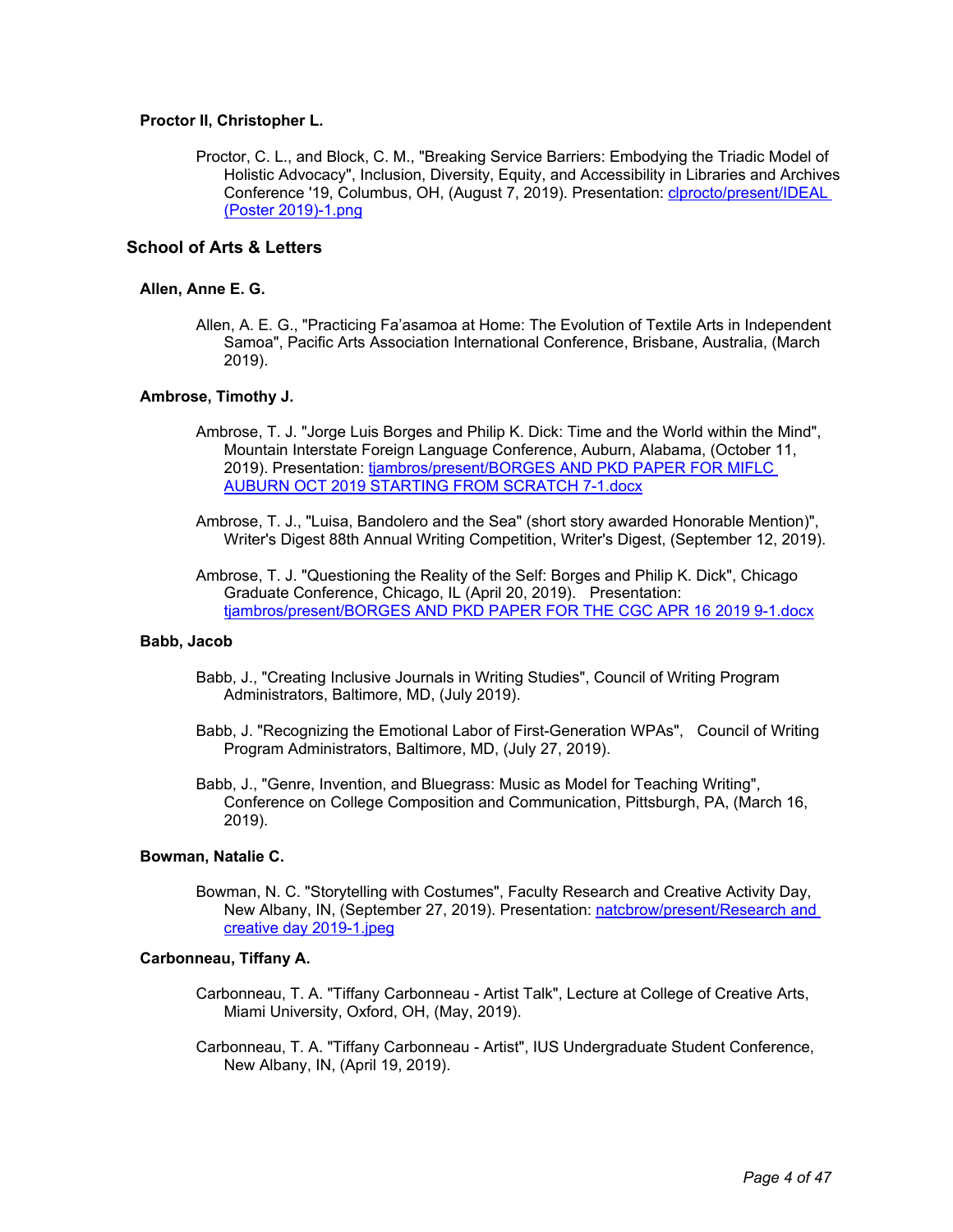### Proctor II, Christopher L.

Proctor, C. L., and Block, C. M., "Breaking Service Barriers: Embodying the Triadic Model of Holistic Advocacy", Inclusion, Diversity, Equity, and Accessibility in Libraries and Archives Conference '19, Columbus, OH, (August 7, 2019). Presentation: clprocto/present/IDEAL (Poster 2019)-1.png

## School of Arts & Letters

### Allen, Anne E. G.

Allen, A. E. G., "Practicing Fa'asamoa at Home: The Evolution of Textile Arts in Independent Samoa", Pacific Arts Association International Conference, Brisbane, Australia, (March 2019).

### Ambrose, Timothy J.

Ambrose, T. J. "Jorge Luis Borges and Philip K. Dick: Time and the World within the Mind", Mountain Interstate Foreign Language Conference, Auburn, Alabama, (October 11, 2019). Presentation: tjambros/present/BORGES AND PKD PAPER FOR MIFLC AUBURN OCT 2019 STARTING FROM SCRATCH 7-1.docx

Ambrose, T. J., "Luisa, Bandolero and the Sea" (short story awarded Honorable Mention)", Writer's Digest 88th Annual Writing Competition, Writer's Digest, (September 12, 2019).

Ambrose, T. J. "Questioning the Reality of the Self: Borges and Philip K. Dick", Chicago Graduate Conference, Chicago, IL (April 20, 2019). Presentation: tjambros/present/BORGES AND PKD PAPER FOR THE CGC APR 16 2019 9-1.docx

### Babb, Jacob

Babb, J., "Creating Inclusive Journals in Writing Studies", Council of Writing Program Administrators, Baltimore, MD, (July 2019).

Babb, J. "Recognizing the Emotional Labor of First-Generation WPAs", Council of Writing Program Administrators, Baltimore, MD, (July 27, 2019).

Babb, J., "Genre, Invention, and Bluegrass: Music as Model for Teaching Writing", Conference on College Composition and Communication, Pittsburgh, PA, (March 16, 2019).

### Bowman, Natalie C.

Bowman, N. C. "Storytelling with Costumes", Faculty Research and Creative Activity Day, New Albany, IN, (September 27, 2019). Presentation: natcbrow/present/Research and creative day 2019-1.jpeg

### Carbonneau, Tiffany A.

Carbonneau, T. A. "Tiffany Carbonneau - Artist Talk", Lecture at College of Creative Arts, Miami University, Oxford, OH, (May, 2019).

Carbonneau, T. A. "Tiffany Carbonneau - Artist", IUS Undergraduate Student Conference, New Albany, IN, (April 19, 2019).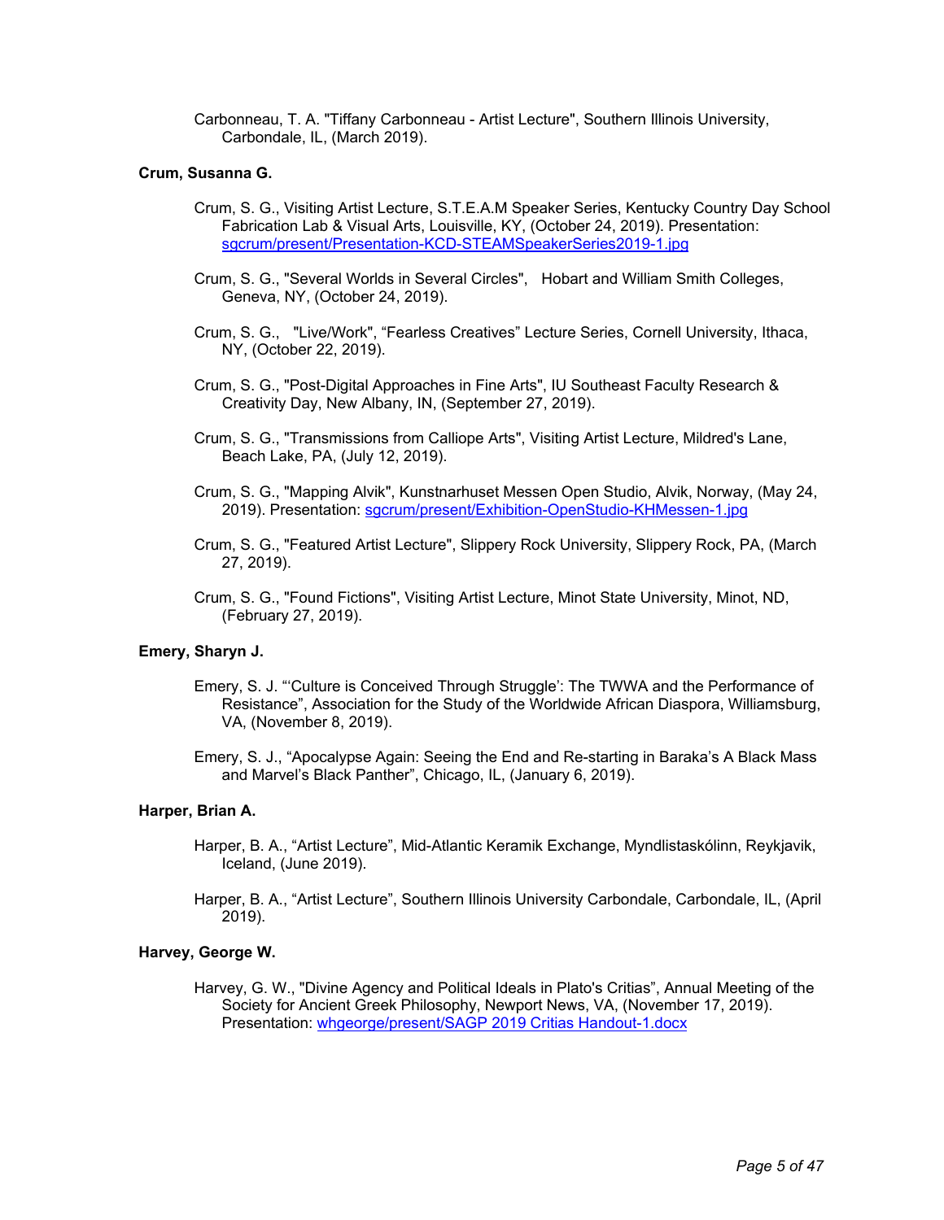Carbonneau, T. A. "Tiffany Carbonneau - Artist Lecture", Southern Illinois University, Carbondale, IL, (March 2019).

**Crum, Susanna G.**

Crum, S. G., Visiting Artist Lecture, S.T.E.A.M Speaker Series, Kentucky Country Day School Fabrication Lab & Visual Arts, Louisville, KY, (October 24, 2019). Presentation: sgcrum/present/Presentation-KCD-STEAMSpeakerSeries2019-1.jpg

Crum, S. G., "Several Worlds in Several Circles", Hobart and William Smith Colleges, Geneva, NY, (October 24, 2019).

Crum, S. G., "Live/Work", "Fearless Creatives" Lecture Series, Cornell University, Ithaca, NY, (October 22, 2019).

Crum, S. G., "Post-Digital Approaches in Fine Arts", IU Southeast Faculty Research & Creativity Day, New Albany, IN, (September 27, 2019).

Crum, S. G., "Transmissions from Calliope Arts", Visiting Artist Lecture, Mildred's Lane, Beach Lake, PA, (July 12, 2019).

Crum, S. G., "Mapping Alvik", Kunstnarhuset Messen Open Studio, Alvik, Norway, (May 24, 2019). Presentation: sgcrum/present/Exhibition-OpenStudio-KHMessen-1.jpg

Crum, S. G., "Featured Artist Lecture", Slippery Rock University, Slippery Rock, PA, (March 27, 2019).

Crum, S. G., "Found Fictions", Visiting Artist Lecture, Minot State University, Minot, ND, (February 27, 2019).

**Emery, Sharyn J.**

Emery, S. J. "'Culture is Conceived Through Struggle': The TWWA and the Performance of Resistance", Association for the Study of the Worldwide African Diaspora, Williamsburg, VA, (November 8, 2019).

Emery, S. J., "Apocalypse Again: Seeing the End and Re-starting in Baraka's A Black Mass and Marvel's Black Panther", Chicago, IL, (January 6, 2019).

**Harper, Brian A.**

Harper, B. A., "Artist Lecture", Mid-Atlantic Keramik Exchange, Myndlistaskólinn, Reykjavik, Iceland, (June 2019).

Harper, B. A., "Artist Lecture", Southern Illinois University Carbondale, Carbondale, IL, (April 2019).

**Harvey, George W.**

Harvey, G. W., "Divine Agency and Political Ideals in Plato's Critias", Annual Meeting of the Society for Ancient Greek Philosophy, Newport News, VA, (November 17, 2019). Presentation: whgeorge/present/SAGP 2019 Critias Handout-1.docx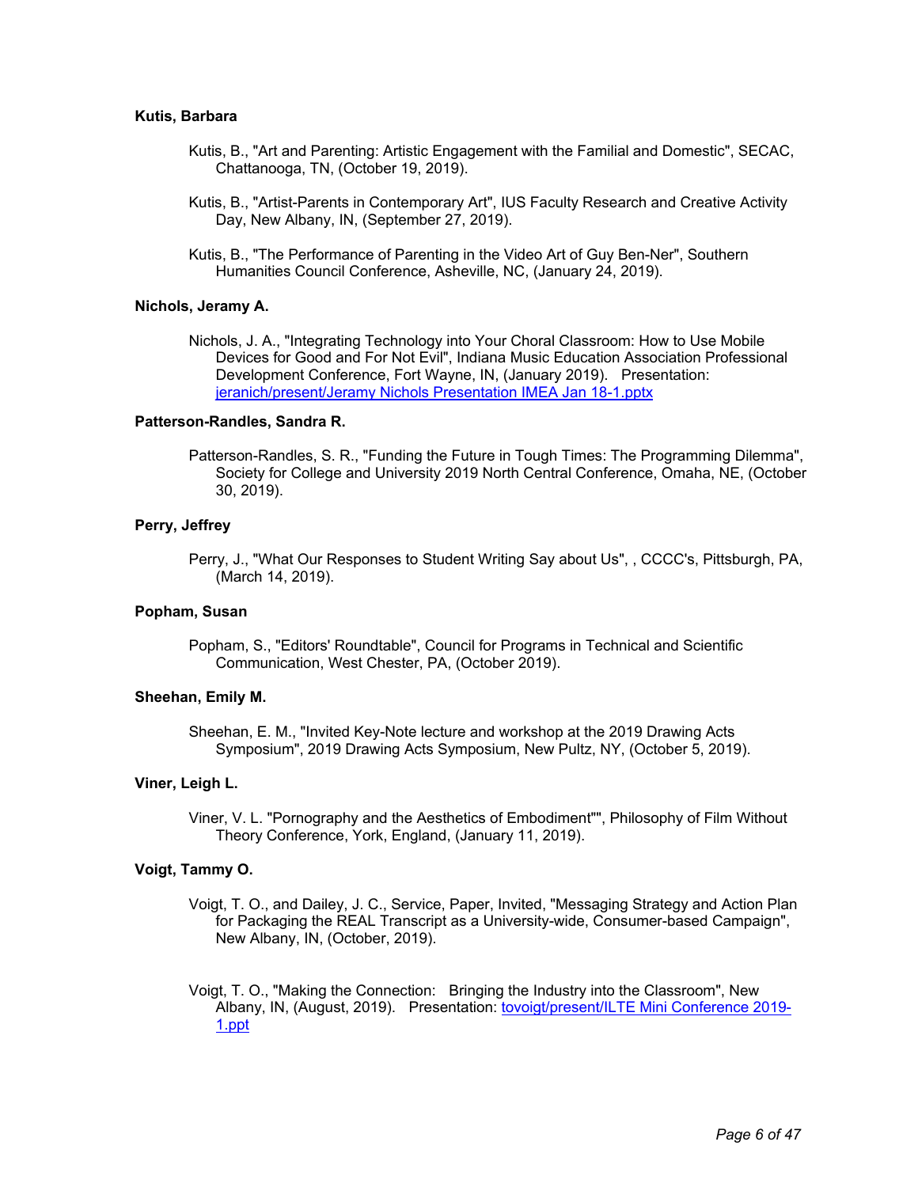**Kutis, Barbara**

Kutis, B., "Art and Parenting: Artistic Engagement with the Familial and Domestic", SECAC, Chattanooga, TN, (October 19, 2019).

Kutis, B., "Artist-Parents in Contemporary Art", IUS Faculty Research and Creative Activity Day, New Albany, IN, (September 27, 2019).

Kutis, B., "The Performance of Parenting in the Video Art of Guy Ben-Ner", Southern Humanities Council Conference, Asheville, NC, (January 24, 2019).

**Nichols, Jeramy A.**

Nichols, J. A., "Integrating Technology into Your Choral Classroom: How to Use Mobile Devices for Good and For Not Evil", Indiana Music Education Association Professional Development Conference, Fort Wayne, IN, (January 2019). Presentation: jeranich/present/Jeramy Nichols Presentation IMEA Jan 18-1.pptx

**Patterson-Randles, Sandra R.**

Patterson-Randles, S. R., "Funding the Future in Tough Times: The Programming Dilemma", Society for College and University 2019 North Central Conference, Omaha, NE, (October 30, 2019).

**Perry, Jeffrey**

Perry, J., "What Our Responses to Student Writing Say about Us", , CCCC's, Pittsburgh, PA, (March 14, 2019).

**Popham, Susan**

Popham, S., "Editors' Roundtable", Council for Programs in Technical and Scientific Communication, West Chester, PA, (October 2019).

**Sheehan, Emily M.**

Sheehan, E. M., "Invited Key-Note lecture and workshop at the 2019 Drawing Acts Symposium", 2019 Drawing Acts Symposium, New Pultz, NY, (October 5, 2019).

**Viner, Leigh L.**

Viner, V. L. "Pornography and the Aesthetics of Embodiment"", Philosophy of Film Without Theory Conference, York, England, (January 11, 2019).

**Voigt, Tammy O.**

Voigt, T. O., and Dailey, J. C., Service, Paper, Invited, "Messaging Strategy and Action Plan for Packaging the REAL Transcript as a University-wide, Consumer-based Campaign", New Albany, IN, (October, 2019).

Voigt, T. O., "Making the Connection: Bringing the Industry into the Classroom", New Albany, IN, (August, 2019). Presentation: tovoigt/present/ILTE Mini Conference 2019-1.ppt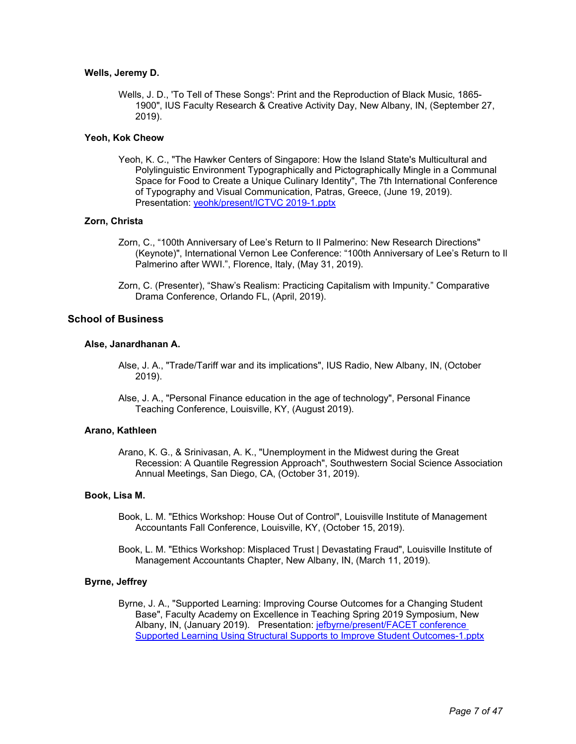### Wells, Jeremy D.

Wells, J. D., 'To Tell of These Songs': Print and the Reproduction of Black Music, 1865-1900", IUS Faculty Research & Creative Activity Day, New Albany, IN, (September 27, 2019).

### Yeoh, Kok Cheow

Yeoh, K. C., "The Hawker Centers of Singapore: How the Island State's Multicultural and Polylinguistic Environment Typographically and Pictographically Mingle in a Communal Space for Food to Create a Unique Culinary Identity", The 7th International Conference of Typography and Visual Communication, Patras, Greece, (June 19, 2019). Presentation: yeohk/present/ICTVC 2019-1.pptx

### Zorn, Christa

Zorn, C., "100th Anniversary of Lee's Return to Il Palmerino: New Research Directions" (Keynote)", International Vernon Lee Conference: "100th Anniversary of Lee's Return to Il Palmerino after WWI.", Florence, Italy, (May 31, 2019).

Zorn, C. (Presenter), "Shaw's Realism: Practicing Capitalism with Impunity." Comparative Drama Conference, Orlando FL, (April, 2019).

## School of Business

### Alse, Janardhanan A.

Alse, J. A., "Trade/Tariff war and its implications", IUS Radio, New Albany, IN, (October 2019).

Alse, J. A., "Personal Finance education in the age of technology", Personal Finance Teaching Conference, Louisville, KY, (August 2019).

### Arano, Kathleen

Arano, K. G., & Srinivasan, A. K., "Unemployment in the Midwest during the Great Recession: A Quantile Regression Approach", Southwestern Social Science Association Annual Meetings, San Diego, CA, (October 31, 2019).

### Book, Lisa M.

Book, L. M. "Ethics Workshop: House Out of Control", Louisville Institute of Management Accountants Fall Conference, Louisville, KY, (October 15, 2019).

Book, L. M. "Ethics Workshop: Misplaced Trust | Devastating Fraud", Louisville Institute of Management Accountants Chapter, New Albany, IN, (March 11, 2019).

### Byrne, Jeffrey

Byrne, J. A., "Supported Learning: Improving Course Outcomes for a Changing Student Base", Faculty Academy on Excellence in Teaching Spring 2019 Symposium, New Albany, IN, (January 2019). Presentation: jefbyrne/present/FACET conference Supported Learning Using Structural Supports to Improve Student Outcomes-1.pptx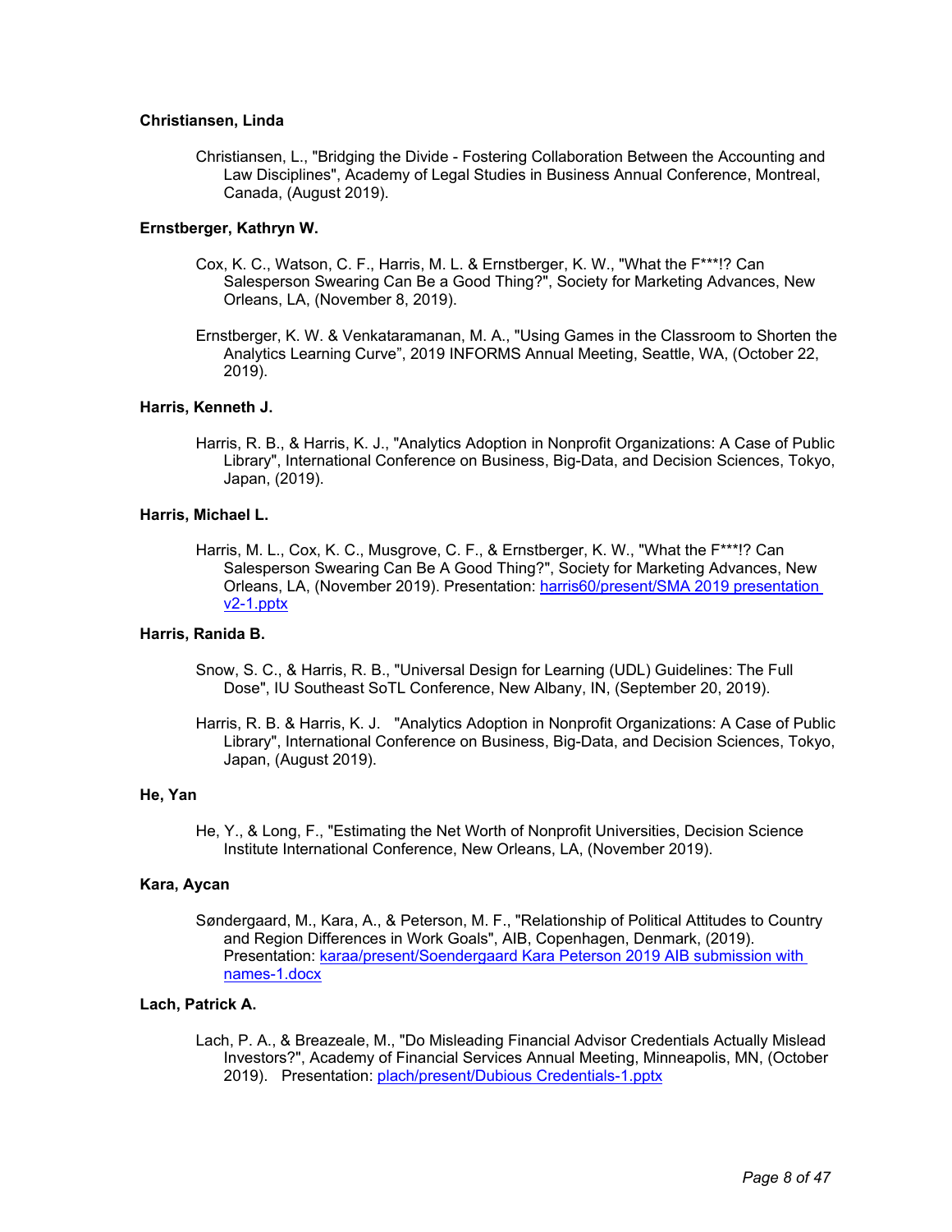**Christiansen, Linda**

Christiansen, L., "Bridging the Divide - Fostering Collaboration Between the Accounting and Law Disciplines", Academy of Legal Studies in Business Annual Conference, Montreal, Canada, (August 2019).

**Ernstberger, Kathryn W.**

Cox, K. C., Watson, C. F., Harris, M. L. & Ernstberger, K. W., "What the F***!? Can Salesperson Swearing Can Be a Good Thing?", Society for Marketing Advances, New Orleans, LA, (November 8, 2019).

Ernstberger, K. W. & Venkataramanan, M. A., "Using Games in the Classroom to Shorten the Analytics Learning Curve", 2019 INFORMS Annual Meeting, Seattle, WA, (October 22, 2019).

**Harris, Kenneth J.**

Harris, R. B., & Harris, K. J., "Analytics Adoption in Nonprofit Organizations: A Case of Public Library", International Conference on Business, Big-Data, and Decision Sciences, Tokyo, Japan, (2019).

**Harris, Michael L.**

Harris, M. L., Cox, K. C., Musgrove, C. F., & Ernstberger, K. W., "What the F***!? Can Salesperson Swearing Can Be A Good Thing?", Society for Marketing Advances, New Orleans, LA, (November 2019). Presentation: harris60/present/SMA 2019 presentation v2-1.pptx

**Harris, Ranida B.**

Snow, S. C., & Harris, R. B., "Universal Design for Learning (UDL) Guidelines: The Full Dose", IU Southeast SoTL Conference, New Albany, IN, (September 20, 2019).

Harris, R. B. & Harris, K. J. "Analytics Adoption in Nonprofit Organizations: A Case of Public Library", International Conference on Business, Big-Data, and Decision Sciences, Tokyo, Japan, (August 2019).

**He, Yan**

He, Y., & Long, F., "Estimating the Net Worth of Nonprofit Universities, Decision Science Institute International Conference, New Orleans, LA, (November 2019).

**Kara, Aycan**

Søndergaard, M., Kara, A., & Peterson, M. F., "Relationship of Political Attitudes to Country and Region Differences in Work Goals", AIB, Copenhagen, Denmark, (2019). Presentation: karaa/present/Soendergaard Kara Peterson 2019 AIB submission with names-1.docx

**Lach, Patrick A.**

Lach, P. A., & Breazeale, M., "Do Misleading Financial Advisor Credentials Actually Mislead Investors?", Academy of Financial Services Annual Meeting, Minneapolis, MN, (October 2019). Presentation: plach/present/Dubious Credentials-1.pptx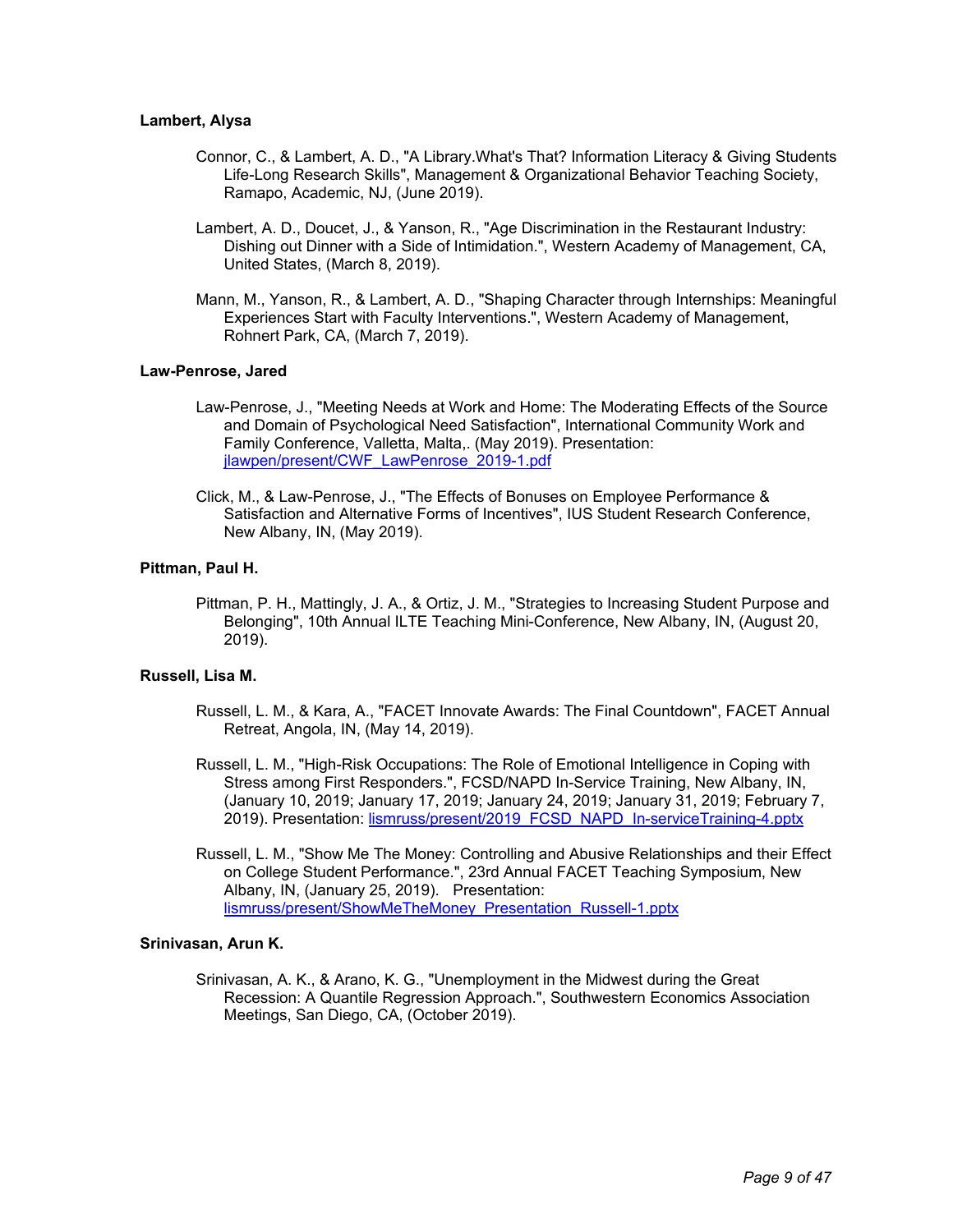**Lambert, Alysa**

Connor, C., & Lambert, A. D., "A Library.What's That? Information Literacy & Giving Students Life-Long Research Skills", Management & Organizational Behavior Teaching Society, Ramapo, Academic, NJ, (June 2019).

Lambert, A. D., Doucet, J., & Yanson, R., "Age Discrimination in the Restaurant Industry: Dishing out Dinner with a Side of Intimidation.", Western Academy of Management, CA, United States, (March 8, 2019).

Mann, M., Yanson, R., & Lambert, A. D., "Shaping Character through Internships: Meaningful Experiences Start with Faculty Interventions.", Western Academy of Management, Rohnert Park, CA, (March 7, 2019).

**Law-Penrose, Jared**

Law-Penrose, J., "Meeting Needs at Work and Home: The Moderating Effects of the Source and Domain of Psychological Need Satisfaction", International Community Work and Family Conference, Valletta, Malta,. (May 2019). Presentation: jlawpen/present/CWF_LawPenrose_2019-1.pdf

Click, M., & Law-Penrose, J., "The Effects of Bonuses on Employee Performance & Satisfaction and Alternative Forms of Incentives", IUS Student Research Conference, New Albany, IN, (May 2019).

**Pittman, Paul H.**

Pittman, P. H., Mattingly, J. A., & Ortiz, J. M., "Strategies to Increasing Student Purpose and Belonging", 10th Annual ILTE Teaching Mini-Conference, New Albany, IN, (August 20, 2019).

**Russell, Lisa M.**

Russell, L. M., & Kara, A., "FACET Innovate Awards: The Final Countdown", FACET Annual Retreat, Angola, IN, (May 14, 2019).

Russell, L. M., "High-Risk Occupations: The Role of Emotional Intelligence in Coping with Stress among First Responders.", FCSD/NAPD In-Service Training, New Albany, IN, (January 10, 2019; January 17, 2019; January 24, 2019; January 31, 2019; February 7, 2019). Presentation: lismruss/present/2019_FCSD_NAPD_In-serviceTraining-4.pptx

Russell, L. M., "Show Me The Money: Controlling and Abusive Relationships and their Effect on College Student Performance.", 23rd Annual FACET Teaching Symposium, New Albany, IN, (January 25, 2019). Presentation: lismruss/present/ShowMeTheMoney_Presentation_Russell-1.pptx

**Srinivasan, Arun K.**

Srinivasan, A. K., & Arano, K. G., "Unemployment in the Midwest during the Great Recession: A Quantile Regression Approach.", Southwestern Economics Association Meetings, San Diego, CA, (October 2019).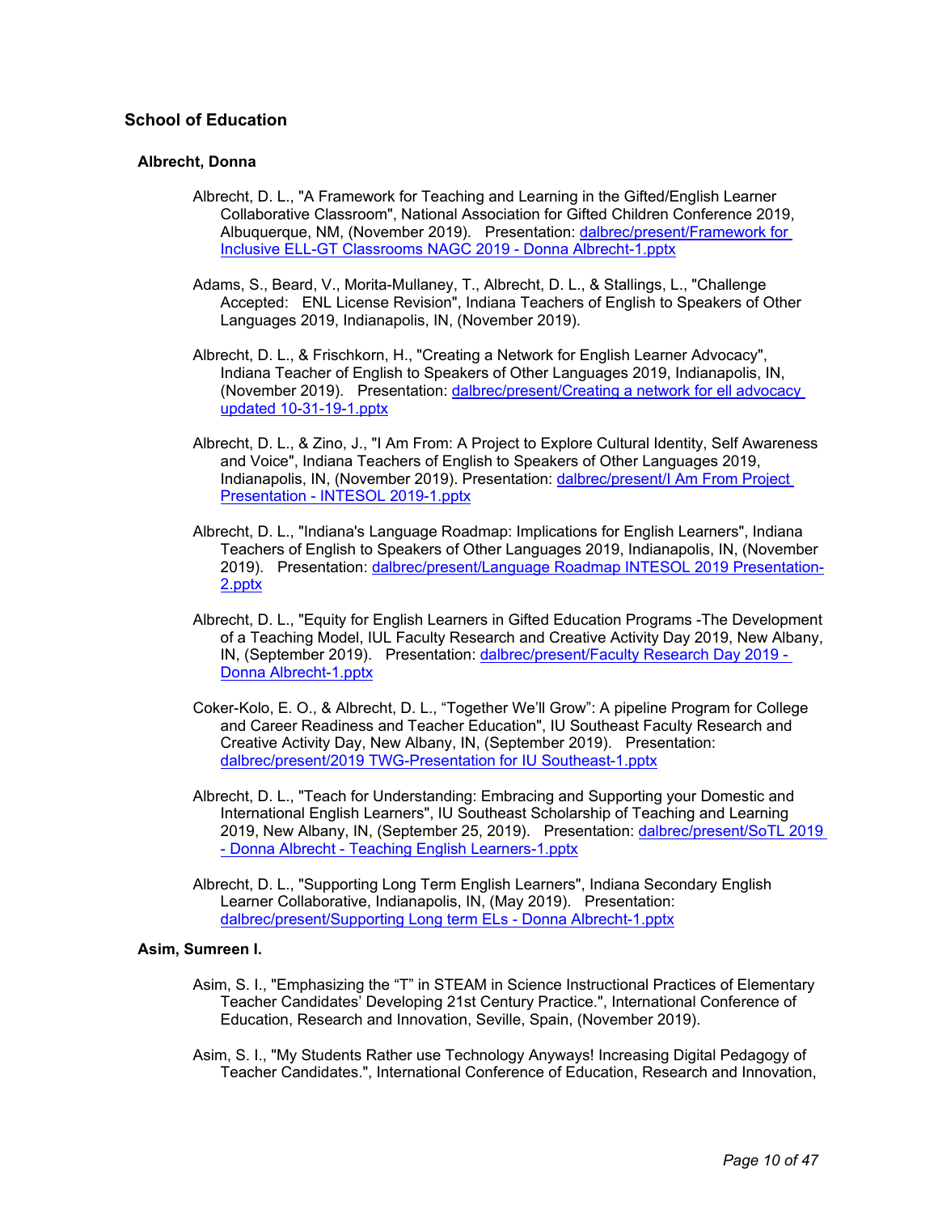## School of Education

### Albrecht, Donna

Albrecht, D. L., "A Framework for Teaching and Learning in the Gifted/English Learner Collaborative Classroom", National Association for Gifted Children Conference 2019, Albuquerque, NM, (November 2019). Presentation: dalbrec/present/Framework for Inclusive ELL-GT Classrooms NAGC 2019 - Donna Albrecht-1.pptx

Adams, S., Beard, V., Morita-Mullaney, T., Albrecht, D. L., & Stallings, L., "Challenge Accepted: ENL License Revision", Indiana Teachers of English to Speakers of Other Languages 2019, Indianapolis, IN, (November 2019).

Albrecht, D. L., & Frischkorn, H., "Creating a Network for English Learner Advocacy", Indiana Teacher of English to Speakers of Other Languages 2019, Indianapolis, IN, (November 2019). Presentation: dalbrec/present/Creating a network for ell advocacy updated 10-31-19-1.pptx

Albrecht, D. L., & Zino, J., "I Am From: A Project to Explore Cultural Identity, Self Awareness and Voice", Indiana Teachers of English to Speakers of Other Languages 2019, Indianapolis, IN, (November 2019). Presentation: dalbrec/present/I Am From Project Presentation - INTESOL 2019-1.pptx

Albrecht, D. L., "Indiana's Language Roadmap: Implications for English Learners", Indiana Teachers of English to Speakers of Other Languages 2019, Indianapolis, IN, (November 2019). Presentation: dalbrec/present/Language Roadmap INTESOL 2019 Presentation-2.pptx

Albrecht, D. L., "Equity for English Learners in Gifted Education Programs -The Development of a Teaching Model, IUL Faculty Research and Creative Activity Day 2019, New Albany, IN, (September 2019). Presentation: dalbrec/present/Faculty Research Day 2019 - Donna Albrecht-1.pptx

Coker-Kolo, E. O., & Albrecht, D. L., "Together We'll Grow": A pipeline Program for College and Career Readiness and Teacher Education", IU Southeast Faculty Research and Creative Activity Day, New Albany, IN, (September 2019). Presentation: dalbrec/present/2019 TWG-Presentation for IU Southeast-1.pptx

Albrecht, D. L., "Teach for Understanding: Embracing and Supporting your Domestic and International English Learners", IU Southeast Scholarship of Teaching and Learning 2019, New Albany, IN, (September 25, 2019). Presentation: dalbrec/present/SoTL 2019 - Donna Albrecht - Teaching English Learners-1.pptx

Albrecht, D. L., "Supporting Long Term English Learners", Indiana Secondary English Learner Collaborative, Indianapolis, IN, (May 2019). Presentation: dalbrec/present/Supporting Long term ELs - Donna Albrecht-1.pptx

### Asim, Sumreen I.

Asim, S. I., "Emphasizing the "T" in STEAM in Science Instructional Practices of Elementary Teacher Candidates' Developing 21st Century Practice.", International Conference of Education, Research and Innovation, Seville, Spain, (November 2019).

Asim, S. I., "My Students Rather use Technology Anyways! Increasing Digital Pedagogy of Teacher Candidates.", International Conference of Education, Research and Innovation,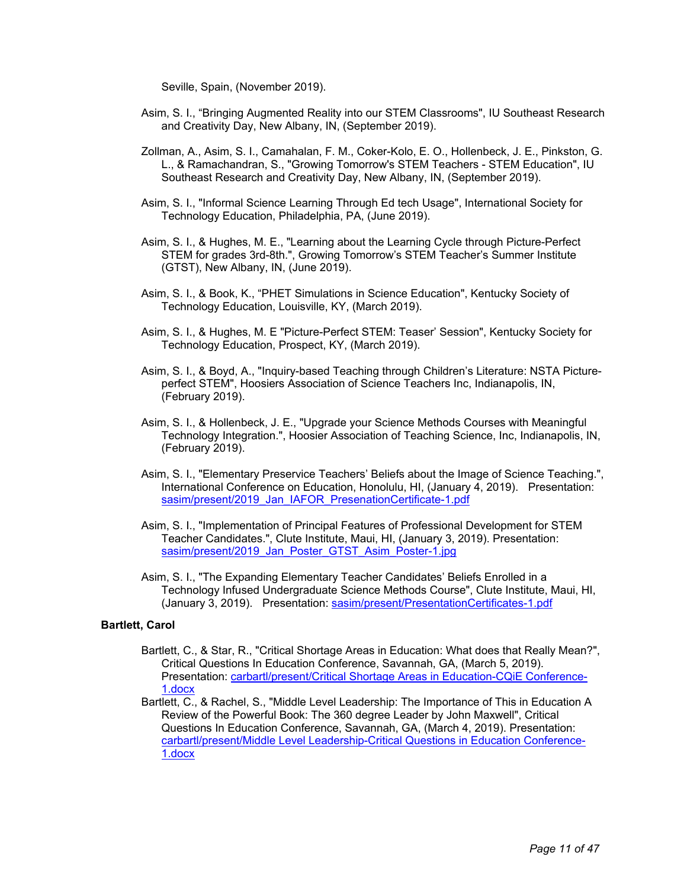Seville, Spain, (November 2019).

Asim, S. I., “Bringing Augmented Reality into our STEM Classrooms", IU Southeast Research and Creativity Day, New Albany, IN, (September 2019).

Zollman, A., Asim, S. I., Camahalan, F. M., Coker-Kolo, E. O., Hollenbeck, J. E., Pinkston, G. L., & Ramachandran, S., "Growing Tomorrow's STEM Teachers - STEM Education", IU Southeast Research and Creativity Day, New Albany, IN, (September 2019).

Asim, S. I., "Informal Science Learning Through Ed tech Usage", International Society for Technology Education, Philadelphia, PA, (June 2019).

Asim, S. I., & Hughes, M. E., "Learning about the Learning Cycle through Picture-Perfect STEM for grades 3rd-8th.", Growing Tomorrow’s STEM Teacher’s Summer Institute (GTST), New Albany, IN, (June 2019).

Asim, S. I., & Book, K., “PHET Simulations in Science Education", Kentucky Society of Technology Education, Louisville, KY, (March 2019).

Asim, S. I., & Hughes, M. E "Picture-Perfect STEM: Teaser’ Session", Kentucky Society for Technology Education, Prospect, KY, (March 2019).

Asim, S. I., & Boyd, A., "Inquiry-based Teaching through Children’s Literature: NSTA Picture-perfect STEM", Hoosiers Association of Science Teachers Inc, Indianapolis, IN, (February 2019).

Asim, S. I., & Hollenbeck, J. E., "Upgrade your Science Methods Courses with Meaningful Technology Integration.", Hoosier Association of Teaching Science, Inc, Indianapolis, IN, (February 2019).

Asim, S. I., "Elementary Preservice Teachers’ Beliefs about the Image of Science Teaching.", International Conference on Education, Honolulu, HI, (January 4, 2019). Presentation: sasim/present/2019_Jan_IAFOR_PresenationCertificate-1.pdf

Asim, S. I., "Implementation of Principal Features of Professional Development for STEM Teacher Candidates.", Clute Institute, Maui, HI, (January 3, 2019). Presentation: sasim/present/2019_Jan_Poster_GTST_Asim_Poster-1.jpg

Asim, S. I., "The Expanding Elementary Teacher Candidates’ Beliefs Enrolled in a Technology Infused Undergraduate Science Methods Course", Clute Institute, Maui, HI, (January 3, 2019). Presentation: sasim/present/PresentationCertificates-1.pdf

**Bartlett, Carol**

Bartlett, C., & Star, R., "Critical Shortage Areas in Education: What does that Really Mean?", Critical Questions In Education Conference, Savannah, GA, (March 5, 2019). Presentation: carbartl/present/Critical Shortage Areas in Education-CQiE Conference-1.docx

Bartlett, C., & Rachel, S., "Middle Level Leadership: The Importance of This in Education A Review of the Powerful Book: The 360 degree Leader by John Maxwell", Critical Questions In Education Conference, Savannah, GA, (March 4, 2019). Presentation: carbartl/present/Middle Level Leadership-Critical Questions in Education Conference-1.docx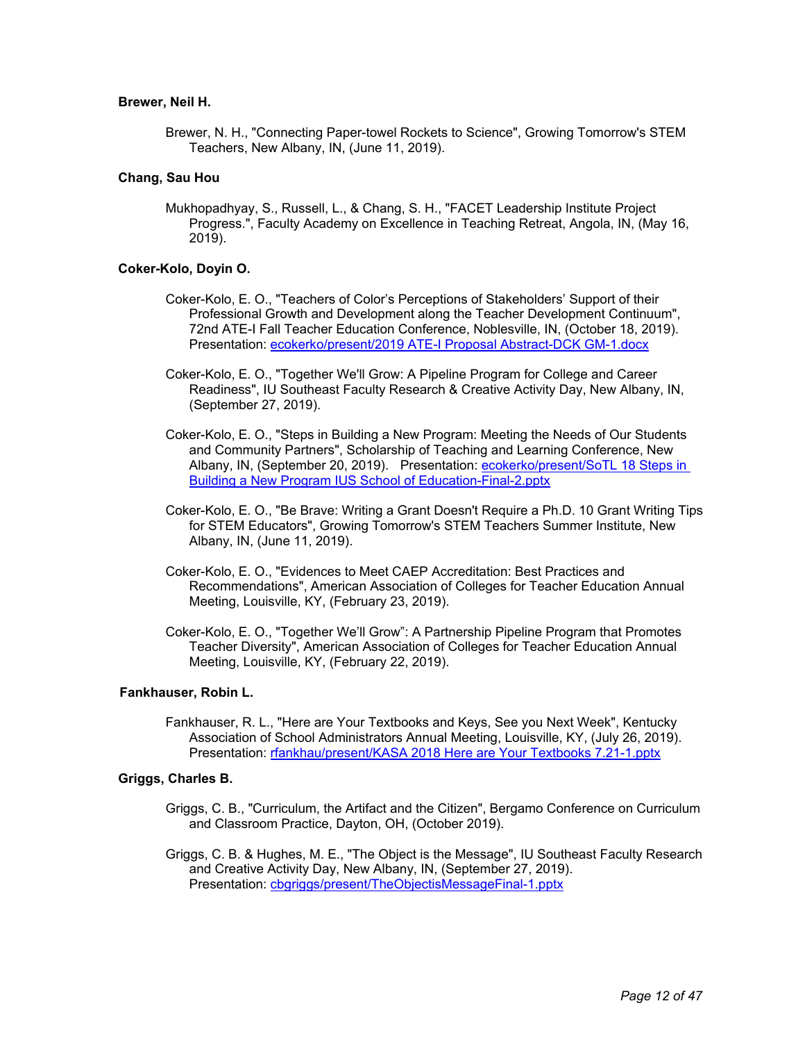**Brewer, Neil H.**

Brewer, N. H., "Connecting Paper-towel Rockets to Science", Growing Tomorrow's STEM Teachers, New Albany, IN, (June 11, 2019).

**Chang, Sau Hou**

Mukhopadhyay, S., Russell, L., & Chang, S. H., "FACET Leadership Institute Project Progress.", Faculty Academy on Excellence in Teaching Retreat, Angola, IN, (May 16, 2019).

**Coker-Kolo, Doyin O.**

Coker-Kolo, E. O., "Teachers of Color's Perceptions of Stakeholders' Support of their Professional Growth and Development along the Teacher Development Continuum", 72nd ATE-I Fall Teacher Education Conference, Noblesville, IN, (October 18, 2019). Presentation: [ecokerko/present/2019 ATE-I Proposal Abstract-DCK GM-1.docx]()

Coker-Kolo, E. O., "Together We'll Grow: A Pipeline Program for College and Career Readiness", IU Southeast Faculty Research & Creative Activity Day, New Albany, IN, (September 27, 2019).

Coker-Kolo, E. O., "Steps in Building a New Program: Meeting the Needs of Our Students and Community Partners", Scholarship of Teaching and Learning Conference, New Albany, IN, (September 20, 2019). Presentation: [ecokerko/present/SoTL 18 Steps in Building a New Program IUS School of Education-Final-2.pptx]()

Coker-Kolo, E. O., "Be Brave: Writing a Grant Doesn't Require a Ph.D. 10 Grant Writing Tips for STEM Educators", Growing Tomorrow's STEM Teachers Summer Institute, New Albany, IN, (June 11, 2019).

Coker-Kolo, E. O., "Evidences to Meet CAEP Accreditation: Best Practices and Recommendations", American Association of Colleges for Teacher Education Annual Meeting, Louisville, KY, (February 23, 2019).

Coker-Kolo, E. O., "Together We'll Grow": A Partnership Pipeline Program that Promotes Teacher Diversity", American Association of Colleges for Teacher Education Annual Meeting, Louisville, KY, (February 22, 2019).

**Fankhauser, Robin L.**

Fankhauser, R. L., "Here are Your Textbooks and Keys, See you Next Week", Kentucky Association of School Administrators Annual Meeting, Louisville, KY, (July 26, 2019). Presentation: [rfankhau/present/KASA 2018 Here are Your Textbooks 7.21-1.pptx]()

**Griggs, Charles B.**

Griggs, C. B., "Curriculum, the Artifact and the Citizen", Bergamo Conference on Curriculum and Classroom Practice, Dayton, OH, (October 2019).

Griggs, C. B. & Hughes, M. E., "The Object is the Message", IU Southeast Faculty Research and Creative Activity Day, New Albany, IN, (September 27, 2019). Presentation: [cbgriggs/present/TheObjectisMessageFinal-1.pptx]()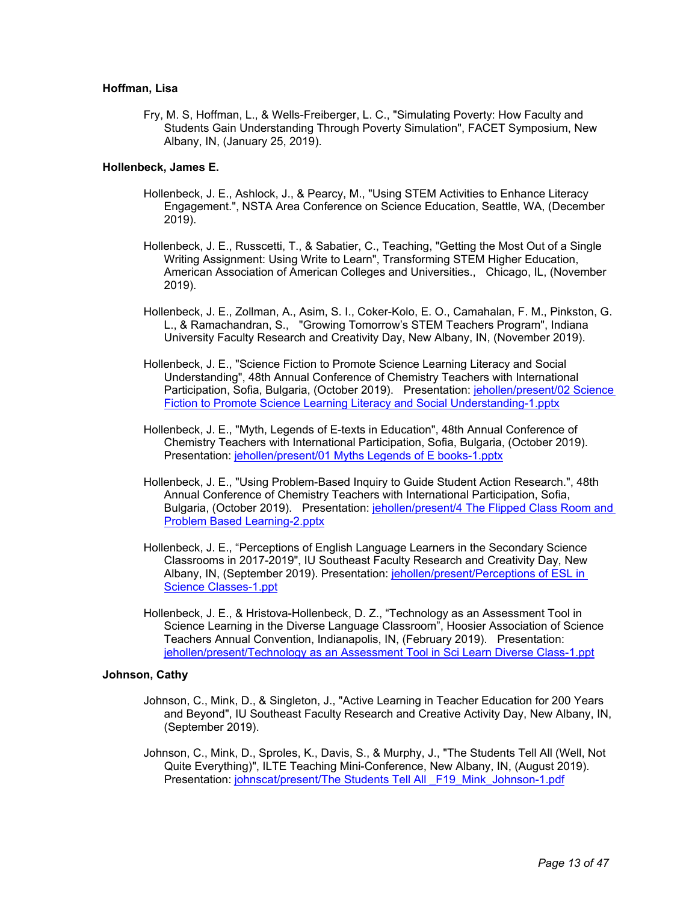**Hoffman, Lisa**

Fry, M. S, Hoffman, L., & Wells-Freiberger, L. C., "Simulating Poverty: How Faculty and Students Gain Understanding Through Poverty Simulation", FACET Symposium, New Albany, IN, (January 25, 2019).

**Hollenbeck, James E.**

Hollenbeck, J. E., Ashlock, J., & Pearcy, M., "Using STEM Activities to Enhance Literacy Engagement.", NSTA Area Conference on Science Education, Seattle, WA, (December 2019).

Hollenbeck, J. E., Russcetti, T., & Sabatier, C., Teaching, "Getting the Most Out of a Single Writing Assignment: Using Write to Learn", Transforming STEM Higher Education, American Association of American Colleges and Universities., Chicago, IL, (November 2019).

Hollenbeck, J. E., Zollman, A., Asim, S. I., Coker-Kolo, E. O., Camahalan, F. M., Pinkston, G. L., & Ramachandran, S., "Growing Tomorrow's STEM Teachers Program", Indiana University Faculty Research and Creativity Day, New Albany, IN, (November 2019).

Hollenbeck, J. E., "Science Fiction to Promote Science Learning Literacy and Social Understanding", 48th Annual Conference of Chemistry Teachers with International Participation, Sofia, Bulgaria, (October 2019). Presentation: jehollen/present/02 Science Fiction to Promote Science Learning Literacy and Social Understanding-1.pptx

Hollenbeck, J. E., "Myth, Legends of E-texts in Education", 48th Annual Conference of Chemistry Teachers with International Participation, Sofia, Bulgaria, (October 2019). Presentation: jehollen/present/01 Myths Legends of E books-1.pptx

Hollenbeck, J. E., "Using Problem-Based Inquiry to Guide Student Action Research.", 48th Annual Conference of Chemistry Teachers with International Participation, Sofia, Bulgaria, (October 2019). Presentation: jehollen/present/4 The Flipped Class Room and Problem Based Learning-2.pptx

Hollenbeck, J. E., "Perceptions of English Language Learners in the Secondary Science Classrooms in 2017-2019", IU Southeast Faculty Research and Creativity Day, New Albany, IN, (September 2019). Presentation: jehollen/present/Perceptions of ESL in Science Classes-1.ppt

Hollenbeck, J. E., & Hristova-Hollenbeck, D. Z., "Technology as an Assessment Tool in Science Learning in the Diverse Language Classroom", Hoosier Association of Science Teachers Annual Convention, Indianapolis, IN, (February 2019). Presentation: jehollen/present/Technology as an Assessment Tool in Sci Learn Diverse Class-1.ppt

**Johnson, Cathy**

Johnson, C., Mink, D., & Singleton, J., "Active Learning in Teacher Education for 200 Years and Beyond", IU Southeast Faculty Research and Creative Activity Day, New Albany, IN, (September 2019).

Johnson, C., Mink, D., Sproles, K., Davis, S., & Murphy, J., "The Students Tell All (Well, Not Quite Everything)", ILTE Teaching Mini-Conference, New Albany, IN, (August 2019). Presentation: johnscat/present/The Students Tell All _F19_Mink_Johnson-1.pdf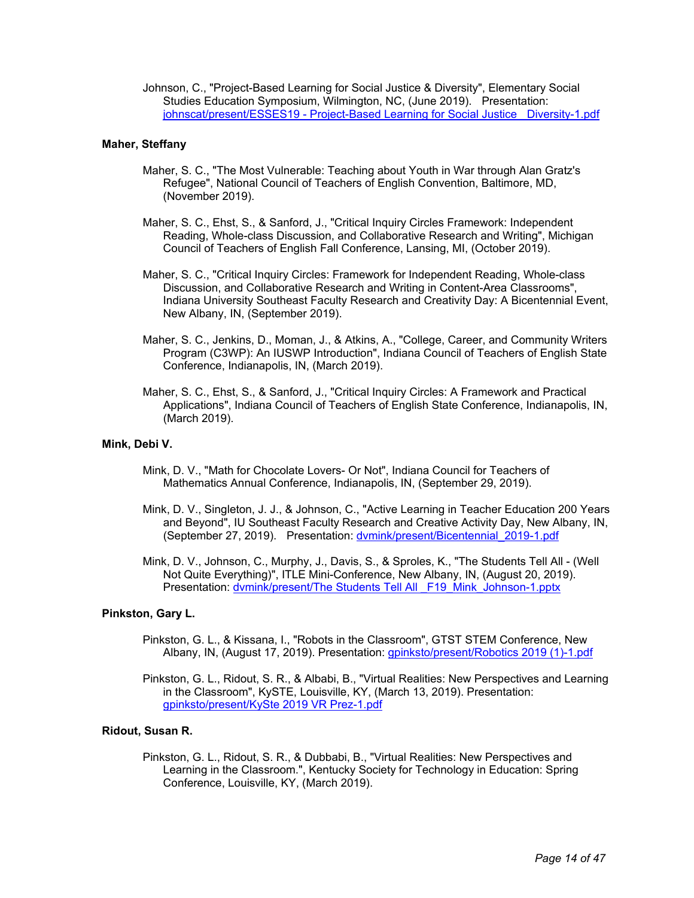Johnson, C., "Project-Based Learning for Social Justice & Diversity", Elementary Social Studies Education Symposium, Wilmington, NC, (June 2019). Presentation: [johnscat/present/ESSES19 - Project-Based Learning for Social Justice _ Diversity-1.pdf](johnscat/present/ESSES19 - Project-Based Learning for Social Justice _ Diversity-1.pdf)

**Maher, Steffany**

Maher, S. C., "The Most Vulnerable: Teaching about Youth in War through Alan Gratz's Refugee", National Council of Teachers of English Convention, Baltimore, MD, (November 2019).

Maher, S. C., Ehst, S., & Sanford, J., "Critical Inquiry Circles Framework: Independent Reading, Whole-class Discussion, and Collaborative Research and Writing", Michigan Council of Teachers of English Fall Conference, Lansing, MI, (October 2019).

Maher, S. C., "Critical Inquiry Circles: Framework for Independent Reading, Whole-class Discussion, and Collaborative Research and Writing in Content-Area Classrooms", Indiana University Southeast Faculty Research and Creativity Day: A Bicentennial Event, New Albany, IN, (September 2019).

Maher, S. C., Jenkins, D., Moman, J., & Atkins, A., "College, Career, and Community Writers Program (C3WP): An IUSWP Introduction", Indiana Council of Teachers of English State Conference, Indianapolis, IN, (March 2019).

Maher, S. C., Ehst, S., & Sanford, J., "Critical Inquiry Circles: A Framework and Practical Applications", Indiana Council of Teachers of English State Conference, Indianapolis, IN, (March 2019).

**Mink, Debi V.**

Mink, D. V., "Math for Chocolate Lovers- Or Not", Indiana Council for Teachers of Mathematics Annual Conference, Indianapolis, IN, (September 29, 2019).

Mink, D. V., Singleton, J. J., & Johnson, C., "Active Learning in Teacher Education 200 Years and Beyond", IU Southeast Faculty Research and Creative Activity Day, New Albany, IN, (September 27, 2019). Presentation: [dvmink/present/Bicentennial_2019-1.pdf](dvmink/present/Bicentennial_2019-1.pdf)

Mink, D. V., Johnson, C., Murphy, J., Davis, S., & Sproles, K., "The Students Tell All - (Well Not Quite Everything)", ITLE Mini-Conference, New Albany, IN, (August 20, 2019). Presentation: [dvmink/present/The Students Tell All _F19_Mink_Johnson-1.pptx](dvmink/present/The Students Tell All _F19_Mink_Johnson-1.pptx)

**Pinkston, Gary L.**

Pinkston, G. L., & Kissana, I., "Robots in the Classroom", GTST STEM Conference, New Albany, IN, (August 17, 2019). Presentation: [gpinksto/present/Robotics 2019 (1)-1.pdf](gpinksto/present/Robotics 2019 (1)-1.pdf)

Pinkston, G. L., Ridout, S. R., & Albabi, B., "Virtual Realities: New Perspectives and Learning in the Classroom", KySTE, Louisville, KY, (March 13, 2019). Presentation: [gpinksto/present/KySte 2019 VR Prez-1.pdf](gpinksto/present/KySte 2019 VR Prez-1.pdf)

**Ridout, Susan R.**

Pinkston, G. L., Ridout, S. R., & Dubbabi, B., "Virtual Realities: New Perspectives and Learning in the Classroom.", Kentucky Society for Technology in Education: Spring Conference, Louisville, KY, (March 2019).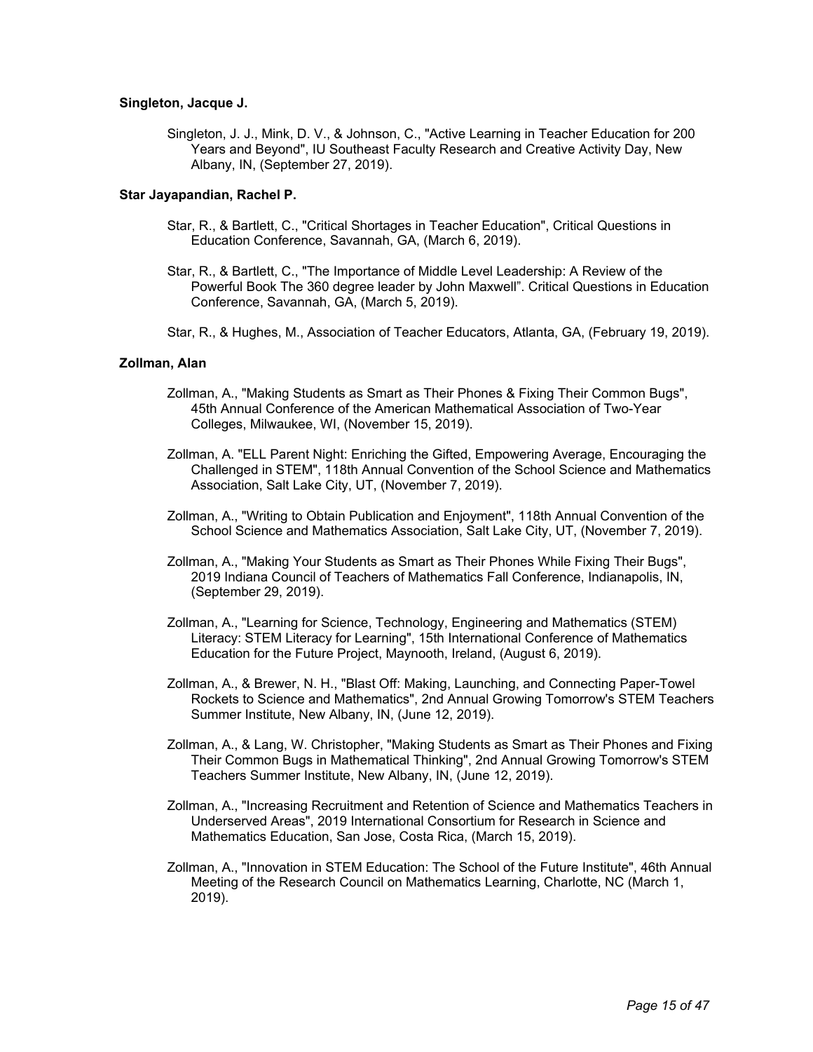**Singleton, Jacque J.**

Singleton, J. J., Mink, D. V., & Johnson, C., "Active Learning in Teacher Education for 200 Years and Beyond", IU Southeast Faculty Research and Creative Activity Day, New Albany, IN, (September 27, 2019).

**Star Jayapandian, Rachel P.**

Star, R., & Bartlett, C., "Critical Shortages in Teacher Education", Critical Questions in Education Conference, Savannah, GA, (March 6, 2019).

Star, R., & Bartlett, C., "The Importance of Middle Level Leadership: A Review of the Powerful Book The 360 degree leader by John Maxwell". Critical Questions in Education Conference, Savannah, GA, (March 5, 2019).

Star, R., & Hughes, M., Association of Teacher Educators, Atlanta, GA, (February 19, 2019).

**Zollman, Alan**

Zollman, A., "Making Students as Smart as Their Phones & Fixing Their Common Bugs", 45th Annual Conference of the American Mathematical Association of Two-Year Colleges, Milwaukee, WI, (November 15, 2019).

Zollman, A. "ELL Parent Night: Enriching the Gifted, Empowering Average, Encouraging the Challenged in STEM", 118th Annual Convention of the School Science and Mathematics Association, Salt Lake City, UT, (November 7, 2019).

Zollman, A., "Writing to Obtain Publication and Enjoyment", 118th Annual Convention of the School Science and Mathematics Association, Salt Lake City, UT, (November 7, 2019).

Zollman, A., "Making Your Students as Smart as Their Phones While Fixing Their Bugs", 2019 Indiana Council of Teachers of Mathematics Fall Conference, Indianapolis, IN, (September 29, 2019).

Zollman, A., "Learning for Science, Technology, Engineering and Mathematics (STEM) Literacy: STEM Literacy for Learning", 15th International Conference of Mathematics Education for the Future Project, Maynooth, Ireland, (August 6, 2019).

Zollman, A., & Brewer, N. H., "Blast Off: Making, Launching, and Connecting Paper-Towel Rockets to Science and Mathematics", 2nd Annual Growing Tomorrow's STEM Teachers Summer Institute, New Albany, IN, (June 12, 2019).

Zollman, A., & Lang, W. Christopher, "Making Students as Smart as Their Phones and Fixing Their Common Bugs in Mathematical Thinking", 2nd Annual Growing Tomorrow's STEM Teachers Summer Institute, New Albany, IN, (June 12, 2019).

Zollman, A., "Increasing Recruitment and Retention of Science and Mathematics Teachers in Underserved Areas", 2019 International Consortium for Research in Science and Mathematics Education, San Jose, Costa Rica, (March 15, 2019).

Zollman, A., "Innovation in STEM Education: The School of the Future Institute", 46th Annual Meeting of the Research Council on Mathematics Learning, Charlotte, NC (March 1, 2019).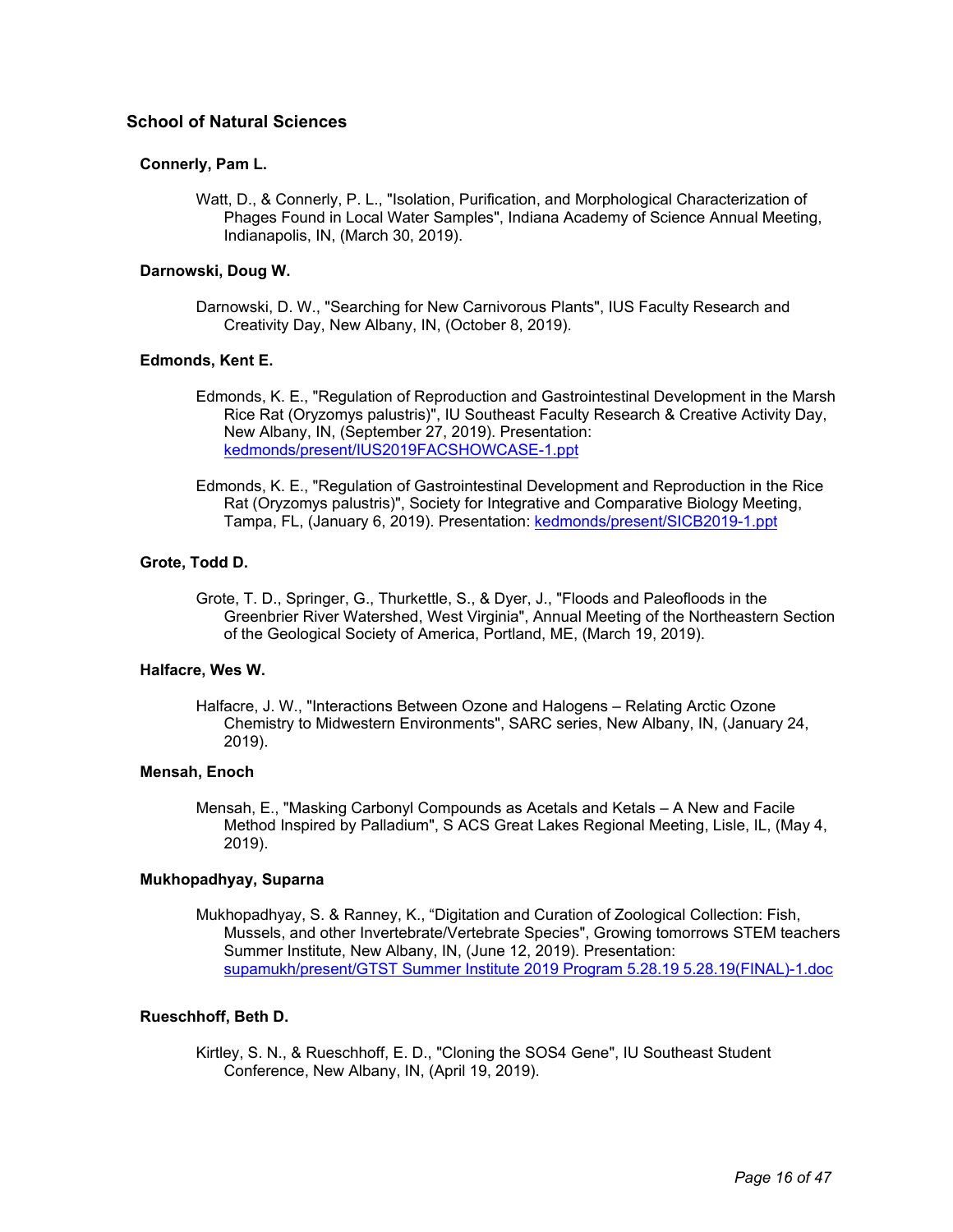## School of Natural Sciences

### Connerly, Pam L.

Watt, D., & Connerly, P. L., "Isolation, Purification, and Morphological Characterization of Phages Found in Local Water Samples", Indiana Academy of Science Annual Meeting, Indianapolis, IN, (March 30, 2019).

### Darnowski, Doug W.

Darnowski, D. W., "Searching for New Carnivorous Plants", IUS Faculty Research and Creativity Day, New Albany, IN, (October 8, 2019).

### Edmonds, Kent E.

Edmonds, K. E., "Regulation of Reproduction and Gastrointestinal Development in the Marsh Rice Rat (Oryzomys palustris)", IU Southeast Faculty Research & Creative Activity Day, New Albany, IN, (September 27, 2019). Presentation: kedmonds/present/IUS2019FACSHOWCASE-1.ppt

Edmonds, K. E., "Regulation of Gastrointestinal Development and Reproduction in the Rice Rat (Oryzomys palustris)", Society for Integrative and Comparative Biology Meeting, Tampa, FL, (January 6, 2019). Presentation: kedmonds/present/SICB2019-1.ppt

### Grote, Todd D.

Grote, T. D., Springer, G., Thurkettle, S., & Dyer, J., "Floods and Paleofloods in the Greenbrier River Watershed, West Virginia", Annual Meeting of the Northeastern Section of the Geological Society of America, Portland, ME, (March 19, 2019).

### Halfacre, Wes W.

Halfacre, J. W., "Interactions Between Ozone and Halogens – Relating Arctic Ozone Chemistry to Midwestern Environments", SARC series, New Albany, IN, (January 24, 2019).

### Mensah, Enoch

Mensah, E., "Masking Carbonyl Compounds as Acetals and Ketals – A New and Facile Method Inspired by Palladium", S ACS Great Lakes Regional Meeting, Lisle, IL, (May 4, 2019).

### Mukhopadhyay, Suparna

Mukhopadhyay, S. & Ranney, K., "Digitation and Curation of Zoological Collection: Fish, Mussels, and other Invertebrate/Vertebrate Species", Growing tomorrows STEM teachers Summer Institute, New Albany, IN, (June 12, 2019). Presentation: supamukh/present/GTST Summer Institute 2019 Program 5.28.19 5.28.19(FINAL)-1.doc

### Rueschhoff, Beth D.

Kirtley, S. N., & Rueschhoff, E. D., "Cloning the SOS4 Gene", IU Southeast Student Conference, New Albany, IN, (April 19, 2019).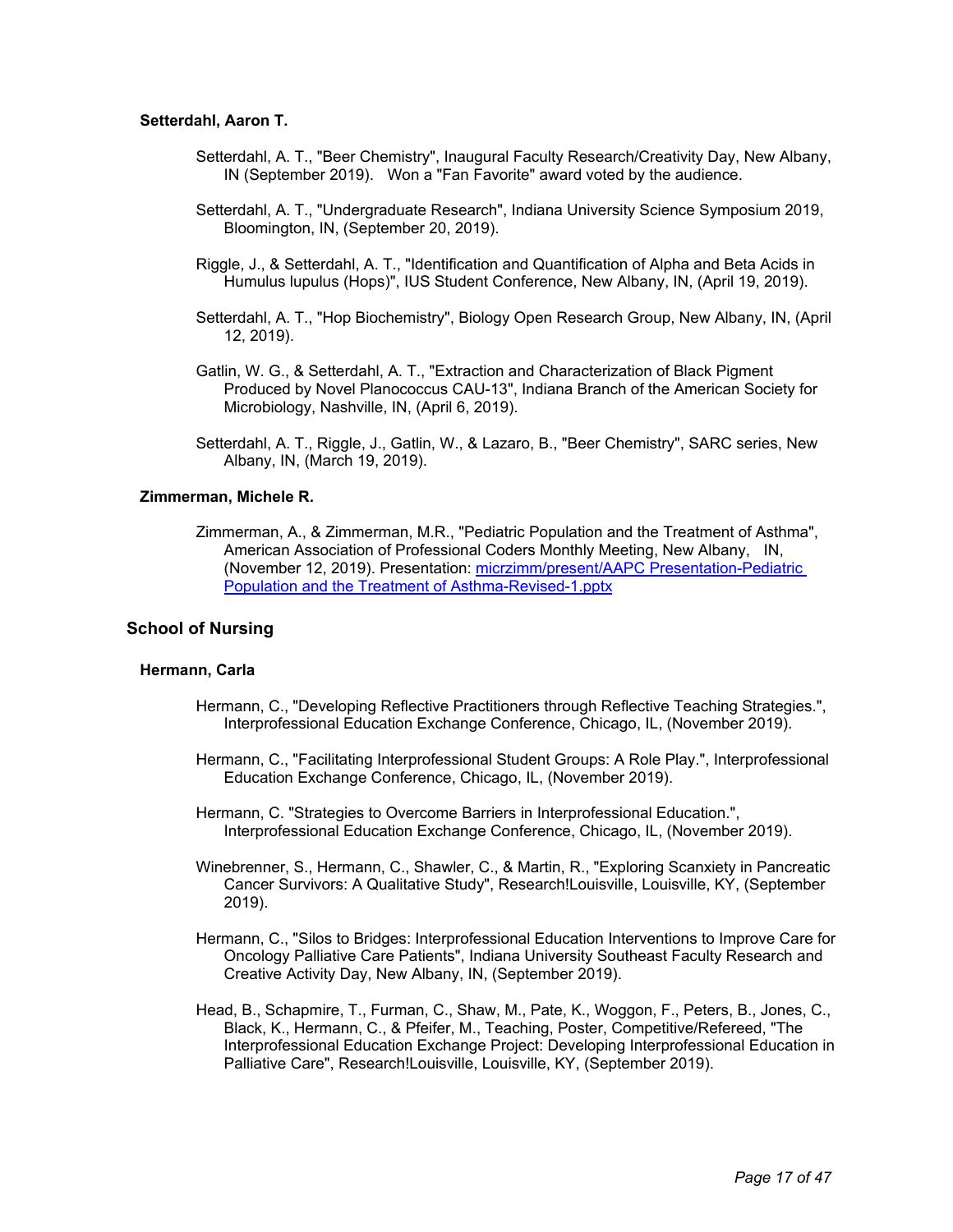#### Setterdahl, Aaron T.

Setterdahl, A. T., "Beer Chemistry", Inaugural Faculty Research/Creativity Day, New Albany, IN (September 2019). Won a "Fan Favorite" award voted by the audience.

Setterdahl, A. T., "Undergraduate Research", Indiana University Science Symposium 2019, Bloomington, IN, (September 20, 2019).

Riggle, J., & Setterdahl, A. T., "Identification and Quantification of Alpha and Beta Acids in Humulus lupulus (Hops)", IUS Student Conference, New Albany, IN, (April 19, 2019).

Setterdahl, A. T., "Hop Biochemistry", Biology Open Research Group, New Albany, IN, (April 12, 2019).

Gatlin, W. G., & Setterdahl, A. T., "Extraction and Characterization of Black Pigment Produced by Novel Planococcus CAU-13", Indiana Branch of the American Society for Microbiology, Nashville, IN, (April 6, 2019).

Setterdahl, A. T., Riggle, J., Gatlin, W., & Lazaro, B., "Beer Chemistry", SARC series, New Albany, IN, (March 19, 2019).

#### Zimmerman, Michele R.

Zimmerman, A., & Zimmerman, M.R., "Pediatric Population and the Treatment of Asthma", American Association of Professional Coders Monthly Meeting, New Albany, IN, (November 12, 2019). Presentation: [micrzimm/present/AAPC Presentation-Pediatric Population and the Treatment of Asthma-Revised-1.pptx](micrzimm/present/AAPC Presentation-Pediatric Population and the Treatment of Asthma-Revised-1.pptx)

### School of Nursing

#### Hermann, Carla

Hermann, C., "Developing Reflective Practitioners through Reflective Teaching Strategies.", Interprofessional Education Exchange Conference, Chicago, IL, (November 2019).

Hermann, C., "Facilitating Interprofessional Student Groups: A Role Play.", Interprofessional Education Exchange Conference, Chicago, IL, (November 2019).

Hermann, C. "Strategies to Overcome Barriers in Interprofessional Education.", Interprofessional Education Exchange Conference, Chicago, IL, (November 2019).

Winebrenner, S., Hermann, C., Shawler, C., & Martin, R., "Exploring Scanxiety in Pancreatic Cancer Survivors: A Qualitative Study", Research!Louisville, Louisville, KY, (September 2019).

Hermann, C., "Silos to Bridges: Interprofessional Education Interventions to Improve Care for Oncology Palliative Care Patients", Indiana University Southeast Faculty Research and Creative Activity Day, New Albany, IN, (September 2019).

Head, B., Schapmire, T., Furman, C., Shaw, M., Pate, K., Woggon, F., Peters, B., Jones, C., Black, K., Hermann, C., & Pfeifer, M., Teaching, Poster, Competitive/Refereed, "The Interprofessional Education Exchange Project: Developing Interprofessional Education in Palliative Care", Research!Louisville, Louisville, KY, (September 2019).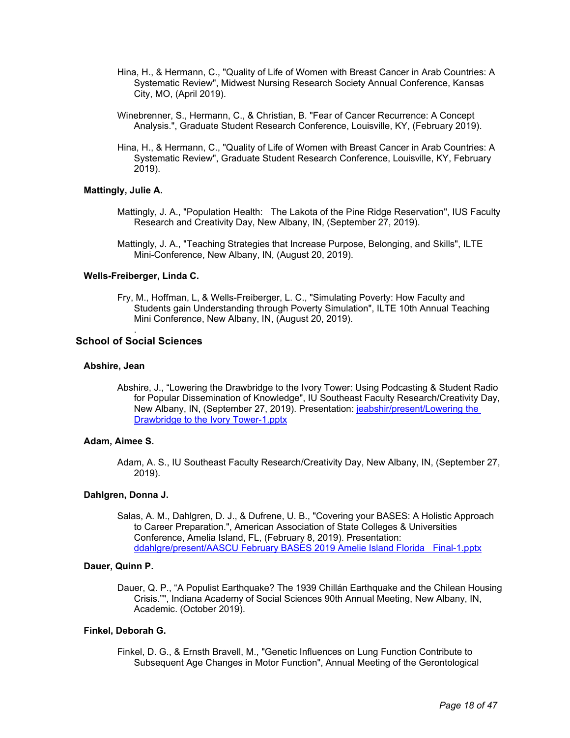Hina, H., & Hermann, C., "Quality of Life of Women with Breast Cancer in Arab Countries: A Systematic Review", Midwest Nursing Research Society Annual Conference, Kansas City, MO, (April 2019).

Winebrenner, S., Hermann, C., & Christian, B. "Fear of Cancer Recurrence: A Concept Analysis.", Graduate Student Research Conference, Louisville, KY, (February 2019).

Hina, H., & Hermann, C., "Quality of Life of Women with Breast Cancer in Arab Countries: A Systematic Review", Graduate Student Research Conference, Louisville, KY, February 2019).

### Mattingly, Julie A.

Mattingly, J. A., "Population Health: The Lakota of the Pine Ridge Reservation", IUS Faculty Research and Creativity Day, New Albany, IN, (September 27, 2019).

Mattingly, J. A., "Teaching Strategies that Increase Purpose, Belonging, and Skills", ILTE Mini-Conference, New Albany, IN, (August 20, 2019).

### Wells-Freiberger, Linda C.

Fry, M., Hoffman, L, & Wells-Freiberger, L. C., "Simulating Poverty: How Faculty and Students gain Understanding through Poverty Simulation", ILTE 10th Annual Teaching Mini Conference, New Albany, IN, (August 20, 2019).

.

## School of Social Sciences

### Abshire, Jean

Abshire, J., "Lowering the Drawbridge to the Ivory Tower: Using Podcasting & Student Radio for Popular Dissemination of Knowledge", IU Southeast Faculty Research/Creativity Day, New Albany, IN, (September 27, 2019). Presentation: jeabshir/present/Lowering the Drawbridge to the Ivory Tower-1.pptx

### Adam, Aimee S.

Adam, A. S., IU Southeast Faculty Research/Creativity Day, New Albany, IN, (September 27, 2019).

### Dahlgren, Donna J.

Salas, A. M., Dahlgren, D. J., & Dufrene, U. B., "Covering your BASES: A Holistic Approach to Career Preparation.", American Association of State Colleges & Universities Conference, Amelia Island, FL, (February 8, 2019). Presentation: ddahlgre/present/AASCU February BASES 2019 Amelie Island Florida Final-1.pptx

### Dauer, Quinn P.

Dauer, Q. P., "A Populist Earthquake? The 1939 Chillán Earthquake and the Chilean Housing Crisis."", Indiana Academy of Social Sciences 90th Annual Meeting, New Albany, IN, Academic. (October 2019).

### Finkel, Deborah G.

Finkel, D. G., & Ernsth Bravell, M., "Genetic Influences on Lung Function Contribute to Subsequent Age Changes in Motor Function", Annual Meeting of the Gerontological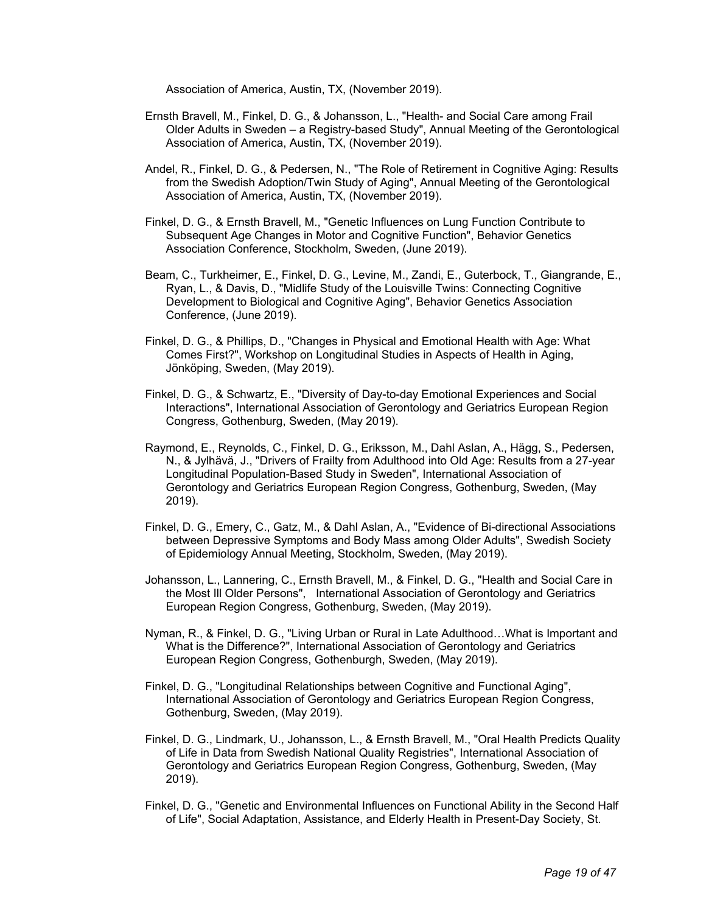Association of America, Austin, TX, (November 2019).

Ernsth Bravell, M., Finkel, D. G., & Johansson, L., "Health- and Social Care among Frail Older Adults in Sweden – a Registry-based Study", Annual Meeting of the Gerontological Association of America, Austin, TX, (November 2019).

Andel, R., Finkel, D. G., & Pedersen, N., "The Role of Retirement in Cognitive Aging: Results from the Swedish Adoption/Twin Study of Aging", Annual Meeting of the Gerontological Association of America, Austin, TX, (November 2019).

Finkel, D. G., & Ernsth Bravell, M., "Genetic Influences on Lung Function Contribute to Subsequent Age Changes in Motor and Cognitive Function", Behavior Genetics Association Conference, Stockholm, Sweden, (June 2019).

Beam, C., Turkheimer, E., Finkel, D. G., Levine, M., Zandi, E., Guterbock, T., Giangrande, E., Ryan, L., & Davis, D., "Midlife Study of the Louisville Twins: Connecting Cognitive Development to Biological and Cognitive Aging", Behavior Genetics Association Conference, (June 2019).

Finkel, D. G., & Phillips, D., "Changes in Physical and Emotional Health with Age: What Comes First?", Workshop on Longitudinal Studies in Aspects of Health in Aging, Jönköping, Sweden, (May 2019).

Finkel, D. G., & Schwartz, E., "Diversity of Day-to-day Emotional Experiences and Social Interactions", International Association of Gerontology and Geriatrics European Region Congress, Gothenburg, Sweden, (May 2019).

Raymond, E., Reynolds, C., Finkel, D. G., Eriksson, M., Dahl Aslan, A., Hägg, S., Pedersen, N., & Jylhävä, J., "Drivers of Frailty from Adulthood into Old Age: Results from a 27-year Longitudinal Population-Based Study in Sweden", International Association of Gerontology and Geriatrics European Region Congress, Gothenburg, Sweden, (May 2019).

Finkel, D. G., Emery, C., Gatz, M., & Dahl Aslan, A., "Evidence of Bi-directional Associations between Depressive Symptoms and Body Mass among Older Adults", Swedish Society of Epidemiology Annual Meeting, Stockholm, Sweden, (May 2019).

Johansson, L., Lannering, C., Ernsth Bravell, M., & Finkel, D. G., "Health and Social Care in the Most Ill Older Persons", International Association of Gerontology and Geriatrics European Region Congress, Gothenburg, Sweden, (May 2019).

Nyman, R., & Finkel, D. G., "Living Urban or Rural in Late Adulthood…What is Important and What is the Difference?", International Association of Gerontology and Geriatrics European Region Congress, Gothenburgh, Sweden, (May 2019).

Finkel, D. G., "Longitudinal Relationships between Cognitive and Functional Aging", International Association of Gerontology and Geriatrics European Region Congress, Gothenburg, Sweden, (May 2019).

Finkel, D. G., Lindmark, U., Johansson, L., & Ernsth Bravell, M., "Oral Health Predicts Quality of Life in Data from Swedish National Quality Registries", International Association of Gerontology and Geriatrics European Region Congress, Gothenburg, Sweden, (May 2019).

Finkel, D. G., "Genetic and Environmental Influences on Functional Ability in the Second Half of Life", Social Adaptation, Assistance, and Elderly Health in Present-Day Society, St.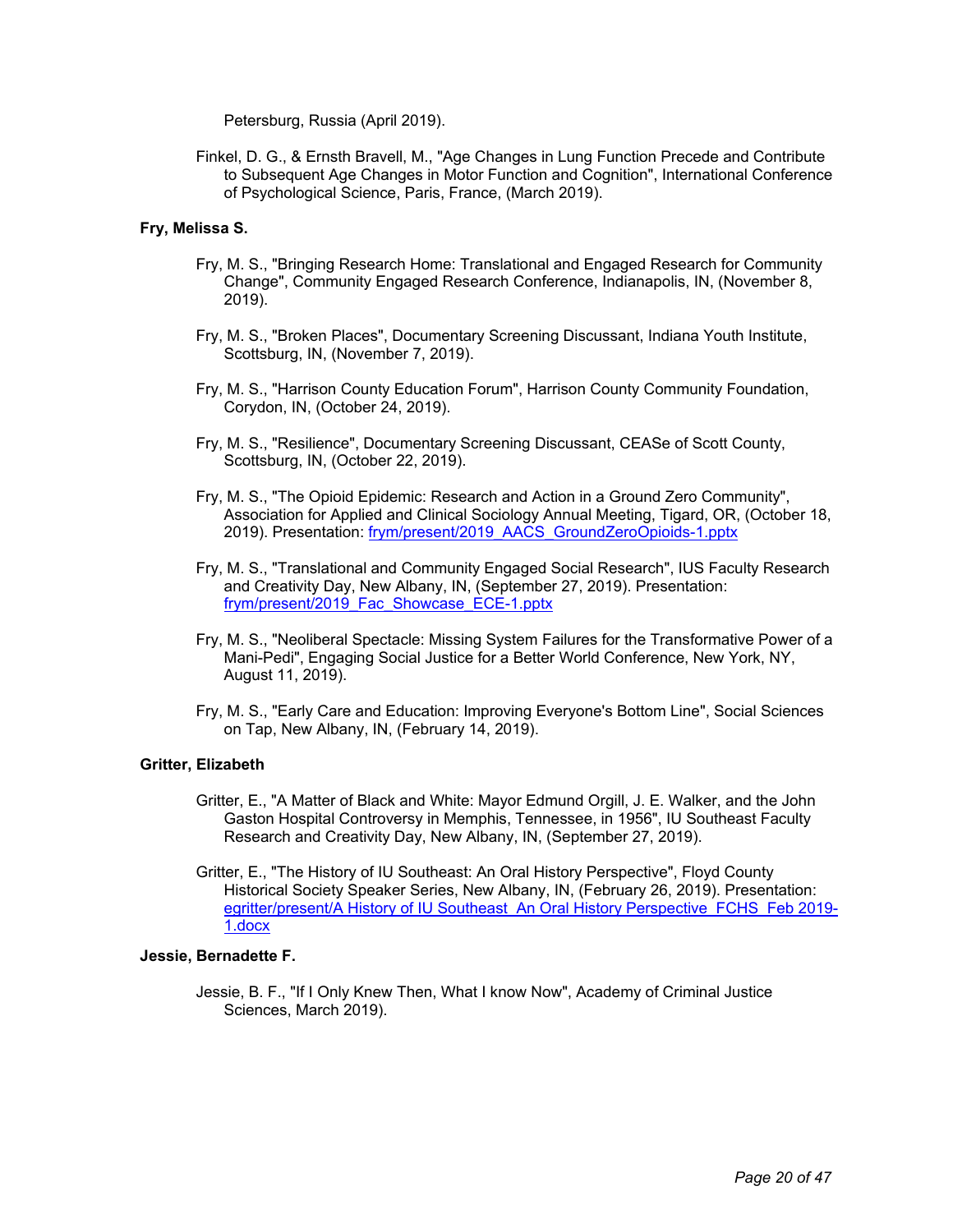Petersburg, Russia (April 2019).

Finkel, D. G., & Ernsth Bravell, M., "Age Changes in Lung Function Precede and Contribute to Subsequent Age Changes in Motor Function and Cognition", International Conference of Psychological Science, Paris, France, (March 2019).

**Fry, Melissa S.**

Fry, M. S., "Bringing Research Home: Translational and Engaged Research for Community Change", Community Engaged Research Conference, Indianapolis, IN, (November 8, 2019).

Fry, M. S., "Broken Places", Documentary Screening Discussant, Indiana Youth Institute, Scottsburg, IN, (November 7, 2019).

Fry, M. S., "Harrison County Education Forum", Harrison County Community Foundation, Corydon, IN, (October 24, 2019).

Fry, M. S., "Resilience", Documentary Screening Discussant, CEASe of Scott County, Scottsburg, IN, (October 22, 2019).

Fry, M. S., "The Opioid Epidemic: Research and Action in a Ground Zero Community", Association for Applied and Clinical Sociology Annual Meeting, Tigard, OR, (October 18, 2019). Presentation: frym/present/2019_AACS_GroundZeroOpioids-1.pptx

Fry, M. S., "Translational and Community Engaged Social Research", IUS Faculty Research and Creativity Day, New Albany, IN, (September 27, 2019). Presentation: frym/present/2019_Fac_Showcase_ECE-1.pptx

Fry, M. S., "Neoliberal Spectacle: Missing System Failures for the Transformative Power of a Mani-Pedi", Engaging Social Justice for a Better World Conference, New York, NY, August 11, 2019).

Fry, M. S., "Early Care and Education: Improving Everyone's Bottom Line", Social Sciences on Tap, New Albany, IN, (February 14, 2019).

**Gritter, Elizabeth**

Gritter, E., "A Matter of Black and White: Mayor Edmund Orgill, J. E. Walker, and the John Gaston Hospital Controversy in Memphis, Tennessee, in 1956", IU Southeast Faculty Research and Creativity Day, New Albany, IN, (September 27, 2019).

Gritter, E., "The History of IU Southeast: An Oral History Perspective", Floyd County Historical Society Speaker Series, New Albany, IN, (February 26, 2019). Presentation: egritter/present/A History of IU Southeast_An Oral History Perspective_FCHS_Feb 2019-1.docx

**Jessie, Bernadette F.**

Jessie, B. F., "If I Only Knew Then, What I know Now", Academy of Criminal Justice Sciences, March 2019).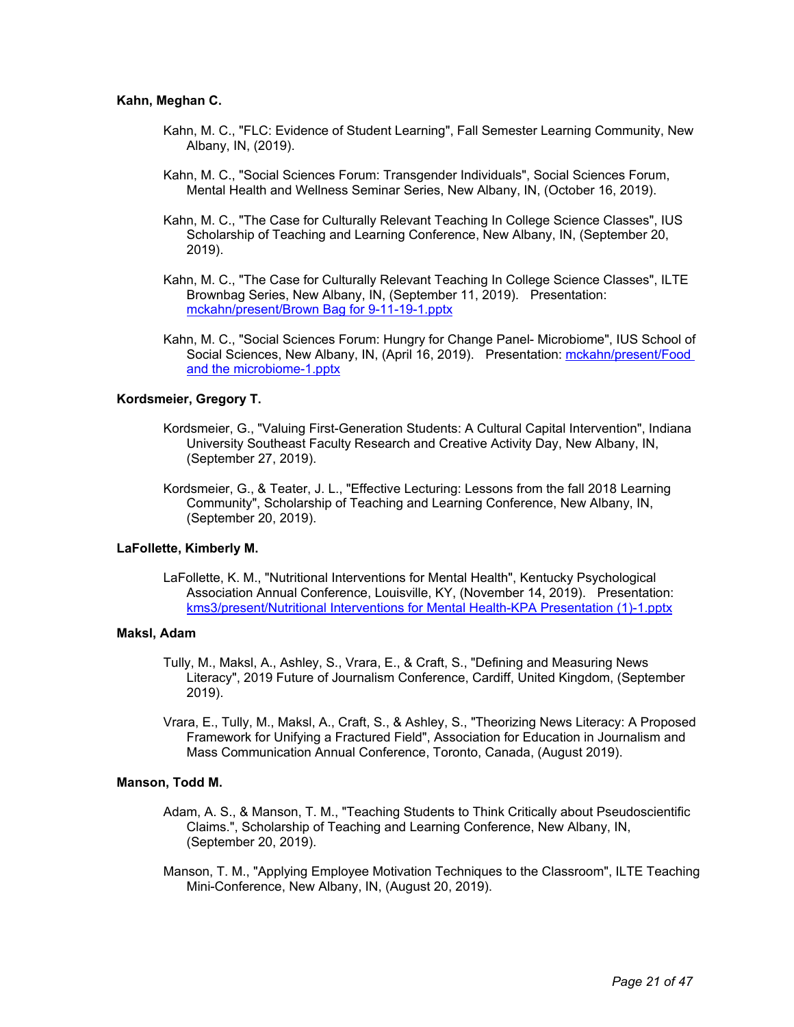**Kahn, Meghan C.**

Kahn, M. C., "FLC: Evidence of Student Learning", Fall Semester Learning Community, New Albany, IN, (2019).

Kahn, M. C., "Social Sciences Forum: Transgender Individuals", Social Sciences Forum, Mental Health and Wellness Seminar Series, New Albany, IN, (October 16, 2019).

Kahn, M. C., "The Case for Culturally Relevant Teaching In College Science Classes", IUS Scholarship of Teaching and Learning Conference, New Albany, IN, (September 20, 2019).

Kahn, M. C., "The Case for Culturally Relevant Teaching In College Science Classes", ILTE Brownbag Series, New Albany, IN, (September 11, 2019). Presentation: mckahn/present/Brown Bag for 9-11-19-1.pptx

Kahn, M. C., "Social Sciences Forum: Hungry for Change Panel- Microbiome", IUS School of Social Sciences, New Albany, IN, (April 16, 2019). Presentation: mckahn/present/Food and the microbiome-1.pptx

**Kordsmeier, Gregory T.**

Kordsmeier, G., "Valuing First-Generation Students: A Cultural Capital Intervention", Indiana University Southeast Faculty Research and Creative Activity Day, New Albany, IN, (September 27, 2019).

Kordsmeier, G., & Teater, J. L., "Effective Lecturing: Lessons from the fall 2018 Learning Community", Scholarship of Teaching and Learning Conference, New Albany, IN, (September 20, 2019).

**LaFollette, Kimberly M.**

LaFollette, K. M., "Nutritional Interventions for Mental Health", Kentucky Psychological Association Annual Conference, Louisville, KY, (November 14, 2019). Presentation: kms3/present/Nutritional Interventions for Mental Health-KPA Presentation (1)-1.pptx

**Maksl, Adam**

Tully, M., Maksl, A., Ashley, S., Vrara, E., & Craft, S., "Defining and Measuring News Literacy", 2019 Future of Journalism Conference, Cardiff, United Kingdom, (September 2019).

Vrara, E., Tully, M., Maksl, A., Craft, S., & Ashley, S., "Theorizing News Literacy: A Proposed Framework for Unifying a Fractured Field", Association for Education in Journalism and Mass Communication Annual Conference, Toronto, Canada, (August 2019).

**Manson, Todd M.**

Adam, A. S., & Manson, T. M., "Teaching Students to Think Critically about Pseudoscientific Claims.", Scholarship of Teaching and Learning Conference, New Albany, IN, (September 20, 2019).

Manson, T. M., "Applying Employee Motivation Techniques to the Classroom", ILTE Teaching Mini-Conference, New Albany, IN, (August 20, 2019).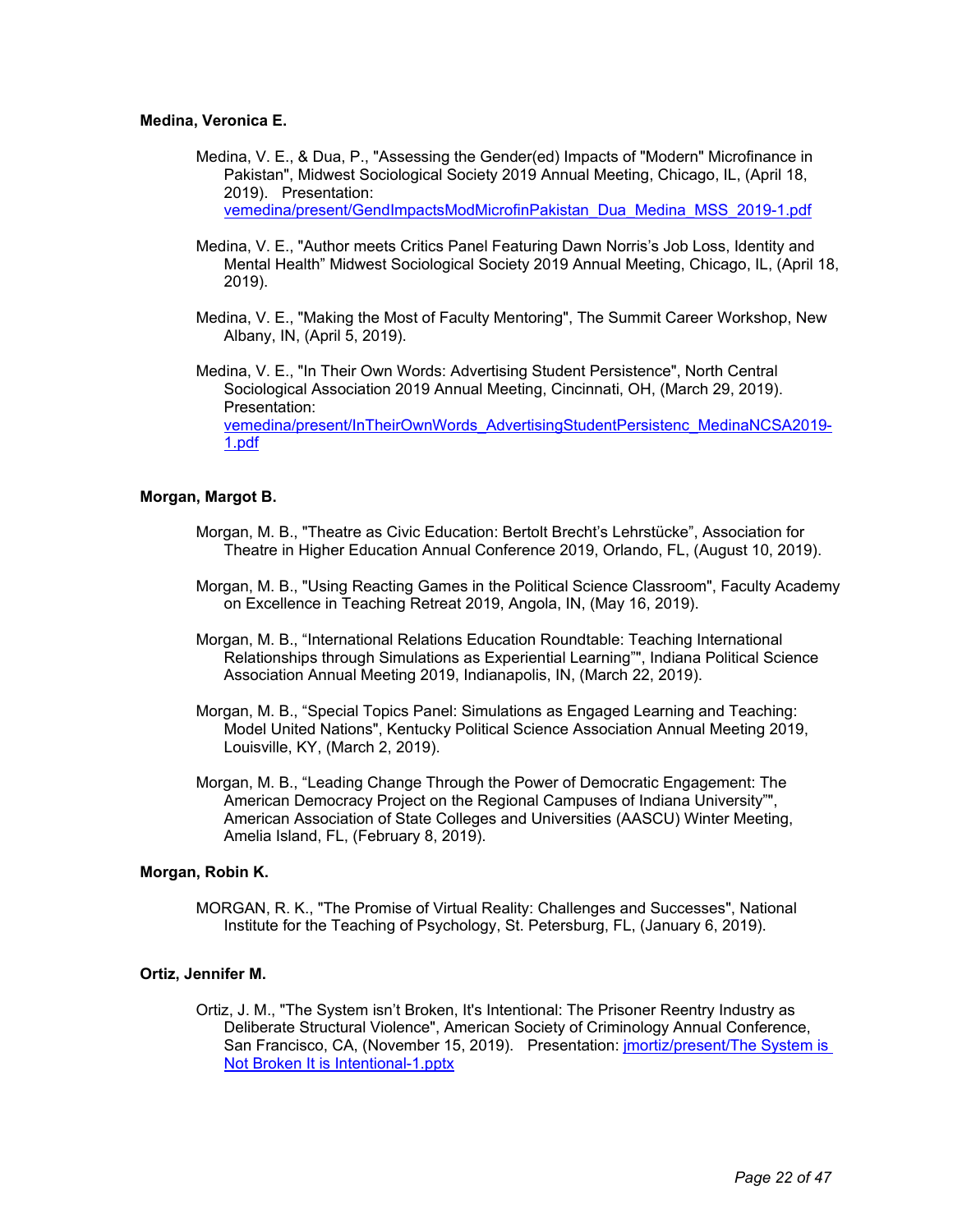**Medina, Veronica E.**

Medina, V. E., & Dua, P., "Assessing the Gender(ed) Impacts of "Modern" Microfinance in Pakistan", Midwest Sociological Society 2019 Annual Meeting, Chicago, IL, (April 18, 2019). Presentation: vemedina/present/GendImpactsModMicrofinPakistan_Dua_Medina_MSS_2019-1.pdf

Medina, V. E., "Author meets Critics Panel Featuring Dawn Norris's Job Loss, Identity and Mental Health" Midwest Sociological Society 2019 Annual Meeting, Chicago, IL, (April 18, 2019).

Medina, V. E., "Making the Most of Faculty Mentoring", The Summit Career Workshop, New Albany, IN, (April 5, 2019).

Medina, V. E., "In Their Own Words: Advertising Student Persistence", North Central Sociological Association 2019 Annual Meeting, Cincinnati, OH, (March 29, 2019). Presentation: vemedina/present/InTheirOwnWords_AdvertisingStudentPersistenc_MedinaNCSA2019-1.pdf

**Morgan, Margot B.**

Morgan, M. B., "Theatre as Civic Education: Bertolt Brecht's Lehrstücke", Association for Theatre in Higher Education Annual Conference 2019, Orlando, FL, (August 10, 2019).

Morgan, M. B., "Using Reacting Games in the Political Science Classroom", Faculty Academy on Excellence in Teaching Retreat 2019, Angola, IN, (May 16, 2019).

Morgan, M. B., "International Relations Education Roundtable: Teaching International Relationships through Simulations as Experiential Learning"", Indiana Political Science Association Annual Meeting 2019, Indianapolis, IN, (March 22, 2019).

Morgan, M. B., "Special Topics Panel: Simulations as Engaged Learning and Teaching: Model United Nations", Kentucky Political Science Association Annual Meeting 2019, Louisville, KY, (March 2, 2019).

Morgan, M. B., "Leading Change Through the Power of Democratic Engagement: The American Democracy Project on the Regional Campuses of Indiana University"", American Association of State Colleges and Universities (AASCU) Winter Meeting, Amelia Island, FL, (February 8, 2019).

**Morgan, Robin K.**

MORGAN, R. K., "The Promise of Virtual Reality: Challenges and Successes", National Institute for the Teaching of Psychology, St. Petersburg, FL, (January 6, 2019).

**Ortiz, Jennifer M.**

Ortiz, J. M., "The System isn't Broken, It's Intentional: The Prisoner Reentry Industry as Deliberate Structural Violence", American Society of Criminology Annual Conference, San Francisco, CA, (November 15, 2019). Presentation: jmortiz/present/The System is Not Broken It is Intentional-1.pptx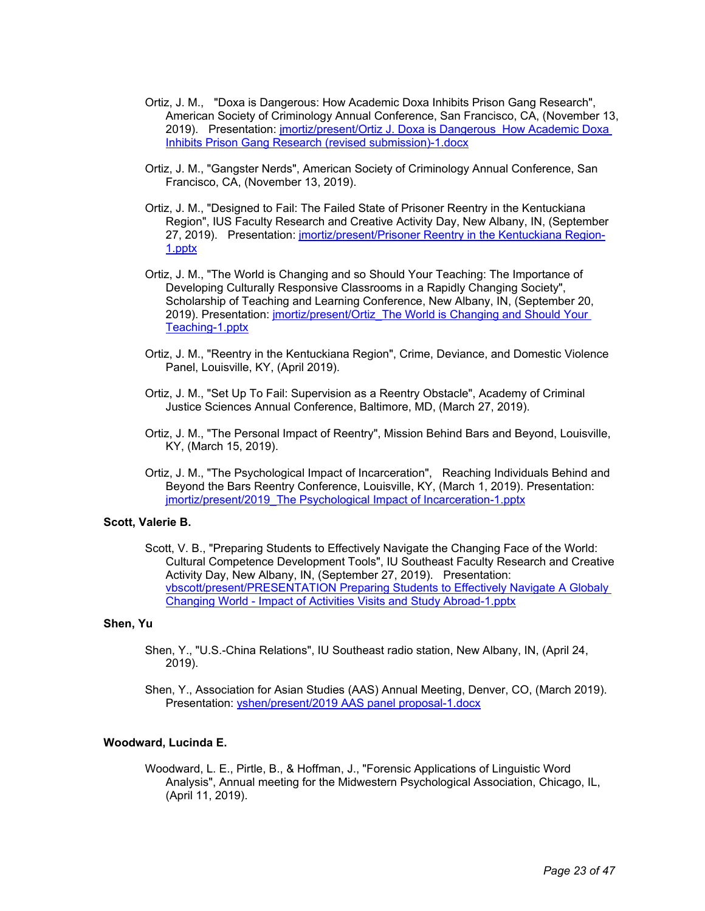Ortiz, J. M., "Doxa is Dangerous: How Academic Doxa Inhibits Prison Gang Research", American Society of Criminology Annual Conference, San Francisco, CA, (November 13, 2019). Presentation: [jmortiz/present/Ortiz J. Doxa is Dangerous How Academic Doxa Inhibits Prison Gang Research (revised submission)-1.docx]

Ortiz, J. M., "Gangster Nerds", American Society of Criminology Annual Conference, San Francisco, CA, (November 13, 2019).

Ortiz, J. M., "Designed to Fail: The Failed State of Prisoner Reentry in the Kentuckiana Region", IUS Faculty Research and Creative Activity Day, New Albany, IN, (September 27, 2019). Presentation: [jmortiz/present/Prisoner Reentry in the Kentuckiana Region-1.pptx]

Ortiz, J. M., "The World is Changing and so Should Your Teaching: The Importance of Developing Culturally Responsive Classrooms in a Rapidly Changing Society", Scholarship of Teaching and Learning Conference, New Albany, IN, (September 20, 2019). Presentation: [jmortiz/present/Ortiz_The World is Changing and Should Your Teaching-1.pptx]

Ortiz, J. M., "Reentry in the Kentuckiana Region", Crime, Deviance, and Domestic Violence Panel, Louisville, KY, (April 2019).

Ortiz, J. M., "Set Up To Fail: Supervision as a Reentry Obstacle", Academy of Criminal Justice Sciences Annual Conference, Baltimore, MD, (March 27, 2019).

Ortiz, J. M., "The Personal Impact of Reentry", Mission Behind Bars and Beyond, Louisville, KY, (March 15, 2019).

Ortiz, J. M., "The Psychological Impact of Incarceration", Reaching Individuals Behind and Beyond the Bars Reentry Conference, Louisville, KY, (March 1, 2019). Presentation: [jmortiz/present/2019_The Psychological Impact of Incarceration-1.pptx]

**Scott, Valerie B.**

Scott, V. B., "Preparing Students to Effectively Navigate the Changing Face of the World: Cultural Competence Development Tools", IU Southeast Faculty Research and Creative Activity Day, New Albany, IN, (September 27, 2019). Presentation: [vbscott/present/PRESENTATION Preparing Students to Effectively Navigate A Globaly Changing World - Impact of Activities Visits and Study Abroad-1.pptx]

**Shen, Yu**

Shen, Y., "U.S.-China Relations", IU Southeast radio station, New Albany, IN, (April 24, 2019).

Shen, Y., Association for Asian Studies (AAS) Annual Meeting, Denver, CO, (March 2019). Presentation: [yshen/present/2019 AAS panel proposal-1.docx]

**Woodward, Lucinda E.**

Woodward, L. E., Pirtle, B., & Hoffman, J., "Forensic Applications of Linguistic Word Analysis", Annual meeting for the Midwestern Psychological Association, Chicago, IL, (April 11, 2019).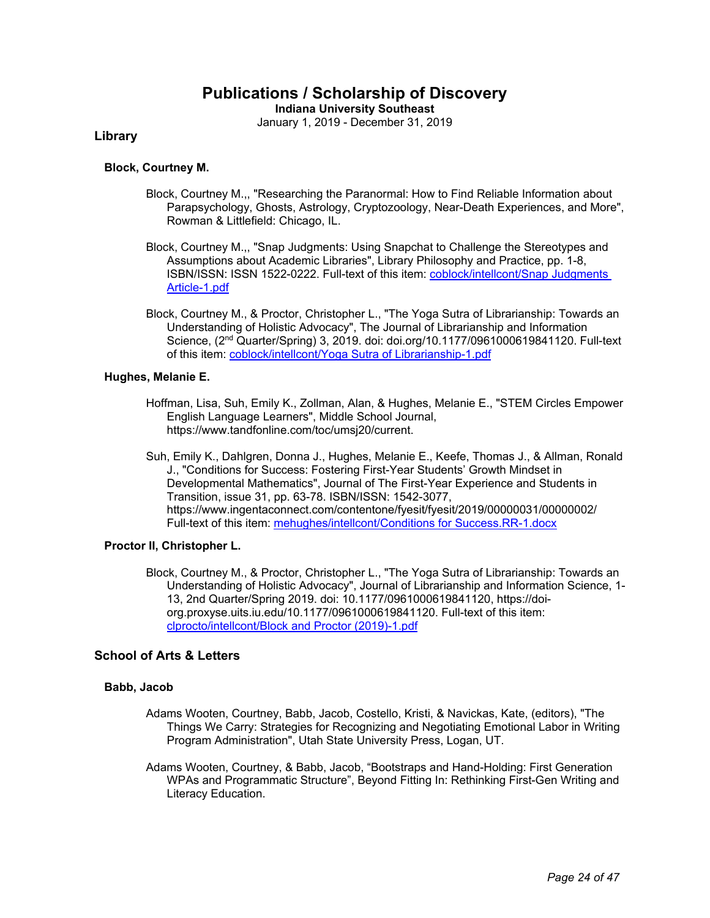# Publications / Scholarship of Discovery

**Indiana University Southeast**

January 1, 2019 - December 31, 2019

## Library

### Block, Courtney M.

Block, Courtney M.,, "Researching the Paranormal: How to Find Reliable Information about Parapsychology, Ghosts, Astrology, Cryptozoology, Near-Death Experiences, and More", Rowman & Littlefield: Chicago, IL.

Block, Courtney M.,, "Snap Judgments: Using Snapchat to Challenge the Stereotypes and Assumptions about Academic Libraries", Library Philosophy and Practice, pp. 1-8, ISBN/ISSN: ISSN 1522-0222. Full-text of this item: [coblock/intellcont/Snap Judgments Article-1.pdf](coblock/intellcont/Snap Judgments Article-1.pdf)

Block, Courtney M., & Proctor, Christopher L., "The Yoga Sutra of Librarianship: Towards an Understanding of Holistic Advocacy", The Journal of Librarianship and Information Science, (2nd Quarter/Spring) 3, 2019. doi: doi.org/10.1177/0961000619841120. Full-text of this item: [coblock/intellcont/Yoga Sutra of Librarianship-1.pdf](coblock/intellcont/Yoga Sutra of Librarianship-1.pdf)

### Hughes, Melanie E.

Hoffman, Lisa, Suh, Emily K., Zollman, Alan, & Hughes, Melanie E., "STEM Circles Empower English Language Learners", Middle School Journal, https://www.tandfonline.com/toc/umsj20/current.

Suh, Emily K., Dahlgren, Donna J., Hughes, Melanie E., Keefe, Thomas J., & Allman, Ronald J., "Conditions for Success: Fostering First-Year Students' Growth Mindset in Developmental Mathematics", Journal of The First-Year Experience and Students in Transition, issue 31, pp. 63-78. ISBN/ISSN: 1542-3077, https://www.ingentaconnect.com/contentone/fyesit/fyesit/2019/00000031/00000002/ Full-text of this item: [mehughes/intellcont/Conditions for Success.RR-1.docx](mehughes/intellcont/Conditions for Success.RR-1.docx)

### Proctor II, Christopher L.

Block, Courtney M., & Proctor, Christopher L., "The Yoga Sutra of Librarianship: Towards an Understanding of Holistic Advocacy", Journal of Librarianship and Information Science, 1-13, 2nd Quarter/Spring 2019. doi: 10.1177/0961000619841120, https://doi-org.proxyse.uits.iu.edu/10.1177/0961000619841120. Full-text of this item: [clprocto/intellcont/Block and Proctor (2019)-1.pdf](clprocto/intellcont/Block and Proctor (2019)-1.pdf)

## School of Arts & Letters

### Babb, Jacob

Adams Wooten, Courtney, Babb, Jacob, Costello, Kristi, & Navickas, Kate, (editors), "The Things We Carry: Strategies for Recognizing and Negotiating Emotional Labor in Writing Program Administration", Utah State University Press, Logan, UT.

Adams Wooten, Courtney, & Babb, Jacob, "Bootstraps and Hand-Holding: First Generation WPAs and Programmatic Structure", Beyond Fitting In: Rethinking First-Gen Writing and Literacy Education.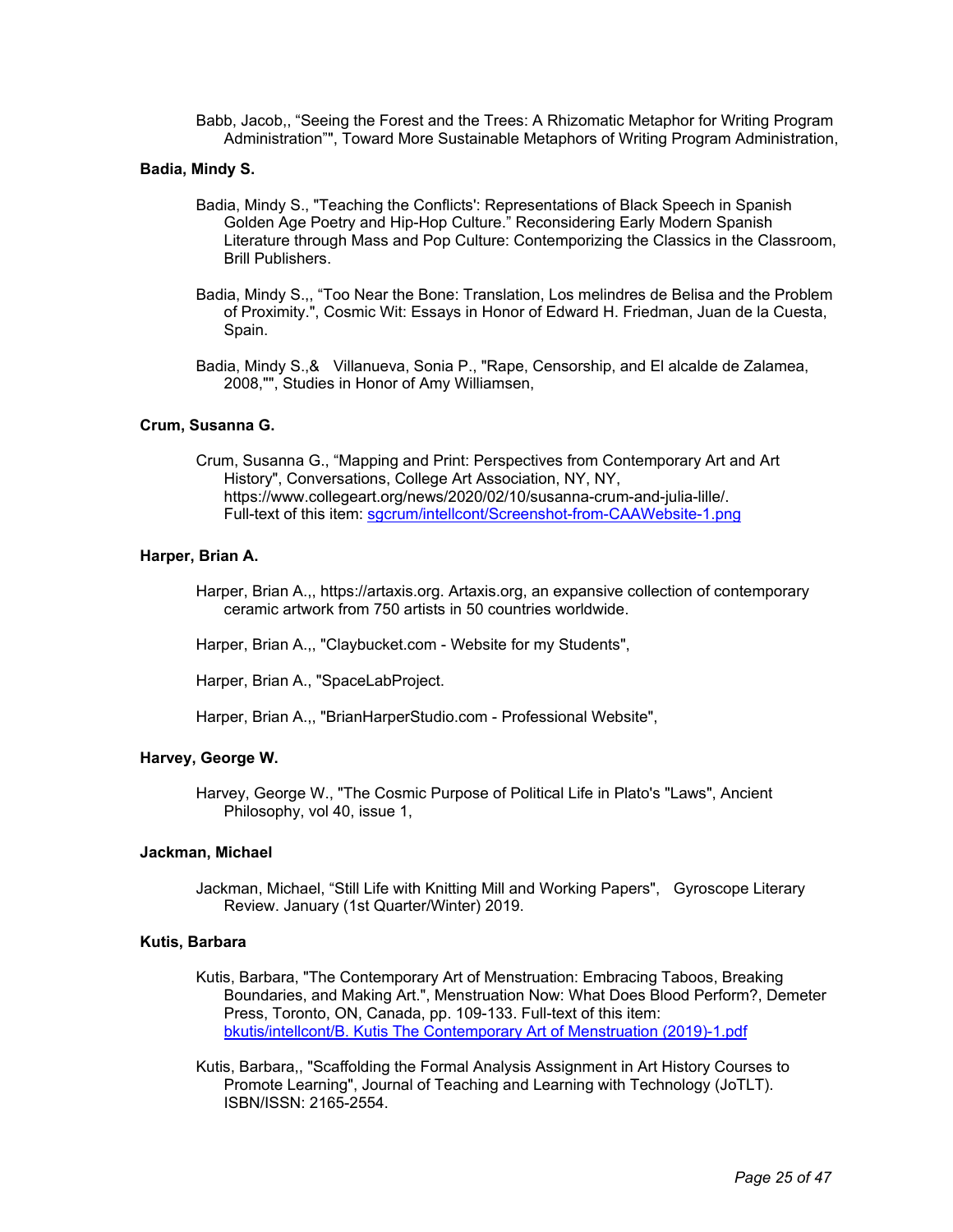Babb, Jacob,, “Seeing the Forest and the Trees: A Rhizomatic Metaphor for Writing Program Administration”", Toward More Sustainable Metaphors of Writing Program Administration,

**Badia, Mindy S.**

Badia, Mindy S., "Teaching the Conflicts': Representations of Black Speech in Spanish Golden Age Poetry and Hip-Hop Culture.” Reconsidering Early Modern Spanish Literature through Mass and Pop Culture: Contemporizing the Classics in the Classroom, Brill Publishers.

Badia, Mindy S.,, “Too Near the Bone: Translation, Los melindres de Belisa and the Problem of Proximity.", Cosmic Wit: Essays in Honor of Edward H. Friedman, Juan de la Cuesta, Spain.

Badia, Mindy S.,& Villanueva, Sonia P., "Rape, Censorship, and El alcalde de Zalamea, 2008,"", Studies in Honor of Amy Williamsen,

**Crum, Susanna G.**

Crum, Susanna G., “Mapping and Print: Perspectives from Contemporary Art and Art History", Conversations, College Art Association, NY, NY, https://www.collegeart.org/news/2020/02/10/susanna-crum-and-julia-lille/. Full-text of this item: [sgcrum/intellcont/Screenshot-from-CAAWebsite-1.png](sgcrum/intellcont/Screenshot-from-CAAWebsite-1.png)

**Harper, Brian A.**

Harper, Brian A.,, https://artaxis.org. Artaxis.org, an expansive collection of contemporary ceramic artwork from 750 artists in 50 countries worldwide.

Harper, Brian A.,, "Claybucket.com - Website for my Students",

Harper, Brian A., "SpaceLabProject.

Harper, Brian A.,, "BrianHarperStudio.com - Professional Website",

**Harvey, George W.**

Harvey, George W., "The Cosmic Purpose of Political Life in Plato's "Laws", Ancient Philosophy, vol 40, issue 1,

**Jackman, Michael**

Jackman, Michael, “Still Life with Knitting Mill and Working Papers", Gyroscope Literary Review. January (1st Quarter/Winter) 2019.

**Kutis, Barbara**

Kutis, Barbara, "The Contemporary Art of Menstruation: Embracing Taboos, Breaking Boundaries, and Making Art.", Menstruation Now: What Does Blood Perform?, Demeter Press, Toronto, ON, Canada, pp. 109-133. Full-text of this item: [bkutis/intellcont/B. Kutis The Contemporary Art of Menstruation (2019)-1.pdf](bkutis/intellcont/B. Kutis The Contemporary Art of Menstruation (2019)-1.pdf)

Kutis, Barbara,, "Scaffolding the Formal Analysis Assignment in Art History Courses to Promote Learning", Journal of Teaching and Learning with Technology (JoTLT). ISBN/ISSN: 2165-2554.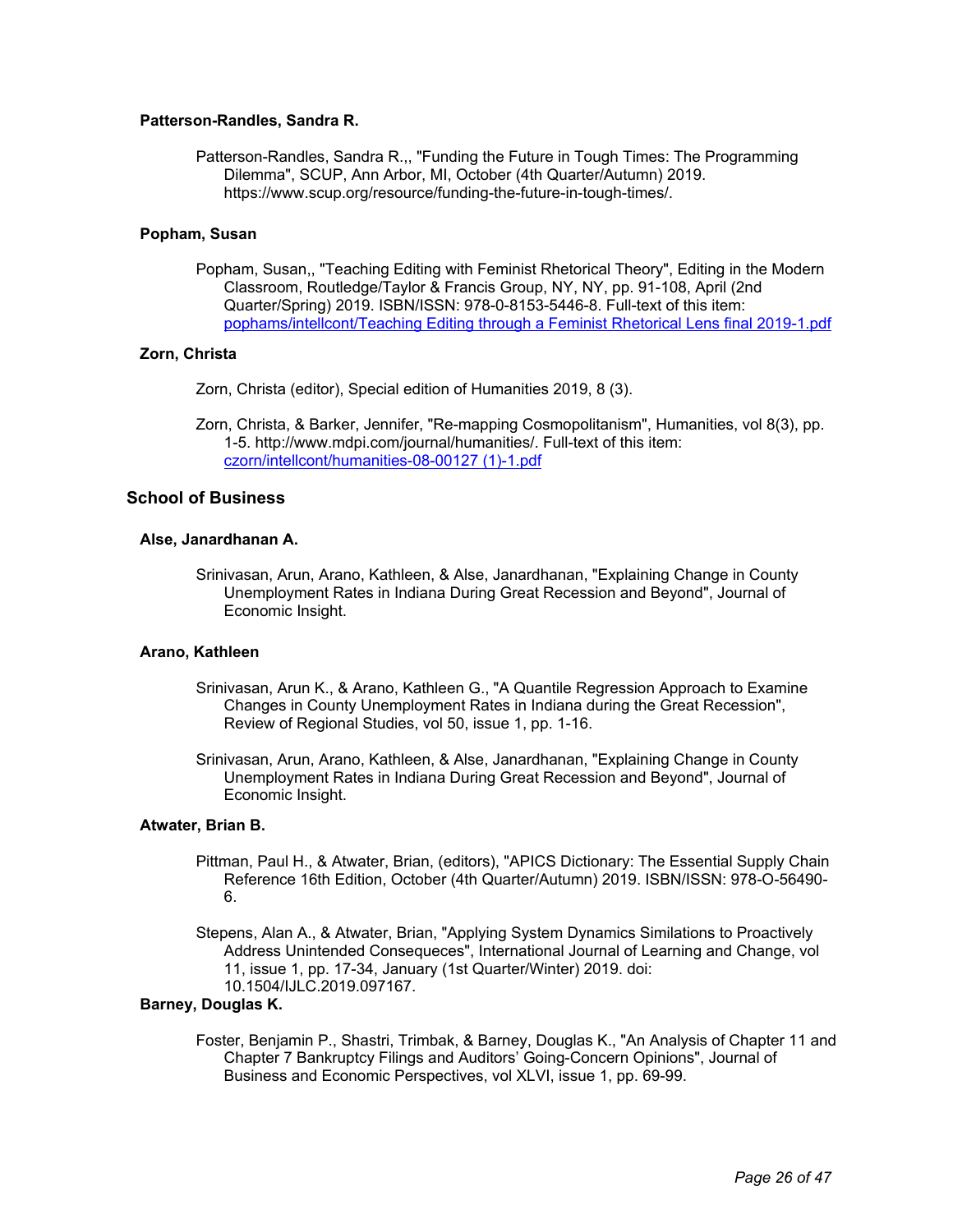### Patterson-Randles, Sandra R.

Patterson-Randles, Sandra R.,, "Funding the Future in Tough Times: The Programming Dilemma", SCUP, Ann Arbor, MI, October (4th Quarter/Autumn) 2019. https://www.scup.org/resource/funding-the-future-in-tough-times/.

### Popham, Susan

Popham, Susan,, "Teaching Editing with Feminist Rhetorical Theory", Editing in the Modern Classroom, Routledge/Taylor & Francis Group, NY, NY, pp. 91-108, April (2nd Quarter/Spring) 2019. ISBN/ISSN: 978-0-8153-5446-8. Full-text of this item: pophams/intellcont/Teaching Editing through a Feminist Rhetorical Lens final 2019-1.pdf

### Zorn, Christa

Zorn, Christa (editor), Special edition of Humanities 2019, 8 (3).

Zorn, Christa, & Barker, Jennifer, "Re-mapping Cosmopolitanism", Humanities, vol 8(3), pp. 1-5. http://www.mdpi.com/journal/humanities/. Full-text of this item: czorn/intellcont/humanities-08-00127 (1)-1.pdf

## School of Business

### Alse, Janardhanan A.

Srinivasan, Arun, Arano, Kathleen, & Alse, Janardhanan, "Explaining Change in County Unemployment Rates in Indiana During Great Recession and Beyond", Journal of Economic Insight.

### Arano, Kathleen

Srinivasan, Arun K., & Arano, Kathleen G., "A Quantile Regression Approach to Examine Changes in County Unemployment Rates in Indiana during the Great Recession", Review of Regional Studies, vol 50, issue 1, pp. 1-16.

Srinivasan, Arun, Arano, Kathleen, & Alse, Janardhanan, "Explaining Change in County Unemployment Rates in Indiana During Great Recession and Beyond", Journal of Economic Insight.

### Atwater, Brian B.

Pittman, Paul H., & Atwater, Brian, (editors), "APICS Dictionary: The Essential Supply Chain Reference 16th Edition, October (4th Quarter/Autumn) 2019. ISBN/ISSN: 978-O-56490-6.

Stepens, Alan A., & Atwater, Brian, "Applying System Dynamics Similations to Proactively Address Unintended Consequeces", International Journal of Learning and Change, vol 11, issue 1, pp. 17-34, January (1st Quarter/Winter) 2019. doi: 10.1504/IJLC.2019.097167.

### Barney, Douglas K.

Foster, Benjamin P., Shastri, Trimbak, & Barney, Douglas K., "An Analysis of Chapter 11 and Chapter 7 Bankruptcy Filings and Auditors' Going-Concern Opinions", Journal of Business and Economic Perspectives, vol XLVI, issue 1, pp. 69-99.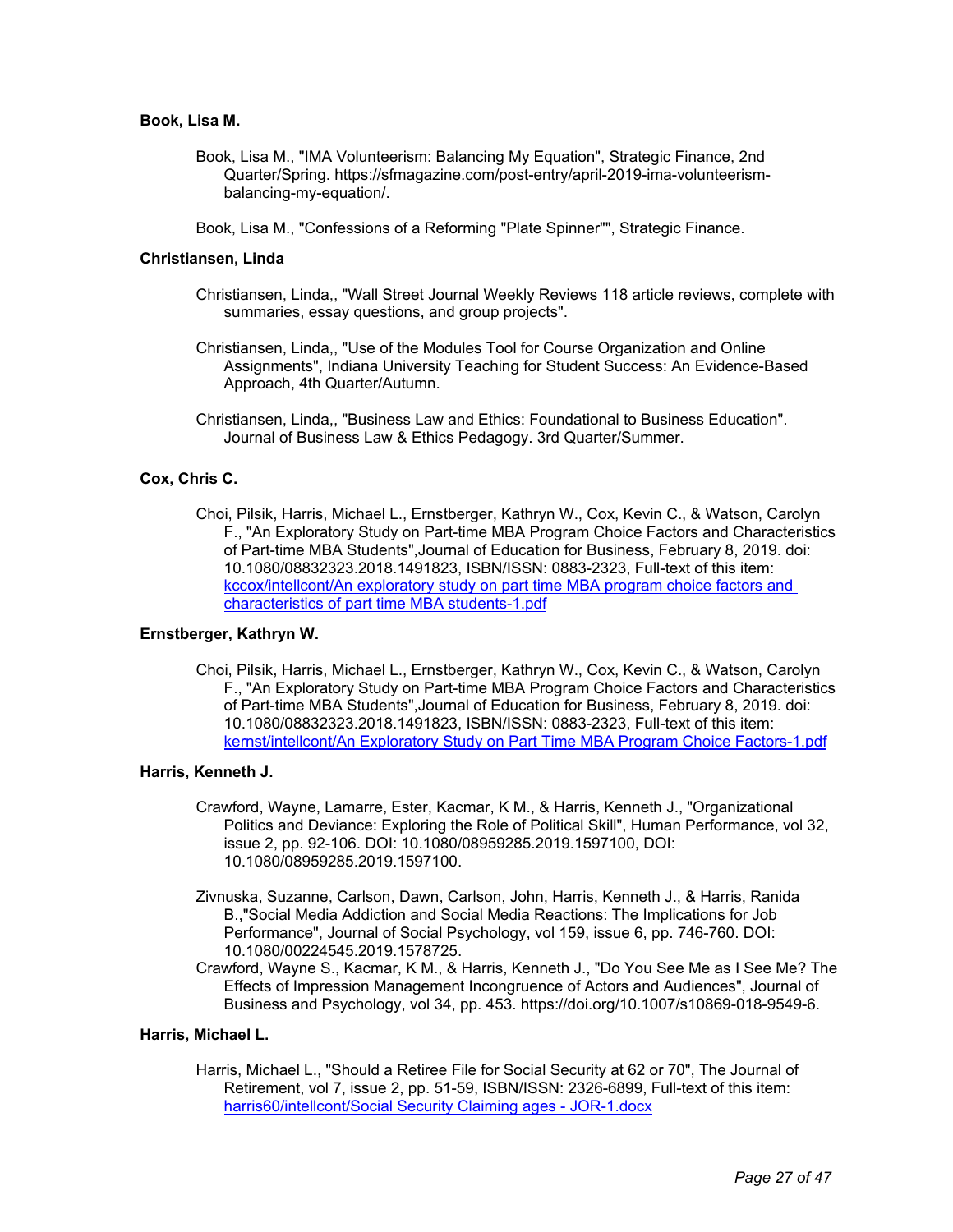**Book, Lisa M.**

Book, Lisa M., "IMA Volunteerism: Balancing My Equation", Strategic Finance, 2nd Quarter/Spring. https://sfmagazine.com/post-entry/april-2019-ima-volunteerism-balancing-my-equation/.

Book, Lisa M., "Confessions of a Reforming "Plate Spinner"", Strategic Finance.

**Christiansen, Linda**

Christiansen, Linda,, "Wall Street Journal Weekly Reviews 118 article reviews, complete with summaries, essay questions, and group projects".

Christiansen, Linda,, "Use of the Modules Tool for Course Organization and Online Assignments", Indiana University Teaching for Student Success: An Evidence-Based Approach, 4th Quarter/Autumn.

Christiansen, Linda,, "Business Law and Ethics: Foundational to Business Education". Journal of Business Law & Ethics Pedagogy. 3rd Quarter/Summer.

**Cox, Chris C.**

Choi, Pilsik, Harris, Michael L., Ernstberger, Kathryn W., Cox, Kevin C., & Watson, Carolyn F., "An Exploratory Study on Part-time MBA Program Choice Factors and Characteristics of Part-time MBA Students",Journal of Education for Business, February 8, 2019. doi: 10.1080/08832323.2018.1491823, ISBN/ISSN: 0883-2323, Full-text of this item: kccox/intellcont/An exploratory study on part time MBA program choice factors and characteristics of part time MBA students-1.pdf

**Ernstberger, Kathryn W.**

Choi, Pilsik, Harris, Michael L., Ernstberger, Kathryn W., Cox, Kevin C., & Watson, Carolyn F., "An Exploratory Study on Part-time MBA Program Choice Factors and Characteristics of Part-time MBA Students",Journal of Education for Business, February 8, 2019. doi: 10.1080/08832323.2018.1491823, ISBN/ISSN: 0883-2323, Full-text of this item: kernst/intellcont/An Exploratory Study on Part Time MBA Program Choice Factors-1.pdf

**Harris, Kenneth J.**

Crawford, Wayne, Lamarre, Ester, Kacmar, K M., & Harris, Kenneth J., "Organizational Politics and Deviance: Exploring the Role of Political Skill", Human Performance, vol 32, issue 2, pp. 92-106. DOI: 10.1080/08959285.2019.1597100, DOI: 10.1080/08959285.2019.1597100.

Zivnuska, Suzanne, Carlson, Dawn, Carlson, John, Harris, Kenneth J., & Harris, Ranida B.,"Social Media Addiction and Social Media Reactions: The Implications for Job Performance", Journal of Social Psychology, vol 159, issue 6, pp. 746-760. DOI: 10.1080/00224545.2019.1578725.

Crawford, Wayne S., Kacmar, K M., & Harris, Kenneth J., "Do You See Me as I See Me? The Effects of Impression Management Incongruence of Actors and Audiences", Journal of Business and Psychology, vol 34, pp. 453. https://doi.org/10.1007/s10869-018-9549-6.

**Harris, Michael L.**

Harris, Michael L., "Should a Retiree File for Social Security at 62 or 70", The Journal of Retirement, vol 7, issue 2, pp. 51-59, ISBN/ISSN: 2326-6899, Full-text of this item: harris60/intellcont/Social Security Claiming ages - JOR-1.docx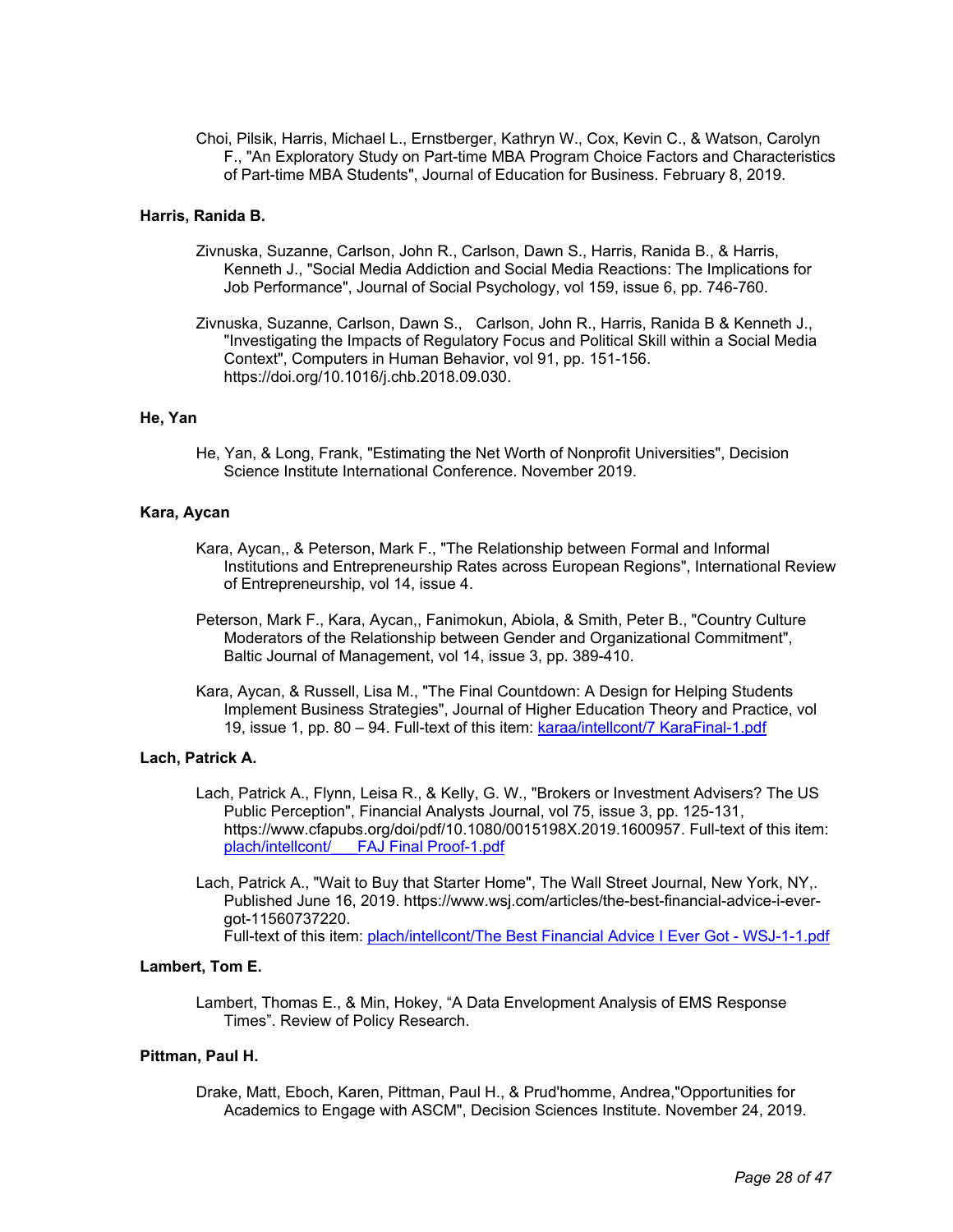Choi, Pilsik, Harris, Michael L., Ernstberger, Kathryn W., Cox, Kevin C., & Watson, Carolyn F., "An Exploratory Study on Part-time MBA Program Choice Factors and Characteristics of Part-time MBA Students", Journal of Education for Business. February 8, 2019.

**Harris, Ranida B.**

Zivnuska, Suzanne, Carlson, John R., Carlson, Dawn S., Harris, Ranida B., & Harris, Kenneth J., "Social Media Addiction and Social Media Reactions: The Implications for Job Performance", Journal of Social Psychology, vol 159, issue 6, pp. 746-760.

Zivnuska, Suzanne, Carlson, Dawn S., Carlson, John R., Harris, Ranida B & Kenneth J., "Investigating the Impacts of Regulatory Focus and Political Skill within a Social Media Context", Computers in Human Behavior, vol 91, pp. 151-156. https://doi.org/10.1016/j.chb.2018.09.030.

**He, Yan**

He, Yan, & Long, Frank, "Estimating the Net Worth of Nonprofit Universities", Decision Science Institute International Conference. November 2019.

**Kara, Aycan**

Kara, Aycan,, & Peterson, Mark F., "The Relationship between Formal and Informal Institutions and Entrepreneurship Rates across European Regions", International Review of Entrepreneurship, vol 14, issue 4.

Peterson, Mark F., Kara, Aycan,, Fanimokun, Abiola, & Smith, Peter B., "Country Culture Moderators of the Relationship between Gender and Organizational Commitment", Baltic Journal of Management, vol 14, issue 3, pp. 389-410.

Kara, Aycan, & Russell, Lisa M., "The Final Countdown: A Design for Helping Students Implement Business Strategies", Journal of Higher Education Theory and Practice, vol 19, issue 1, pp. 80 – 94. Full-text of this item: karaa/intellcont/7 KaraFinal-1.pdf

**Lach, Patrick A.**

Lach, Patrick A., Flynn, Leisa R., & Kelly, G. W., "Brokers or Investment Advisers? The US Public Perception", Financial Analysts Journal, vol 75, issue 3, pp. 125-131, https://www.cfapubs.org/doi/pdf/10.1080/0015198X.2019.1600957. Full-text of this item: plach/intellcont/___FAJ Final Proof-1.pdf

Lach, Patrick A., "Wait to Buy that Starter Home", The Wall Street Journal, New York, NY,. Published June 16, 2019. https://www.wsj.com/articles/the-best-financial-advice-i-ever-got-11560737220.
Full-text of this item: plach/intellcont/The Best Financial Advice I Ever Got - WSJ-1-1.pdf

**Lambert, Tom E.**

Lambert, Thomas E., & Min, Hokey, "A Data Envelopment Analysis of EMS Response Times". Review of Policy Research.

**Pittman, Paul H.**

Drake, Matt, Eboch, Karen, Pittman, Paul H., & Prud'homme, Andrea,"Opportunities for Academics to Engage with ASCM", Decision Sciences Institute. November 24, 2019.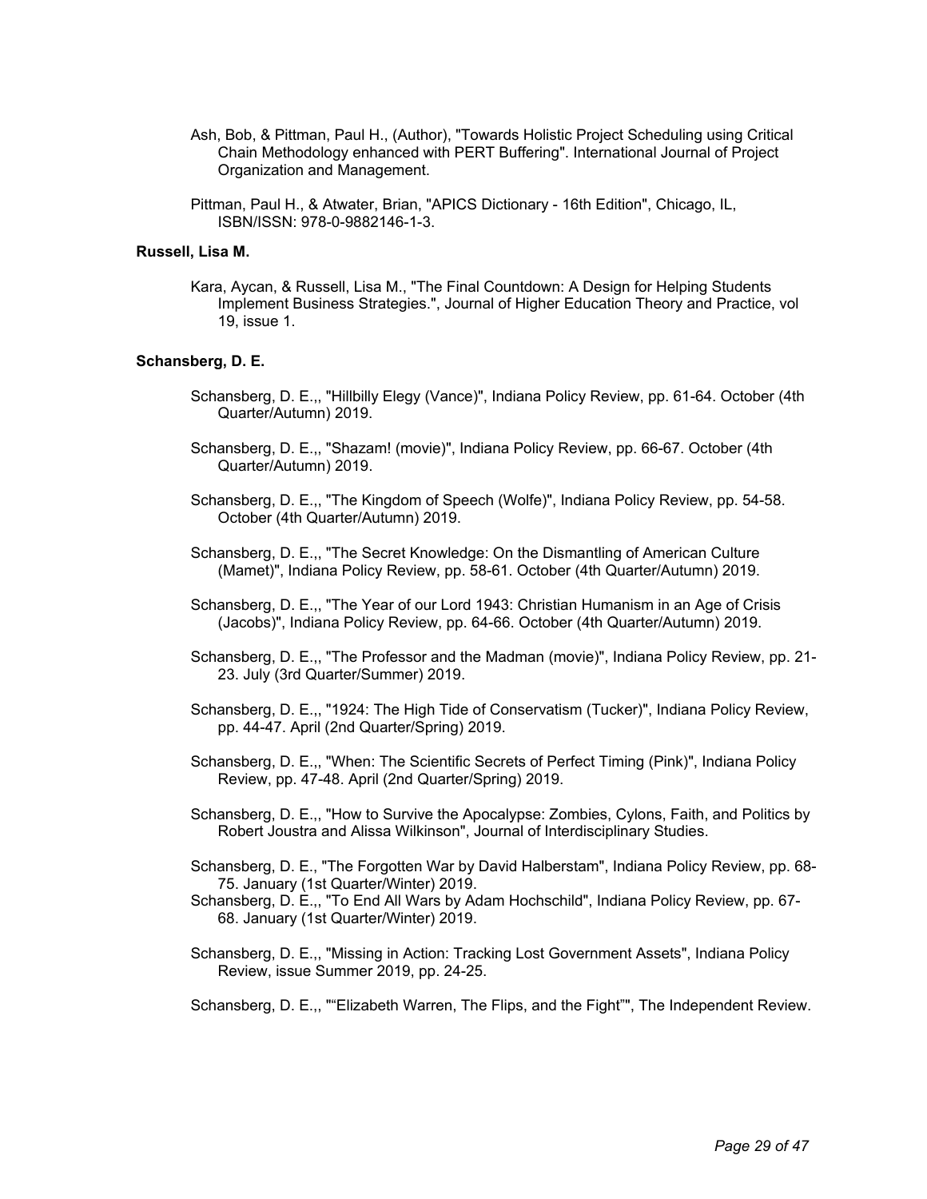Ash, Bob, & Pittman, Paul H., (Author), "Towards Holistic Project Scheduling using Critical Chain Methodology enhanced with PERT Buffering". International Journal of Project Organization and Management.

Pittman, Paul H., & Atwater, Brian, "APICS Dictionary - 16th Edition", Chicago, IL, ISBN/ISSN: 978-0-9882146-1-3.

**Russell, Lisa M.**

Kara, Aycan, & Russell, Lisa M., "The Final Countdown: A Design for Helping Students Implement Business Strategies.", Journal of Higher Education Theory and Practice, vol 19, issue 1.

**Schansberg, D. E.**

Schansberg, D. E.,, "Hillbilly Elegy (Vance)", Indiana Policy Review, pp. 61-64. October (4th Quarter/Autumn) 2019.

Schansberg, D. E.,, "Shazam! (movie)", Indiana Policy Review, pp. 66-67. October (4th Quarter/Autumn) 2019.

Schansberg, D. E.,, "The Kingdom of Speech (Wolfe)", Indiana Policy Review, pp. 54-58. October (4th Quarter/Autumn) 2019.

Schansberg, D. E.,, "The Secret Knowledge: On the Dismantling of American Culture (Mamet)", Indiana Policy Review, pp. 58-61. October (4th Quarter/Autumn) 2019.

Schansberg, D. E.,, "The Year of our Lord 1943: Christian Humanism in an Age of Crisis (Jacobs)", Indiana Policy Review, pp. 64-66. October (4th Quarter/Autumn) 2019.

Schansberg, D. E.,, "The Professor and the Madman (movie)", Indiana Policy Review, pp. 21-23. July (3rd Quarter/Summer) 2019.

Schansberg, D. E.,, "1924: The High Tide of Conservatism (Tucker)", Indiana Policy Review, pp. 44-47. April (2nd Quarter/Spring) 2019.

Schansberg, D. E.,, "When: The Scientific Secrets of Perfect Timing (Pink)", Indiana Policy Review, pp. 47-48. April (2nd Quarter/Spring) 2019.

Schansberg, D. E.,, "How to Survive the Apocalypse: Zombies, Cylons, Faith, and Politics by Robert Joustra and Alissa Wilkinson", Journal of Interdisciplinary Studies.

Schansberg, D. E., "The Forgotten War by David Halberstam", Indiana Policy Review, pp. 68-75. January (1st Quarter/Winter) 2019.

Schansberg, D. E.,, "To End All Wars by Adam Hochschild", Indiana Policy Review, pp. 67-68. January (1st Quarter/Winter) 2019.

Schansberg, D. E.,, "Missing in Action: Tracking Lost Government Assets", Indiana Policy Review, issue Summer 2019, pp. 24-25.

Schansberg, D. E.,, "“Elizabeth Warren, The Flips, and the Fight”", The Independent Review.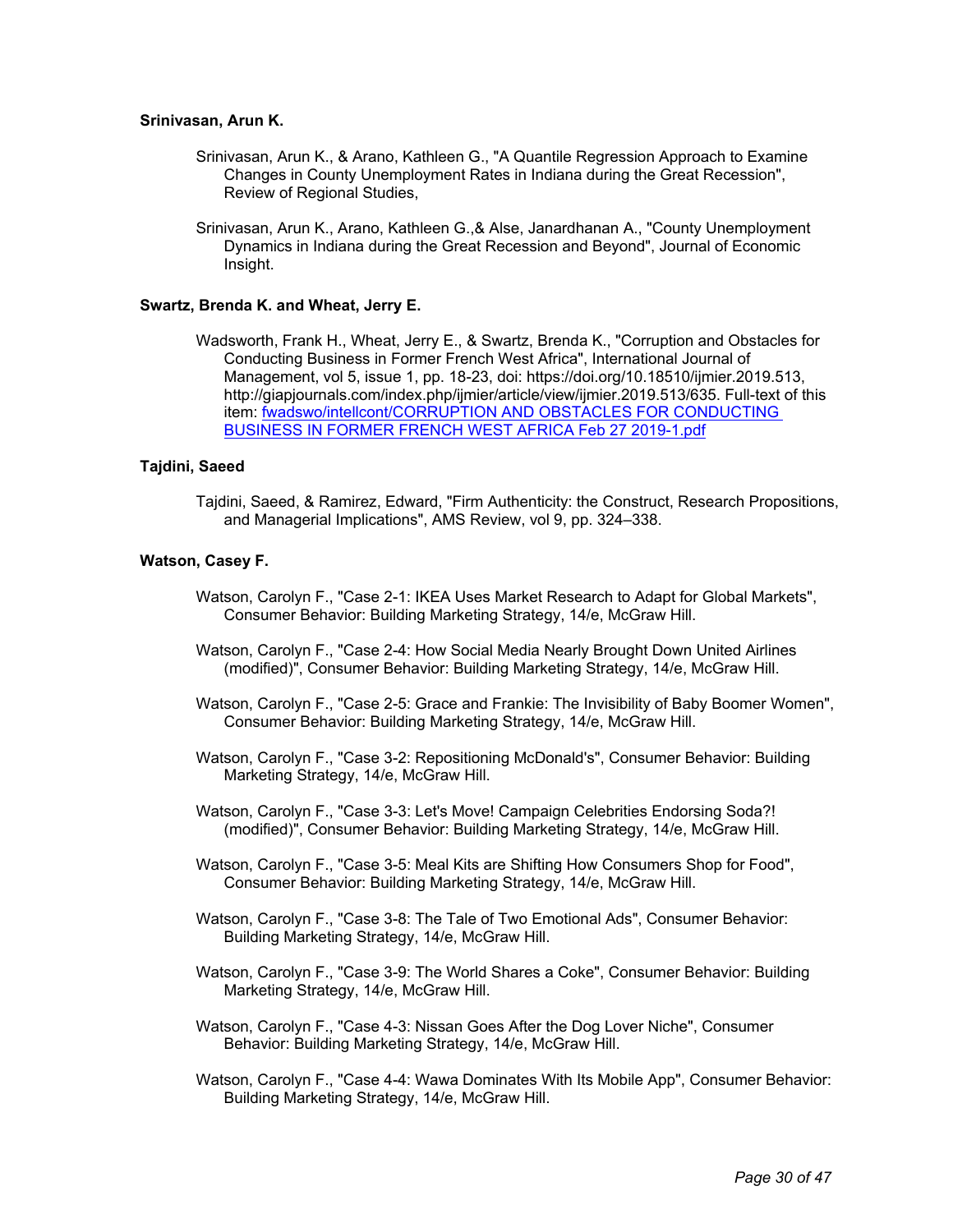**Srinivasan, Arun K.**

Srinivasan, Arun K., & Arano, Kathleen G., "A Quantile Regression Approach to Examine Changes in County Unemployment Rates in Indiana during the Great Recession", Review of Regional Studies,

Srinivasan, Arun K., Arano, Kathleen G.,& Alse, Janardhanan A., "County Unemployment Dynamics in Indiana during the Great Recession and Beyond", Journal of Economic Insight.

**Swartz, Brenda K. and Wheat, Jerry E.**

Wadsworth, Frank H., Wheat, Jerry E., & Swartz, Brenda K., "Corruption and Obstacles for Conducting Business in Former French West Africa", International Journal of Management, vol 5, issue 1, pp. 18-23, doi: https://doi.org/10.18510/ijmier.2019.513, http://giapjournals.com/index.php/ijmier/article/view/ijmier.2019.513/635. Full-text of this item: fwadswo/intellcont/CORRUPTION AND OBSTACLES FOR CONDUCTING BUSINESS IN FORMER FRENCH WEST AFRICA Feb 27 2019-1.pdf

**Tajdini, Saeed**

Tajdini, Saeed, & Ramirez, Edward, "Firm Authenticity: the Construct, Research Propositions, and Managerial Implications", AMS Review, vol 9, pp. 324–338.

**Watson, Casey F.**

Watson, Carolyn F., "Case 2-1: IKEA Uses Market Research to Adapt for Global Markets", Consumer Behavior: Building Marketing Strategy, 14/e, McGraw Hill.

Watson, Carolyn F., "Case 2-4: How Social Media Nearly Brought Down United Airlines (modified)", Consumer Behavior: Building Marketing Strategy, 14/e, McGraw Hill.

Watson, Carolyn F., "Case 2-5: Grace and Frankie: The Invisibility of Baby Boomer Women", Consumer Behavior: Building Marketing Strategy, 14/e, McGraw Hill.

Watson, Carolyn F., "Case 3-2: Repositioning McDonald's", Consumer Behavior: Building Marketing Strategy, 14/e, McGraw Hill.

Watson, Carolyn F., "Case 3-3: Let's Move! Campaign Celebrities Endorsing Soda?! (modified)", Consumer Behavior: Building Marketing Strategy, 14/e, McGraw Hill.

Watson, Carolyn F., "Case 3-5: Meal Kits are Shifting How Consumers Shop for Food", Consumer Behavior: Building Marketing Strategy, 14/e, McGraw Hill.

Watson, Carolyn F., "Case 3-8: The Tale of Two Emotional Ads", Consumer Behavior: Building Marketing Strategy, 14/e, McGraw Hill.

Watson, Carolyn F., "Case 3-9: The World Shares a Coke", Consumer Behavior: Building Marketing Strategy, 14/e, McGraw Hill.

Watson, Carolyn F., "Case 4-3: Nissan Goes After the Dog Lover Niche", Consumer Behavior: Building Marketing Strategy, 14/e, McGraw Hill.

Watson, Carolyn F., "Case 4-4: Wawa Dominates With Its Mobile App", Consumer Behavior: Building Marketing Strategy, 14/e, McGraw Hill.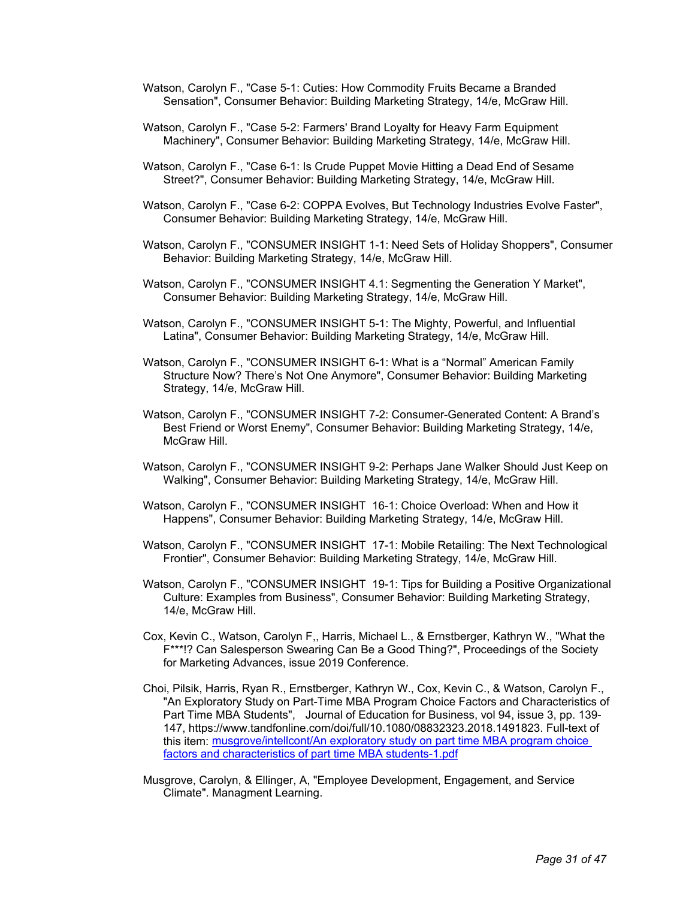Watson, Carolyn F., "Case 5-1: Cuties: How Commodity Fruits Became a Branded Sensation", Consumer Behavior: Building Marketing Strategy, 14/e, McGraw Hill.

Watson, Carolyn F., "Case 5-2: Farmers' Brand Loyalty for Heavy Farm Equipment Machinery", Consumer Behavior: Building Marketing Strategy, 14/e, McGraw Hill.

Watson, Carolyn F., "Case 6-1: Is Crude Puppet Movie Hitting a Dead End of Sesame Street?", Consumer Behavior: Building Marketing Strategy, 14/e, McGraw Hill.

Watson, Carolyn F., "Case 6-2: COPPA Evolves, But Technology Industries Evolve Faster", Consumer Behavior: Building Marketing Strategy, 14/e, McGraw Hill.

Watson, Carolyn F., "CONSUMER INSIGHT 1-1: Need Sets of Holiday Shoppers", Consumer Behavior: Building Marketing Strategy, 14/e, McGraw Hill.

Watson, Carolyn F., "CONSUMER INSIGHT 4.1: Segmenting the Generation Y Market", Consumer Behavior: Building Marketing Strategy, 14/e, McGraw Hill.

Watson, Carolyn F., "CONSUMER INSIGHT 5-1: The Mighty, Powerful, and Influential Latina", Consumer Behavior: Building Marketing Strategy, 14/e, McGraw Hill.

Watson, Carolyn F., "CONSUMER INSIGHT 6-1: What is a "Normal" American Family Structure Now? There's Not One Anymore", Consumer Behavior: Building Marketing Strategy, 14/e, McGraw Hill.

Watson, Carolyn F., "CONSUMER INSIGHT 7-2: Consumer-Generated Content: A Brand's Best Friend or Worst Enemy", Consumer Behavior: Building Marketing Strategy, 14/e, McGraw Hill.

Watson, Carolyn F., "CONSUMER INSIGHT 9-2: Perhaps Jane Walker Should Just Keep on Walking", Consumer Behavior: Building Marketing Strategy, 14/e, McGraw Hill.

Watson, Carolyn F., "CONSUMER INSIGHT 16-1: Choice Overload: When and How it Happens", Consumer Behavior: Building Marketing Strategy, 14/e, McGraw Hill.

Watson, Carolyn F., "CONSUMER INSIGHT 17-1: Mobile Retailing: The Next Technological Frontier", Consumer Behavior: Building Marketing Strategy, 14/e, McGraw Hill.

Watson, Carolyn F., "CONSUMER INSIGHT 19-1: Tips for Building a Positive Organizational Culture: Examples from Business", Consumer Behavior: Building Marketing Strategy, 14/e, McGraw Hill.

Cox, Kevin C., Watson, Carolyn F,, Harris, Michael L., & Ernstberger, Kathryn W., "What the F***!? Can Salesperson Swearing Can Be a Good Thing?", Proceedings of the Society for Marketing Advances, issue 2019 Conference.

Choi, Pilsik, Harris, Ryan R., Ernstberger, Kathryn W., Cox, Kevin C., & Watson, Carolyn F., "An Exploratory Study on Part-Time MBA Program Choice Factors and Characteristics of Part Time MBA Students", Journal of Education for Business, vol 94, issue 3, pp. 139-147, https://www.tandfonline.com/doi/full/10.1080/08832323.2018.1491823. Full-text of this item: musgrove/intellcont/An exploratory study on part time MBA program choice factors and characteristics of part time MBA students-1.pdf

Musgrove, Carolyn, & Ellinger, A, "Employee Development, Engagement, and Service Climate". Managment Learning.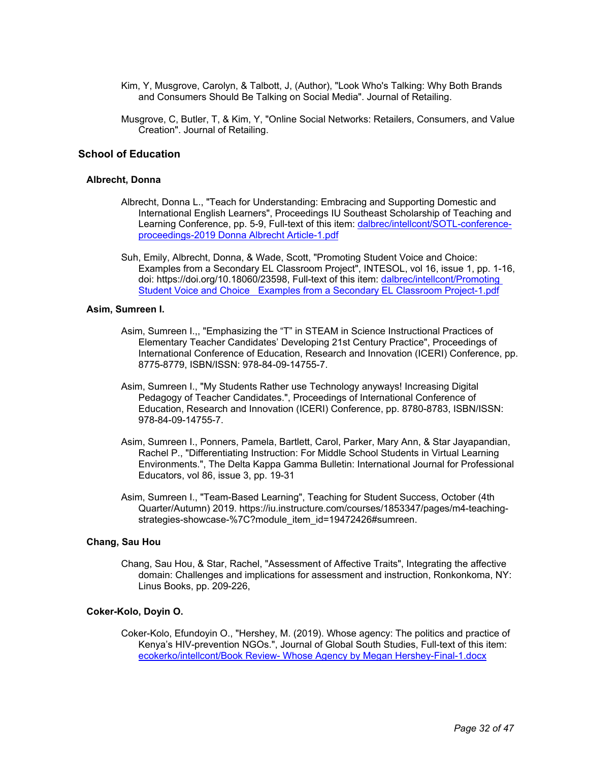Kim, Y, Musgrove, Carolyn, & Talbott, J, (Author), "Look Who's Talking: Why Both Brands and Consumers Should Be Talking on Social Media". Journal of Retailing.

Musgrove, C, Butler, T, & Kim, Y, "Online Social Networks: Retailers, Consumers, and Value Creation". Journal of Retailing.

## School of Education

### Albrecht, Donna

Albrecht, Donna L., "Teach for Understanding: Embracing and Supporting Domestic and International English Learners", Proceedings IU Southeast Scholarship of Teaching and Learning Conference, pp. 5-9, Full-text of this item: [dalbrec/intellcont/SOTL-conference-proceedings-2019 Donna Albrecht Article-1.pdf](dalbrec/intellcont/SOTL-conference-proceedings-2019 Donna Albrecht Article-1.pdf)

Suh, Emily, Albrecht, Donna, & Wade, Scott, "Promoting Student Voice and Choice: Examples from a Secondary EL Classroom Project", INTESOL, vol 16, issue 1, pp. 1-16, doi: https://doi.org/10.18060/23598, Full-text of this item: [dalbrec/intellcont/Promoting Student Voice and Choice Examples from a Secondary EL Classroom Project-1.pdf](dalbrec/intellcont/Promoting Student Voice and Choice Examples from a Secondary EL Classroom Project-1.pdf)

### Asim, Sumreen I.

Asim, Sumreen I.,, "Emphasizing the “T” in STEAM in Science Instructional Practices of Elementary Teacher Candidates’ Developing 21st Century Practice", Proceedings of International Conference of Education, Research and Innovation (ICERI) Conference, pp. 8775-8779, ISBN/ISSN: 978-84-09-14755-7.

Asim, Sumreen I., "My Students Rather use Technology anyways! Increasing Digital Pedagogy of Teacher Candidates.", Proceedings of International Conference of Education, Research and Innovation (ICERI) Conference, pp. 8780-8783, ISBN/ISSN: 978-84-09-14755-7.

Asim, Sumreen I., Ponners, Pamela, Bartlett, Carol, Parker, Mary Ann, & Star Jayapandian, Rachel P., "Differentiating Instruction: For Middle School Students in Virtual Learning Environments.", The Delta Kappa Gamma Bulletin: International Journal for Professional Educators, vol 86, issue 3, pp. 19-31

Asim, Sumreen I., "Team-Based Learning", Teaching for Student Success, October (4th Quarter/Autumn) 2019. https://iu.instructure.com/courses/1853347/pages/m4-teaching-strategies-showcase-%7C?module_item_id=19472426#sumreen.

### Chang, Sau Hou

Chang, Sau Hou, & Star, Rachel, "Assessment of Affective Traits", Integrating the affective domain: Challenges and implications for assessment and instruction, Ronkonkoma, NY: Linus Books, pp. 209-226,

### Coker-Kolo, Doyin O.

Coker-Kolo, Efundoyin O., "Hershey, M. (2019). Whose agency: The politics and practice of Kenya’s HIV-prevention NGOs.", Journal of Global South Studies, Full-text of this item: [ecokerko/intellcont/Book Review- Whose Agency by Megan Hershey-Final-1.docx](ecokerko/intellcont/Book Review- Whose Agency by Megan Hershey-Final-1.docx)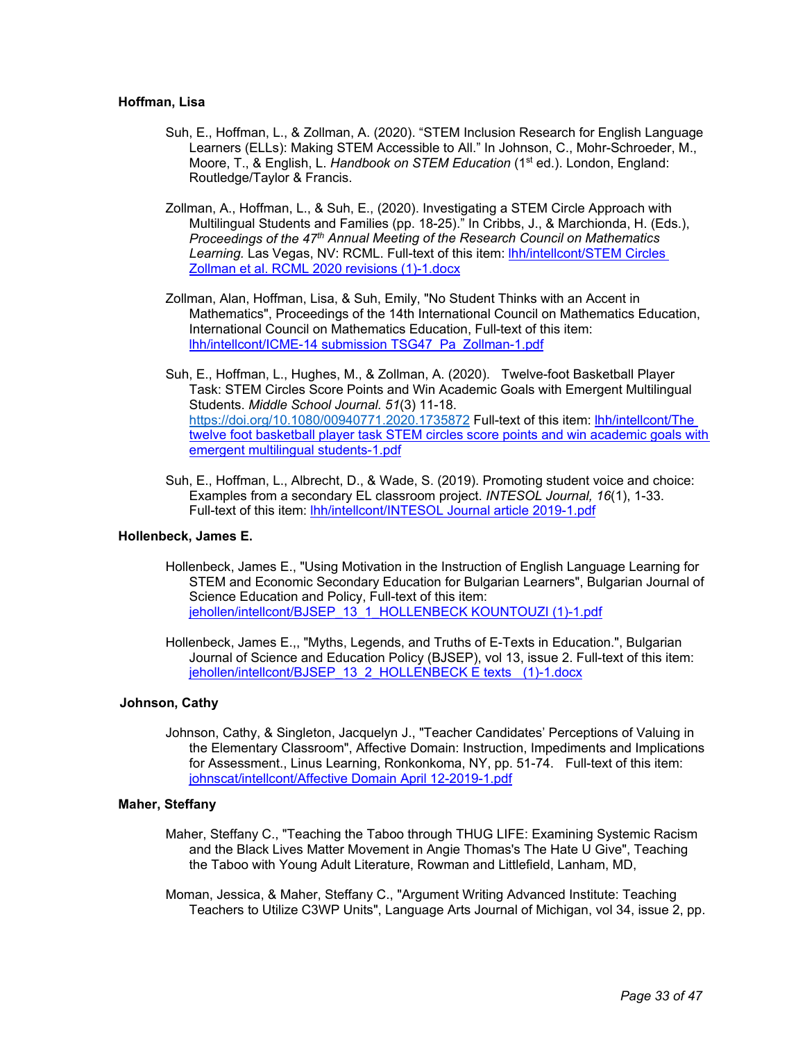**Hoffman, Lisa**

Suh, E., Hoffman, L., & Zollman, A. (2020). “STEM Inclusion Research for English Language Learners (ELLs): Making STEM Accessible to All.” In Johnson, C., Mohr-Schroeder, M., Moore, T., & English, L. *Handbook on STEM Education* (1st ed.). London, England: Routledge/Taylor & Francis.

Zollman, A., Hoffman, L., & Suh, E., (2020). Investigating a STEM Circle Approach with Multilingual Students and Families (pp. 18-25).” In Cribbs, J., & Marchionda, H. (Eds.), *Proceedings of the 47th Annual Meeting of the Research Council on Mathematics Learning.* Las Vegas, NV: RCML. Full-text of this item: lhh/intellcont/STEM Circles Zollman et al. RCML 2020 revisions (1)-1.docx

Zollman, Alan, Hoffman, Lisa, & Suh, Emily, "No Student Thinks with an Accent in Mathematics", Proceedings of the 14th International Council on Mathematics Education, International Council on Mathematics Education, Full-text of this item: lhh/intellcont/ICME-14 submission TSG47_Pa_Zollman-1.pdf

Suh, E., Hoffman, L., Hughes, M., & Zollman, A. (2020). Twelve-foot Basketball Player Task: STEM Circles Score Points and Win Academic Goals with Emergent Multilingual Students. *Middle School Journal. 51*(3) 11-18. https://doi.org/10.1080/00940771.2020.1735872 Full-text of this item: lhh/intellcont/The twelve foot basketball player task STEM circles score points and win academic goals with emergent multilingual students-1.pdf

Suh, E., Hoffman, L., Albrecht, D., & Wade, S. (2019). Promoting student voice and choice: Examples from a secondary EL classroom project. *INTESOL Journal, 16*(1), 1-33. Full-text of this item: lhh/intellcont/INTESOL Journal article 2019-1.pdf

**Hollenbeck, James E.**

Hollenbeck, James E., "Using Motivation in the Instruction of English Language Learning for STEM and Economic Secondary Education for Bulgarian Learners", Bulgarian Journal of Science Education and Policy, Full-text of this item: jehollen/intellcont/BJSEP_13_1_HOLLENBECK KOUNTOUZI (1)-1.pdf

Hollenbeck, James E.,, "Myths, Legends, and Truths of E-Texts in Education.", Bulgarian Journal of Science and Education Policy (BJSEP), vol 13, issue 2. Full-text of this item: jehollen/intellcont/BJSEP_13_2_HOLLENBECK E texts_ (1)-1.docx

**Johnson, Cathy**

Johnson, Cathy, & Singleton, Jacquelyn J., "Teacher Candidates’ Perceptions of Valuing in the Elementary Classroom", Affective Domain: Instruction, Impediments and Implications for Assessment., Linus Learning, Ronkonkoma, NY, pp. 51-74. Full-text of this item: johnscat/intellcont/Affective Domain April 12-2019-1.pdf

**Maher, Steffany**

Maher, Steffany C., "Teaching the Taboo through THUG LIFE: Examining Systemic Racism and the Black Lives Matter Movement in Angie Thomas's The Hate U Give", Teaching the Taboo with Young Adult Literature, Rowman and Littlefield, Lanham, MD,

Moman, Jessica, & Maher, Steffany C., "Argument Writing Advanced Institute: Teaching Teachers to Utilize C3WP Units", Language Arts Journal of Michigan, vol 34, issue 2, pp.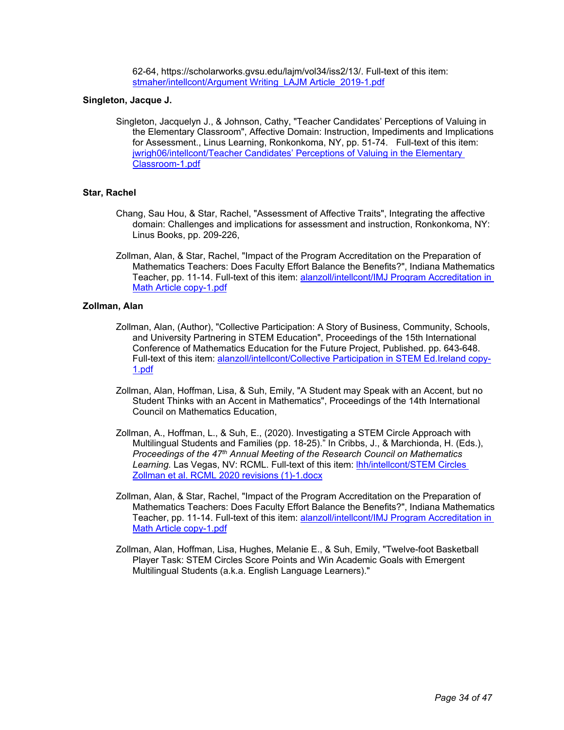62-64, https://scholarworks.gvsu.edu/lajm/vol34/iss2/13/. Full-text of this item: stmaher/intellcont/Argument Writing_LAJM Article_2019-1.pdf

**Singleton, Jacque J.**

Singleton, Jacquelyn J., & Johnson, Cathy, "Teacher Candidates' Perceptions of Valuing in the Elementary Classroom", Affective Domain: Instruction, Impediments and Implications for Assessment., Linus Learning, Ronkonkoma, NY, pp. 51-74. Full-text of this item: jwrigh06/intellcont/Teacher Candidates' Perceptions of Valuing in the Elementary Classroom-1.pdf

**Star, Rachel**

Chang, Sau Hou, & Star, Rachel, "Assessment of Affective Traits", Integrating the affective domain: Challenges and implications for assessment and instruction, Ronkonkoma, NY: Linus Books, pp. 209-226,

Zollman, Alan, & Star, Rachel, "Impact of the Program Accreditation on the Preparation of Mathematics Teachers: Does Faculty Effort Balance the Benefits?", Indiana Mathematics Teacher, pp. 11-14. Full-text of this item: alanzoll/intellcont/IMJ Program Accreditation in Math Article copy-1.pdf

**Zollman, Alan**

Zollman, Alan, (Author), "Collective Participation: A Story of Business, Community, Schools, and University Partnering in STEM Education", Proceedings of the 15th International Conference of Mathematics Education for the Future Project, Published. pp. 643-648. Full-text of this item: alanzoll/intellcont/Collective Participation in STEM Ed.Ireland copy-1.pdf

Zollman, Alan, Hoffman, Lisa, & Suh, Emily, "A Student may Speak with an Accent, but no Student Thinks with an Accent in Mathematics", Proceedings of the 14th International Council on Mathematics Education,

Zollman, A., Hoffman, L., & Suh, E., (2020). Investigating a STEM Circle Approach with Multilingual Students and Families (pp. 18-25)." In Cribbs, J., & Marchionda, H. (Eds.), *Proceedings of the 47th Annual Meeting of the Research Council on Mathematics Learning.* Las Vegas, NV: RCML. Full-text of this item: lhh/intellcont/STEM Circles Zollman et al. RCML 2020 revisions (1)-1.docx

Zollman, Alan, & Star, Rachel, "Impact of the Program Accreditation on the Preparation of Mathematics Teachers: Does Faculty Effort Balance the Benefits?", Indiana Mathematics Teacher, pp. 11-14. Full-text of this item: alanzoll/intellcont/IMJ Program Accreditation in Math Article copy-1.pdf

Zollman, Alan, Hoffman, Lisa, Hughes, Melanie E., & Suh, Emily, "Twelve-foot Basketball Player Task: STEM Circles Score Points and Win Academic Goals with Emergent Multilingual Students (a.k.a. English Language Learners)."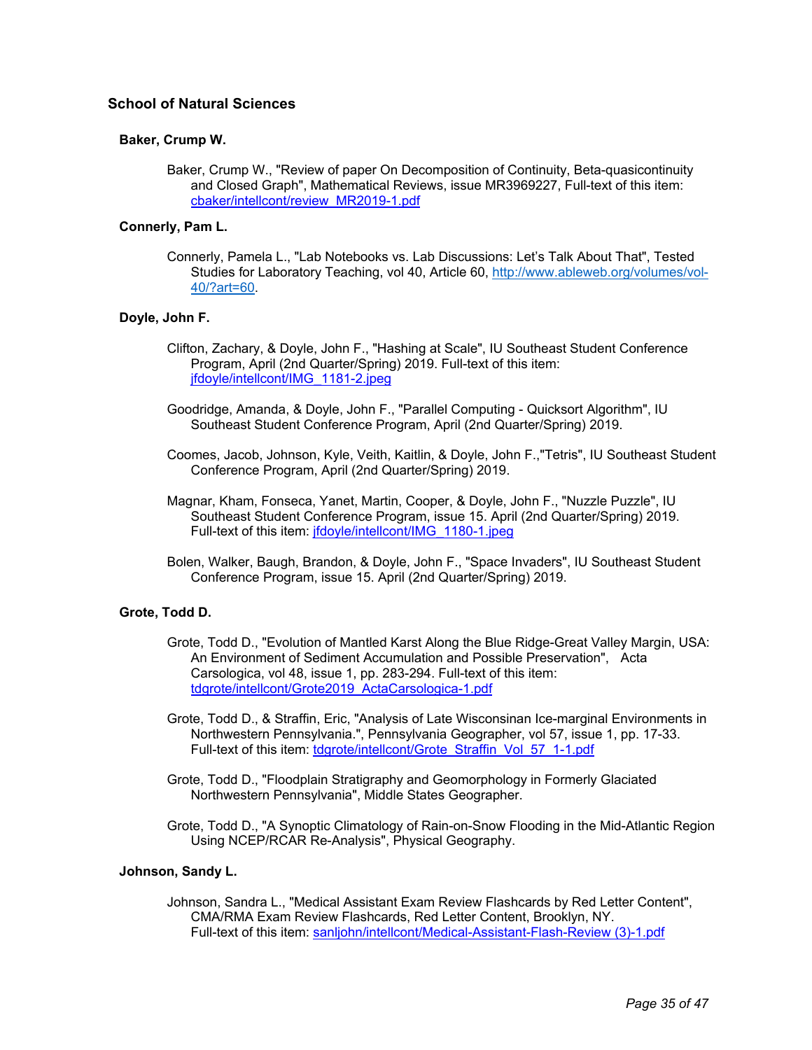## School of Natural Sciences

### Baker, Crump W.

Baker, Crump W., "Review of paper On Decomposition of Continuity, Beta-quasicontinuity and Closed Graph", Mathematical Reviews, issue MR3969227, Full-text of this item: [cbaker/intellcont/review_MR2019-1.pdf](cbaker/intellcont/review_MR2019-1.pdf)

### Connerly, Pam L.

Connerly, Pamela L., "Lab Notebooks vs. Lab Discussions: Let's Talk About That", Tested Studies for Laboratory Teaching, vol 40, Article 60, [http://www.ableweb.org/volumes/vol-40/?art=60](http://www.ableweb.org/volumes/vol-40/?art=60).

### Doyle, John F.

Clifton, Zachary, & Doyle, John F., "Hashing at Scale", IU Southeast Student Conference Program, April (2nd Quarter/Spring) 2019. Full-text of this item: [jfdoyle/intellcont/IMG_1181-2.jpeg](jfdoyle/intellcont/IMG_1181-2.jpeg)

Goodridge, Amanda, & Doyle, John F., "Parallel Computing - Quicksort Algorithm", IU Southeast Student Conference Program, April (2nd Quarter/Spring) 2019.

Coomes, Jacob, Johnson, Kyle, Veith, Kaitlin, & Doyle, John F.,"Tetris", IU Southeast Student Conference Program, April (2nd Quarter/Spring) 2019.

Magnar, Kham, Fonseca, Yanet, Martin, Cooper, & Doyle, John F., "Nuzzle Puzzle", IU Southeast Student Conference Program, issue 15. April (2nd Quarter/Spring) 2019. Full-text of this item: [jfdoyle/intellcont/IMG_1180-1.jpeg](jfdoyle/intellcont/IMG_1180-1.jpeg)

Bolen, Walker, Baugh, Brandon, & Doyle, John F., "Space Invaders", IU Southeast Student Conference Program, issue 15. April (2nd Quarter/Spring) 2019.

### Grote, Todd D.

Grote, Todd D., "Evolution of Mantled Karst Along the Blue Ridge-Great Valley Margin, USA: An Environment of Sediment Accumulation and Possible Preservation", Acta Carsologica, vol 48, issue 1, pp. 283-294. Full-text of this item: [tdgrote/intellcont/Grote2019_ActaCarsologica-1.pdf](tdgrote/intellcont/Grote2019_ActaCarsologica-1.pdf)

Grote, Todd D., & Straffin, Eric, "Analysis of Late Wisconsinan Ice-marginal Environments in Northwestern Pennsylvania.", Pennsylvania Geographer, vol 57, issue 1, pp. 17-33. Full-text of this item: [tdgrote/intellcont/Grote_Straffin_Vol_57_1-1.pdf](tdgrote/intellcont/Grote_Straffin_Vol_57_1-1.pdf)

Grote, Todd D., "Floodplain Stratigraphy and Geomorphology in Formerly Glaciated Northwestern Pennsylvania", Middle States Geographer.

Grote, Todd D., "A Synoptic Climatology of Rain-on-Snow Flooding in the Mid-Atlantic Region Using NCEP/RCAR Re-Analysis", Physical Geography.

### Johnson, Sandy L.

Johnson, Sandra L., "Medical Assistant Exam Review Flashcards by Red Letter Content", CMA/RMA Exam Review Flashcards, Red Letter Content, Brooklyn, NY. Full-text of this item: [sanljohn/intellcont/Medical-Assistant-Flash-Review (3)-1.pdf](sanljohn/intellcont/Medical-Assistant-Flash-Review (3)-1.pdf)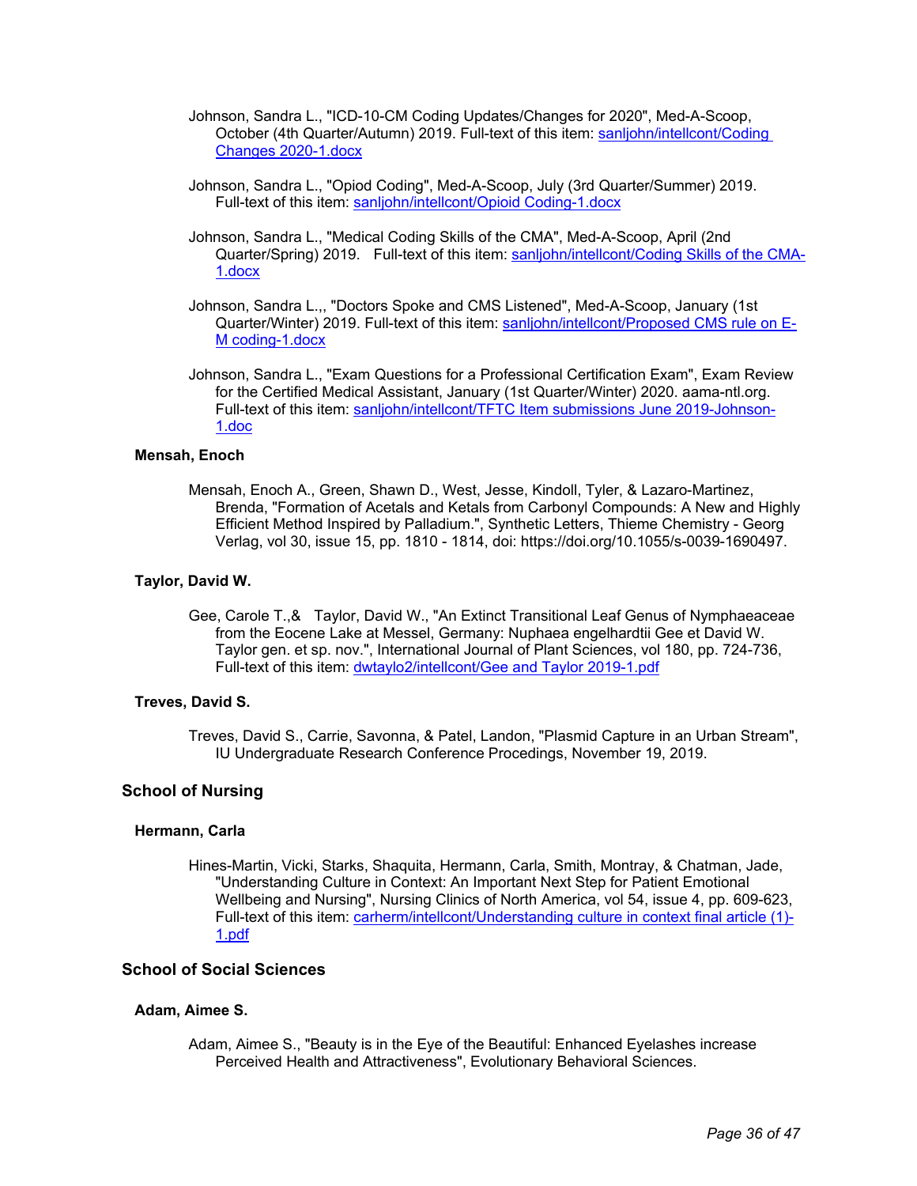Johnson, Sandra L., "ICD-10-CM Coding Updates/Changes for 2020", Med-A-Scoop, October (4th Quarter/Autumn) 2019. Full-text of this item: [sanljohn/intellcont/Coding Changes 2020-1.docx](sanljohn/intellcont/Coding Changes 2020-1.docx)

Johnson, Sandra L., "Opiod Coding", Med-A-Scoop, July (3rd Quarter/Summer) 2019. Full-text of this item: [sanljohn/intellcont/Opioid Coding-1.docx](sanljohn/intellcont/Opioid Coding-1.docx)

Johnson, Sandra L., "Medical Coding Skills of the CMA", Med-A-Scoop, April (2nd Quarter/Spring) 2019. Full-text of this item: [sanljohn/intellcont/Coding Skills of the CMA-1.docx](sanljohn/intellcont/Coding Skills of the CMA-1.docx)

Johnson, Sandra L.,, "Doctors Spoke and CMS Listened", Med-A-Scoop, January (1st Quarter/Winter) 2019. Full-text of this item: [sanljohn/intellcont/Proposed CMS rule on E-M coding-1.docx](sanljohn/intellcont/Proposed CMS rule on E-M coding-1.docx)

Johnson, Sandra L., "Exam Questions for a Professional Certification Exam", Exam Review for the Certified Medical Assistant, January (1st Quarter/Winter) 2020. aama-ntl.org. Full-text of this item: [sanljohn/intellcont/TFTC Item submissions June 2019-Johnson-1.doc](sanljohn/intellcont/TFTC Item submissions June 2019-Johnson-1.doc)

#### Mensah, Enoch

Mensah, Enoch A., Green, Shawn D., West, Jesse, Kindoll, Tyler, & Lazaro-Martinez, Brenda, "Formation of Acetals and Ketals from Carbonyl Compounds: A New and Highly Efficient Method Inspired by Palladium.", Synthetic Letters, Thieme Chemistry - Georg Verlag, vol 30, issue 15, pp. 1810 - 1814, doi: https://doi.org/10.1055/s-0039-1690497.

#### Taylor, David W.

Gee, Carole T.,& Taylor, David W., "An Extinct Transitional Leaf Genus of Nymphaeaceae from the Eocene Lake at Messel, Germany: Nuphaea engelhardtii Gee et David W. Taylor gen. et sp. nov.", International Journal of Plant Sciences, vol 180, pp. 724-736, Full-text of this item: [dwtaylo2/intellcont/Gee and Taylor 2019-1.pdf](dwtaylo2/intellcont/Gee and Taylor 2019-1.pdf)

#### Treves, David S.

Treves, David S., Carrie, Savonna, & Patel, Landon, "Plasmid Capture in an Urban Stream", IU Undergraduate Research Conference Procedings, November 19, 2019.

### School of Nursing

#### Hermann, Carla

Hines-Martin, Vicki, Starks, Shaquita, Hermann, Carla, Smith, Montray, & Chatman, Jade, "Understanding Culture in Context: An Important Next Step for Patient Emotional Wellbeing and Nursing", Nursing Clinics of North America, vol 54, issue 4, pp. 609-623, Full-text of this item: [carherm/intellcont/Understanding culture in context final article (1)-1.pdf](carherm/intellcont/Understanding culture in context final article (1)-1.pdf)

### School of Social Sciences

#### Adam, Aimee S.

Adam, Aimee S., "Beauty is in the Eye of the Beautiful: Enhanced Eyelashes increase Perceived Health and Attractiveness", Evolutionary Behavioral Sciences.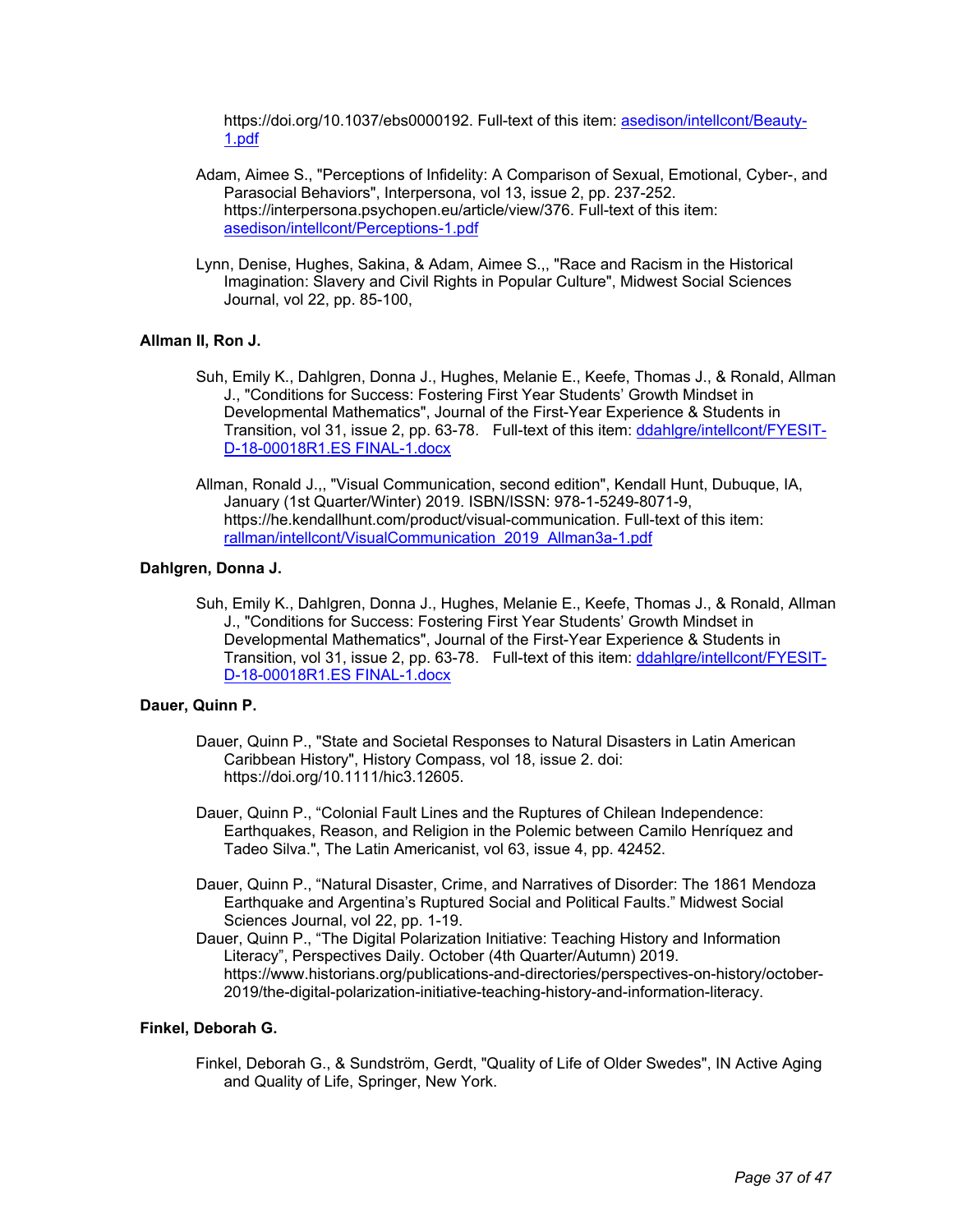https://doi.org/10.1037/ebs0000192. Full-text of this item: [asedison/intellcont/Beauty-1.pdf](asedison/intellcont/Beauty-1.pdf)

Adam, Aimee S., "Perceptions of Infidelity: A Comparison of Sexual, Emotional, Cyber-, and Parasocial Behaviors", Interpersona, vol 13, issue 2, pp. 237-252. https://interpersona.psychopen.eu/article/view/376. Full-text of this item: [asedison/intellcont/Perceptions-1.pdf](asedison/intellcont/Perceptions-1.pdf)

Lynn, Denise, Hughes, Sakina, & Adam, Aimee S.,, "Race and Racism in the Historical Imagination: Slavery and Civil Rights in Popular Culture", Midwest Social Sciences Journal, vol 22, pp. 85-100,

**Allman II, Ron J.**

Suh, Emily K., Dahlgren, Donna J., Hughes, Melanie E., Keefe, Thomas J., & Ronald, Allman J., "Conditions for Success: Fostering First Year Students' Growth Mindset in Developmental Mathematics", Journal of the First-Year Experience & Students in Transition, vol 31, issue 2, pp. 63-78. Full-text of this item: [ddahlgre/intellcont/FYESIT-D-18-00018R1.ES FINAL-1.docx](ddahlgre/intellcont/FYESIT-D-18-00018R1.ES FINAL-1.docx)

Allman, Ronald J.,, "Visual Communication, second edition", Kendall Hunt, Dubuque, IA, January (1st Quarter/Winter) 2019. ISBN/ISSN: 978-1-5249-8071-9, https://he.kendallhunt.com/product/visual-communication. Full-text of this item: [rallman/intellcont/VisualCommunication_2019_Allman3a-1.pdf](rallman/intellcont/VisualCommunication_2019_Allman3a-1.pdf)

**Dahlgren, Donna J.**

Suh, Emily K., Dahlgren, Donna J., Hughes, Melanie E., Keefe, Thomas J., & Ronald, Allman J., "Conditions for Success: Fostering First Year Students' Growth Mindset in Developmental Mathematics", Journal of the First-Year Experience & Students in Transition, vol 31, issue 2, pp. 63-78. Full-text of this item: [ddahlgre/intellcont/FYESIT-D-18-00018R1.ES FINAL-1.docx](ddahlgre/intellcont/FYESIT-D-18-00018R1.ES FINAL-1.docx)

**Dauer, Quinn P.**

Dauer, Quinn P., "State and Societal Responses to Natural Disasters in Latin American Caribbean History", History Compass, vol 18, issue 2. doi: https://doi.org/10.1111/hic3.12605.

Dauer, Quinn P., "Colonial Fault Lines and the Ruptures of Chilean Independence: Earthquakes, Reason, and Religion in the Polemic between Camilo Henríquez and Tadeo Silva.", The Latin Americanist, vol 63, issue 4, pp. 42452.

Dauer, Quinn P., "Natural Disaster, Crime, and Narratives of Disorder: The 1861 Mendoza Earthquake and Argentina's Ruptured Social and Political Faults." Midwest Social Sciences Journal, vol 22, pp. 1-19.

Dauer, Quinn P., "The Digital Polarization Initiative: Teaching History and Information Literacy", Perspectives Daily. October (4th Quarter/Autumn) 2019. https://www.historians.org/publications-and-directories/perspectives-on-history/october-2019/the-digital-polarization-initiative-teaching-history-and-information-literacy.

**Finkel, Deborah G.**

Finkel, Deborah G., & Sundström, Gerdt, "Quality of Life of Older Swedes", IN Active Aging and Quality of Life, Springer, New York.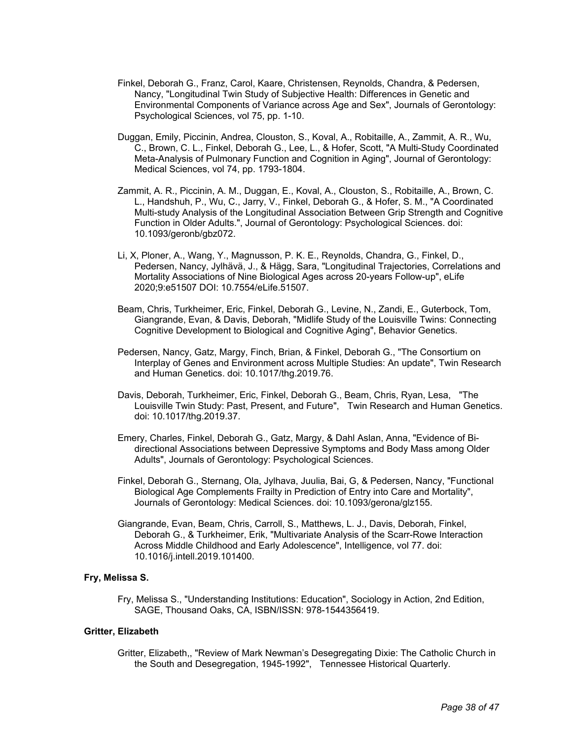Finkel, Deborah G., Franz, Carol, Kaare, Christensen, Reynolds, Chandra, & Pedersen, Nancy, "Longitudinal Twin Study of Subjective Health: Differences in Genetic and Environmental Components of Variance across Age and Sex", Journals of Gerontology: Psychological Sciences, vol 75, pp. 1-10.

Duggan, Emily, Piccinin, Andrea, Clouston, S., Koval, A., Robitaille, A., Zammit, A. R., Wu, C., Brown, C. L., Finkel, Deborah G., Lee, L., & Hofer, Scott, "A Multi-Study Coordinated Meta-Analysis of Pulmonary Function and Cognition in Aging", Journal of Gerontology: Medical Sciences, vol 74, pp. 1793-1804.

Zammit, A. R., Piccinin, A. M., Duggan, E., Koval, A., Clouston, S., Robitaille, A., Brown, C. L., Handshuh, P., Wu, C., Jarry, V., Finkel, Deborah G., & Hofer, S. M., "A Coordinated Multi-study Analysis of the Longitudinal Association Between Grip Strength and Cognitive Function in Older Adults.", Journal of Gerontology: Psychological Sciences. doi: 10.1093/geronb/gbz072.

Li, X, Ploner, A., Wang, Y., Magnusson, P. K. E., Reynolds, Chandra, G., Finkel, D., Pedersen, Nancy, Jylhävä, J., & Hägg, Sara, "Longitudinal Trajectories, Correlations and Mortality Associations of Nine Biological Ages across 20-years Follow-up", eLife 2020;9:e51507 DOI: 10.7554/eLife.51507.

Beam, Chris, Turkheimer, Eric, Finkel, Deborah G., Levine, N., Zandi, E., Guterbock, Tom, Giangrande, Evan, & Davis, Deborah, "Midlife Study of the Louisville Twins: Connecting Cognitive Development to Biological and Cognitive Aging", Behavior Genetics.

Pedersen, Nancy, Gatz, Margy, Finch, Brian, & Finkel, Deborah G., "The Consortium on Interplay of Genes and Environment across Multiple Studies: An update", Twin Research and Human Genetics. doi: 10.1017/thg.2019.76.

Davis, Deborah, Turkheimer, Eric, Finkel, Deborah G., Beam, Chris, Ryan, Lesa, "The Louisville Twin Study: Past, Present, and Future", Twin Research and Human Genetics. doi: 10.1017/thg.2019.37.

Emery, Charles, Finkel, Deborah G., Gatz, Margy, & Dahl Aslan, Anna, "Evidence of Bi-directional Associations between Depressive Symptoms and Body Mass among Older Adults", Journals of Gerontology: Psychological Sciences.

Finkel, Deborah G., Sternang, Ola, Jylhava, Juulia, Bai, G, & Pedersen, Nancy, "Functional Biological Age Complements Frailty in Prediction of Entry into Care and Mortality", Journals of Gerontology: Medical Sciences. doi: 10.1093/gerona/glz155.

Giangrande, Evan, Beam, Chris, Carroll, S., Matthews, L. J., Davis, Deborah, Finkel, Deborah G., & Turkheimer, Erik, "Multivariate Analysis of the Scarr-Rowe Interaction Across Middle Childhood and Early Adolescence", Intelligence, vol 77. doi: 10.1016/j.intell.2019.101400.

**Fry, Melissa S.**

Fry, Melissa S., "Understanding Institutions: Education", Sociology in Action, 2nd Edition, SAGE, Thousand Oaks, CA, ISBN/ISSN: 978-1544356419.

**Gritter, Elizabeth**

Gritter, Elizabeth,, "Review of Mark Newman's Desegregating Dixie: The Catholic Church in the South and Desegregation, 1945-1992", Tennessee Historical Quarterly.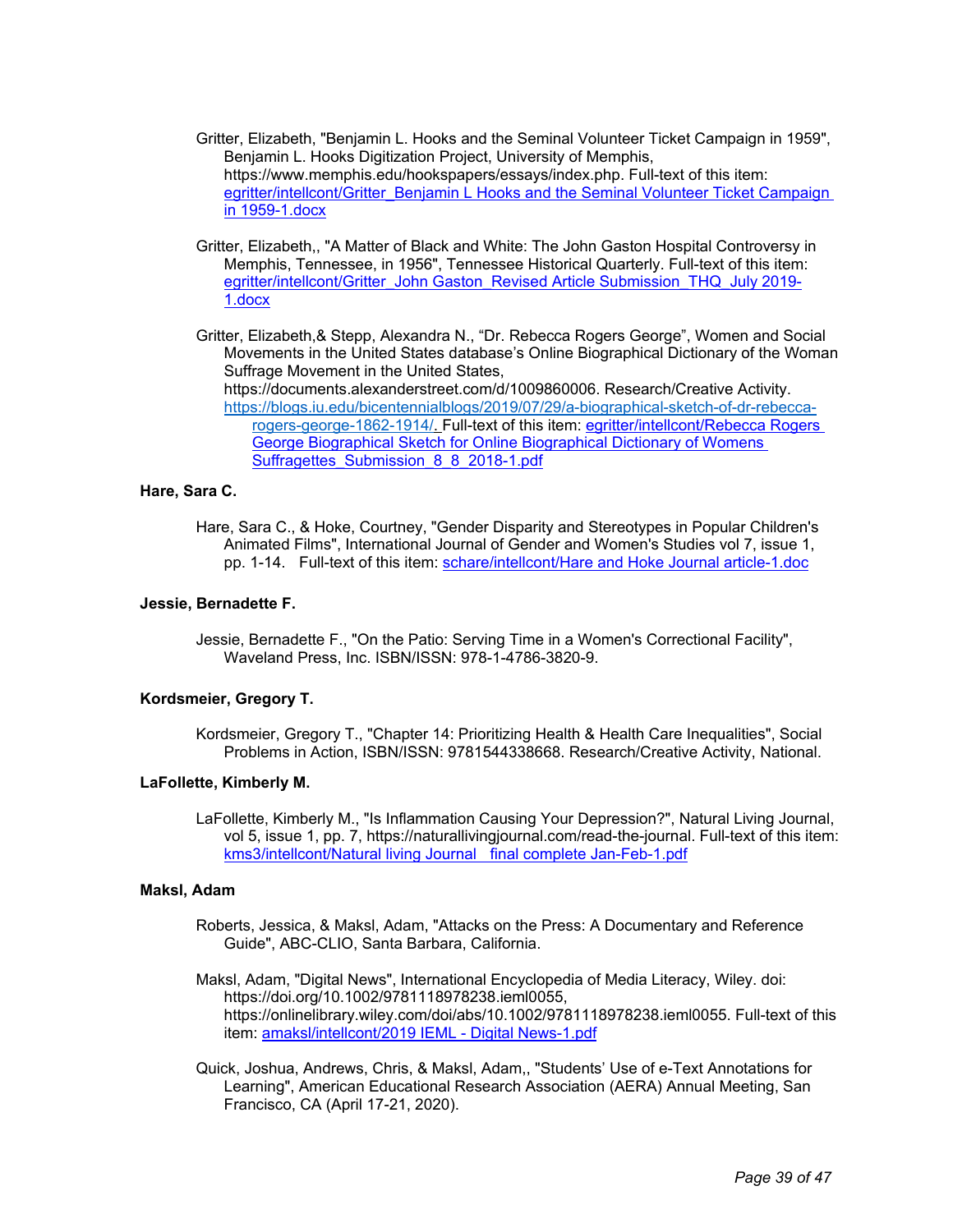Gritter, Elizabeth, "Benjamin L. Hooks and the Seminal Volunteer Ticket Campaign in 1959", Benjamin L. Hooks Digitization Project, University of Memphis, https://www.memphis.edu/hookspapers/essays/index.php. Full-text of this item: egritter/intellcont/Gritter_Benjamin L Hooks and the Seminal Volunteer Ticket Campaign in 1959-1.docx

Gritter, Elizabeth,, "A Matter of Black and White: The John Gaston Hospital Controversy in Memphis, Tennessee, in 1956", Tennessee Historical Quarterly. Full-text of this item: egritter/intellcont/Gritter_John Gaston_Revised Article Submission_THQ_July 2019-1.docx

Gritter, Elizabeth,& Stepp, Alexandra N., "Dr. Rebecca Rogers George", Women and Social Movements in the United States database's Online Biographical Dictionary of the Woman Suffrage Movement in the United States, https://documents.alexanderstreet.com/d/1009860006. Research/Creative Activity. https://blogs.iu.edu/bicentennialblogs/2019/07/29/a-biographical-sketch-of-dr-rebecca-rogers-george-1862-1914/. Full-text of this item: egritter/intellcont/Rebecca Rogers George Biographical Sketch for Online Biographical Dictionary of Womens Suffragettes_Submission_8_8_2018-1.pdf

**Hare, Sara C.**

Hare, Sara C., & Hoke, Courtney, "Gender Disparity and Stereotypes in Popular Children's Animated Films", International Journal of Gender and Women's Studies vol 7, issue 1, pp. 1-14. Full-text of this item: schare/intellcont/Hare and Hoke Journal article-1.doc

**Jessie, Bernadette F.**

Jessie, Bernadette F., "On the Patio: Serving Time in a Women's Correctional Facility", Waveland Press, Inc. ISBN/ISSN: 978-1-4786-3820-9.

**Kordsmeier, Gregory T.**

Kordsmeier, Gregory T., "Chapter 14: Prioritizing Health & Health Care Inequalities", Social Problems in Action, ISBN/ISSN: 9781544338668. Research/Creative Activity, National.

**LaFollette, Kimberly M.**

LaFollette, Kimberly M., "Is Inflammation Causing Your Depression?", Natural Living Journal, vol 5, issue 1, pp. 7, https://naturallivingjournal.com/read-the-journal. Full-text of this item: kms3/intellcont/Natural living Journal _ final complete Jan-Feb-1.pdf

**Maksl, Adam**

Roberts, Jessica, & Maksl, Adam, "Attacks on the Press: A Documentary and Reference Guide", ABC-CLIO, Santa Barbara, California.

Maksl, Adam, "Digital News", International Encyclopedia of Media Literacy, Wiley. doi: https://doi.org/10.1002/9781118978238.ieml0055, https://onlinelibrary.wiley.com/doi/abs/10.1002/9781118978238.ieml0055. Full-text of this item: amaksl/intellcont/2019 IEML - Digital News-1.pdf

Quick, Joshua, Andrews, Chris, & Maksl, Adam,, "Students' Use of e-Text Annotations for Learning", American Educational Research Association (AERA) Annual Meeting, San Francisco, CA (April 17-21, 2020).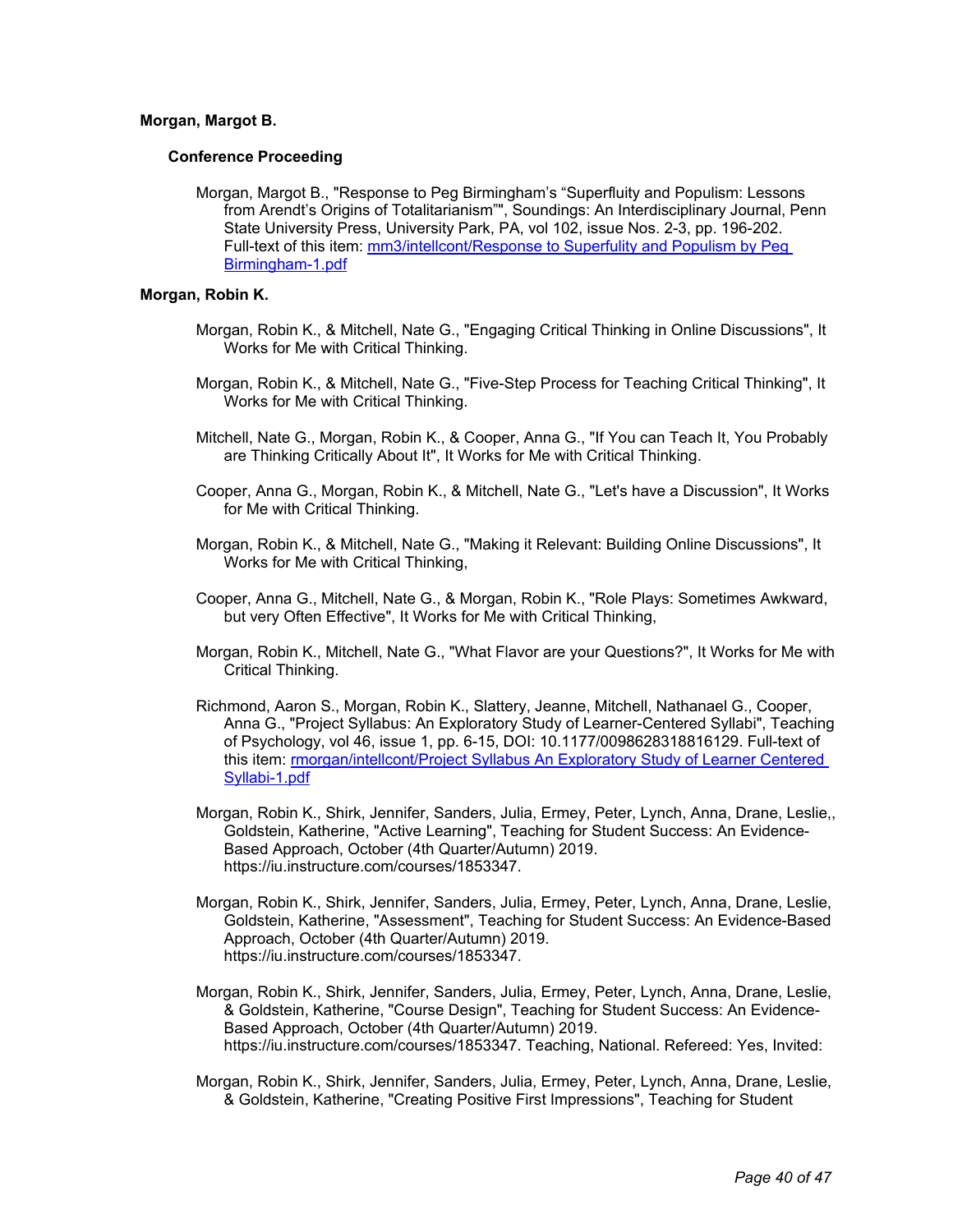**Morgan, Margot B.**

**Conference Proceeding**

Morgan, Margot B., "Response to Peg Birmingham's "Superfluity and Populism: Lessons from Arendt's Origins of Totalitarianism"", Soundings: An Interdisciplinary Journal, Penn State University Press, University Park, PA, vol 102, issue Nos. 2-3, pp. 196-202. Full-text of this item: [mm3/intellcont/Response to Superfulity and Populism by Peg Birmingham-1.pdf](mm3/intellcont/Response to Superfulity and Populism by Peg Birmingham-1.pdf)

**Morgan, Robin K.**

Morgan, Robin K., & Mitchell, Nate G., "Engaging Critical Thinking in Online Discussions", It Works for Me with Critical Thinking.

Morgan, Robin K., & Mitchell, Nate G., "Five-Step Process for Teaching Critical Thinking", It Works for Me with Critical Thinking.

Mitchell, Nate G., Morgan, Robin K., & Cooper, Anna G., "If You can Teach It, You Probably are Thinking Critically About It", It Works for Me with Critical Thinking.

Cooper, Anna G., Morgan, Robin K., & Mitchell, Nate G., "Let's have a Discussion", It Works for Me with Critical Thinking.

Morgan, Robin K., & Mitchell, Nate G., "Making it Relevant: Building Online Discussions", It Works for Me with Critical Thinking,

Cooper, Anna G., Mitchell, Nate G., & Morgan, Robin K., "Role Plays: Sometimes Awkward, but very Often Effective", It Works for Me with Critical Thinking,

Morgan, Robin K., Mitchell, Nate G., "What Flavor are your Questions?", It Works for Me with Critical Thinking.

Richmond, Aaron S., Morgan, Robin K., Slattery, Jeanne, Mitchell, Nathanael G., Cooper, Anna G., "Project Syllabus: An Exploratory Study of Learner-Centered Syllabi", Teaching of Psychology, vol 46, issue 1, pp. 6-15, DOI: 10.1177/0098628318816129. Full-text of this item: [rmorgan/intellcont/Project Syllabus An Exploratory Study of Learner Centered Syllabi-1.pdf](rmorgan/intellcont/Project Syllabus An Exploratory Study of Learner Centered Syllabi-1.pdf)

Morgan, Robin K., Shirk, Jennifer, Sanders, Julia, Ermey, Peter, Lynch, Anna, Drane, Leslie,, Goldstein, Katherine, "Active Learning", Teaching for Student Success: An Evidence-Based Approach, October (4th Quarter/Autumn) 2019. https://iu.instructure.com/courses/1853347.

Morgan, Robin K., Shirk, Jennifer, Sanders, Julia, Ermey, Peter, Lynch, Anna, Drane, Leslie, Goldstein, Katherine, "Assessment", Teaching for Student Success: An Evidence-Based Approach, October (4th Quarter/Autumn) 2019. https://iu.instructure.com/courses/1853347.

Morgan, Robin K., Shirk, Jennifer, Sanders, Julia, Ermey, Peter, Lynch, Anna, Drane, Leslie, & Goldstein, Katherine, "Course Design", Teaching for Student Success: An Evidence-Based Approach, October (4th Quarter/Autumn) 2019. https://iu.instructure.com/courses/1853347. Teaching, National. Refereed: Yes, Invited:

Morgan, Robin K., Shirk, Jennifer, Sanders, Julia, Ermey, Peter, Lynch, Anna, Drane, Leslie, & Goldstein, Katherine, "Creating Positive First Impressions", Teaching for Student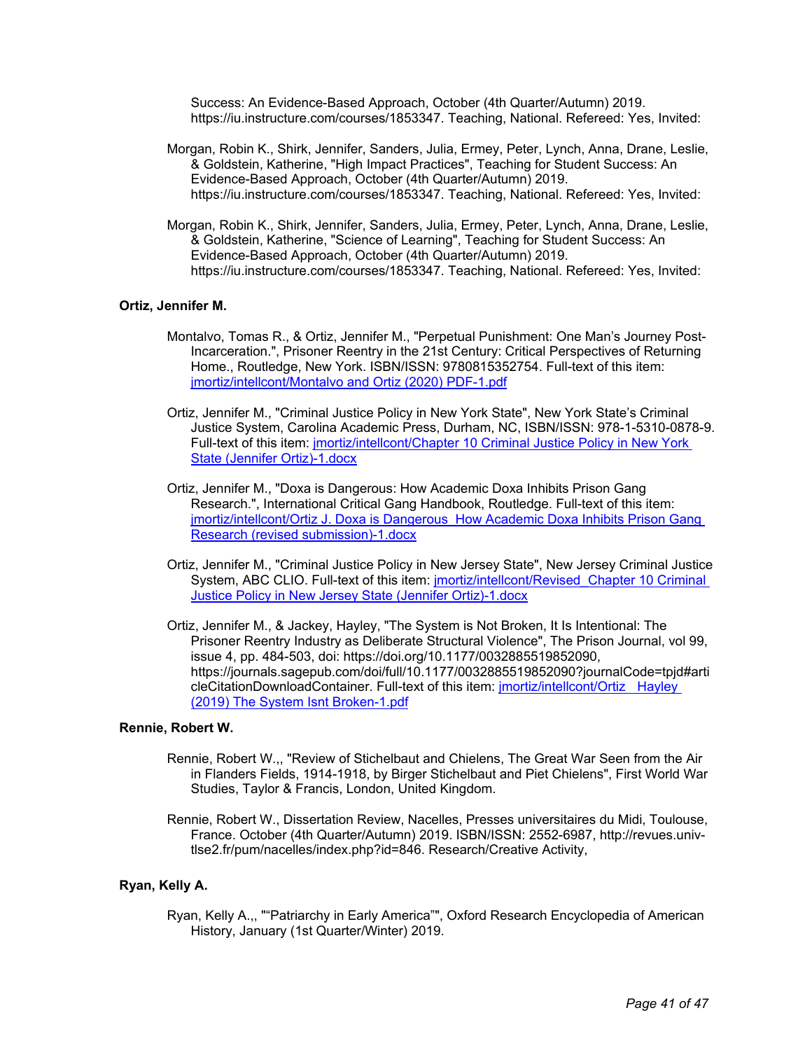Success: An Evidence-Based Approach, October (4th Quarter/Autumn) 2019. https://iu.instructure.com/courses/1853347. Teaching, National. Refereed: Yes, Invited:

Morgan, Robin K., Shirk, Jennifer, Sanders, Julia, Ermey, Peter, Lynch, Anna, Drane, Leslie, & Goldstein, Katherine, "High Impact Practices", Teaching for Student Success: An Evidence-Based Approach, October (4th Quarter/Autumn) 2019. https://iu.instructure.com/courses/1853347. Teaching, National. Refereed: Yes, Invited:

Morgan, Robin K., Shirk, Jennifer, Sanders, Julia, Ermey, Peter, Lynch, Anna, Drane, Leslie, & Goldstein, Katherine, "Science of Learning", Teaching for Student Success: An Evidence-Based Approach, October (4th Quarter/Autumn) 2019. https://iu.instructure.com/courses/1853347. Teaching, National. Refereed: Yes, Invited:

**Ortiz, Jennifer M.**

Montalvo, Tomas R., & Ortiz, Jennifer M., "Perpetual Punishment: One Man's Journey Post-Incarceration.", Prisoner Reentry in the 21st Century: Critical Perspectives of Returning Home., Routledge, New York. ISBN/ISSN: 9780815352754. Full-text of this item: jmortiz/intellcont/Montalvo and Ortiz (2020) PDF-1.pdf

Ortiz, Jennifer M., "Criminal Justice Policy in New York State", New York State's Criminal Justice System, Carolina Academic Press, Durham, NC, ISBN/ISSN: 978-1-5310-0878-9. Full-text of this item: jmortiz/intellcont/Chapter 10 Criminal Justice Policy in New York State (Jennifer Ortiz)-1.docx

Ortiz, Jennifer M., "Doxa is Dangerous: How Academic Doxa Inhibits Prison Gang Research.", International Critical Gang Handbook, Routledge. Full-text of this item: jmortiz/intellcont/Ortiz J. Doxa is Dangerous How Academic Doxa Inhibits Prison Gang Research (revised submission)-1.docx

Ortiz, Jennifer M., "Criminal Justice Policy in New Jersey State", New Jersey Criminal Justice System, ABC CLIO. Full-text of this item: jmortiz/intellcont/Revised Chapter 10 Criminal Justice Policy in New Jersey State (Jennifer Ortiz)-1.docx

Ortiz, Jennifer M., & Jackey, Hayley, "The System is Not Broken, It Is Intentional: The Prisoner Reentry Industry as Deliberate Structural Violence", The Prison Journal, vol 99, issue 4, pp. 484-503, doi: https://doi.org/10.1177/0032885519852090, https://journals.sagepub.com/doi/full/10.1177/0032885519852090?journalCode=tpjd#articleCitationDownloadContainer. Full-text of this item: jmortiz/intellcont/Ortiz Hayley (2019) The System Isnt Broken-1.pdf

**Rennie, Robert W.**

Rennie, Robert W.,, "Review of Stichelbaut and Chielens, The Great War Seen from the Air in Flanders Fields, 1914-1918, by Birger Stichelbaut and Piet Chielens", First World War Studies, Taylor & Francis, London, United Kingdom.

Rennie, Robert W., Dissertation Review, Nacelles, Presses universitaires du Midi, Toulouse, France. October (4th Quarter/Autumn) 2019. ISBN/ISSN: 2552-6987, http://revues.univ-tlse2.fr/pum/nacelles/index.php?id=846. Research/Creative Activity,

**Ryan, Kelly A.**

Ryan, Kelly A.,, ""Patriarchy in Early America"", Oxford Research Encyclopedia of American History, January (1st Quarter/Winter) 2019.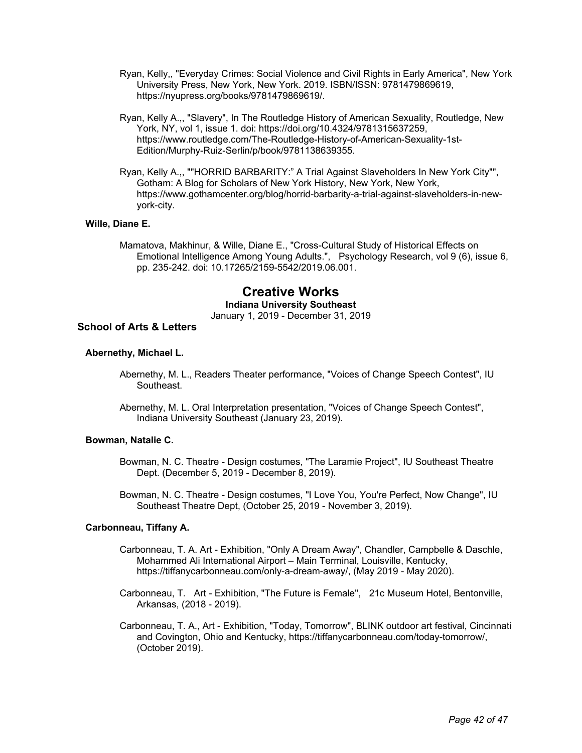Ryan, Kelly,, "Everyday Crimes: Social Violence and Civil Rights in Early America", New York University Press, New York, New York. 2019. ISBN/ISSN: 9781479869619, https://nyupress.org/books/9781479869619/.

Ryan, Kelly A.,, "Slavery", In The Routledge History of American Sexuality, Routledge, New York, NY, vol 1, issue 1. doi: https://doi.org/10.4324/9781315637259, https://www.routledge.com/The-Routledge-History-of-American-Sexuality-1st-Edition/Murphy-Ruiz-Serlin/p/book/9781138639355.

Ryan, Kelly A.,, ""HORRID BARBARITY:" A Trial Against Slaveholders In New York City"", Gotham: A Blog for Scholars of New York History, New York, New York, https://www.gothamcenter.org/blog/horrid-barbarity-a-trial-against-slaveholders-in-new-york-city.

### Wille, Diane E.

Mamatova, Makhinur, & Wille, Diane E., "Cross-Cultural Study of Historical Effects on Emotional Intelligence Among Young Adults.", Psychology Research, vol 9 (6), issue 6, pp. 235-242. doi: 10.17265/2159-5542/2019.06.001.

# Creative Works

**Indiana University Southeast**

January 1, 2019 - December 31, 2019

## School of Arts & Letters

### Abernethy, Michael L.

Abernethy, M. L., Readers Theater performance, "Voices of Change Speech Contest", IU Southeast.

Abernethy, M. L. Oral Interpretation presentation, "Voices of Change Speech Contest", Indiana University Southeast (January 23, 2019).

### Bowman, Natalie C.

Bowman, N. C. Theatre - Design costumes, "The Laramie Project", IU Southeast Theatre Dept. (December 5, 2019 - December 8, 2019).

Bowman, N. C. Theatre - Design costumes, "I Love You, You're Perfect, Now Change", IU Southeast Theatre Dept, (October 25, 2019 - November 3, 2019).

### Carbonneau, Tiffany A.

Carbonneau, T. A. Art - Exhibition, "Only A Dream Away", Chandler, Campbelle & Daschle, Mohammed Ali International Airport – Main Terminal, Louisville, Kentucky, https://tiffanycarbonneau.com/only-a-dream-away/, (May 2019 - May 2020).

Carbonneau, T. Art - Exhibition, "The Future is Female", 21c Museum Hotel, Bentonville, Arkansas, (2018 - 2019).

Carbonneau, T. A., Art - Exhibition, "Today, Tomorrow", BLINK outdoor art festival, Cincinnati and Covington, Ohio and Kentucky, https://tiffanycarbonneau.com/today-tomorrow/, (October 2019).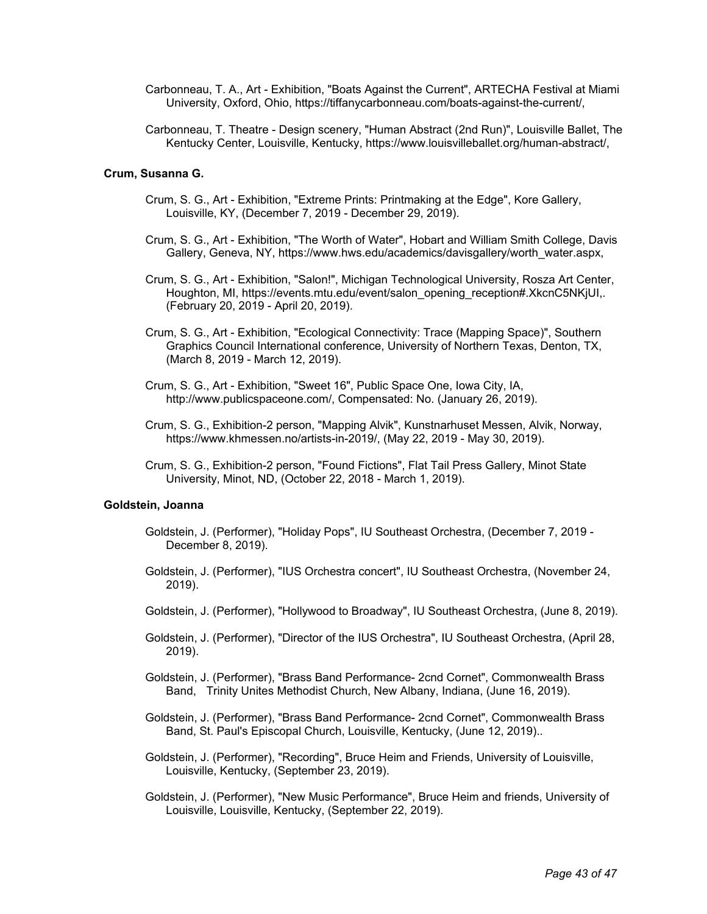Carbonneau, T. A., Art - Exhibition, "Boats Against the Current", ARTECHA Festival at Miami University, Oxford, Ohio, https://tiffanycarbonneau.com/boats-against-the-current/,

Carbonneau, T. Theatre - Design scenery, "Human Abstract (2nd Run)", Louisville Ballet, The Kentucky Center, Louisville, Kentucky, https://www.louisvilleballet.org/human-abstract/,

**Crum, Susanna G.**

Crum, S. G., Art - Exhibition, "Extreme Prints: Printmaking at the Edge", Kore Gallery, Louisville, KY, (December 7, 2019 - December 29, 2019).

Crum, S. G., Art - Exhibition, "The Worth of Water", Hobart and William Smith College, Davis Gallery, Geneva, NY, https://www.hws.edu/academics/davisgallery/worth_water.aspx,

Crum, S. G., Art - Exhibition, "Salon!", Michigan Technological University, Rosza Art Center, Houghton, MI, https://events.mtu.edu/event/salon_opening_reception#.XkcnC5NKjUI,. (February 20, 2019 - April 20, 2019).

Crum, S. G., Art - Exhibition, "Ecological Connectivity: Trace (Mapping Space)", Southern Graphics Council International conference, University of Northern Texas, Denton, TX, (March 8, 2019 - March 12, 2019).

Crum, S. G., Art - Exhibition, "Sweet 16", Public Space One, Iowa City, IA, http://www.publicspaceone.com/, Compensated: No. (January 26, 2019).

Crum, S. G., Exhibition-2 person, "Mapping Alvik", Kunstnarhuset Messen, Alvik, Norway, https://www.khmessen.no/artists-in-2019/, (May 22, 2019 - May 30, 2019).

Crum, S. G., Exhibition-2 person, "Found Fictions", Flat Tail Press Gallery, Minot State University, Minot, ND, (October 22, 2018 - March 1, 2019).

**Goldstein, Joanna**

Goldstein, J. (Performer), "Holiday Pops", IU Southeast Orchestra, (December 7, 2019 - December 8, 2019).

Goldstein, J. (Performer), "IUS Orchestra concert", IU Southeast Orchestra, (November 24, 2019).

Goldstein, J. (Performer), "Hollywood to Broadway", IU Southeast Orchestra, (June 8, 2019).

Goldstein, J. (Performer), "Director of the IUS Orchestra", IU Southeast Orchestra, (April 28, 2019).

Goldstein, J. (Performer), "Brass Band Performance- 2cnd Cornet", Commonwealth Brass Band, Trinity Unites Methodist Church, New Albany, Indiana, (June 16, 2019).

Goldstein, J. (Performer), "Brass Band Performance- 2cnd Cornet", Commonwealth Brass Band, St. Paul's Episcopal Church, Louisville, Kentucky, (June 12, 2019)..

Goldstein, J. (Performer), "Recording", Bruce Heim and Friends, University of Louisville, Louisville, Kentucky, (September 23, 2019).

Goldstein, J. (Performer), "New Music Performance", Bruce Heim and friends, University of Louisville, Louisville, Kentucky, (September 22, 2019).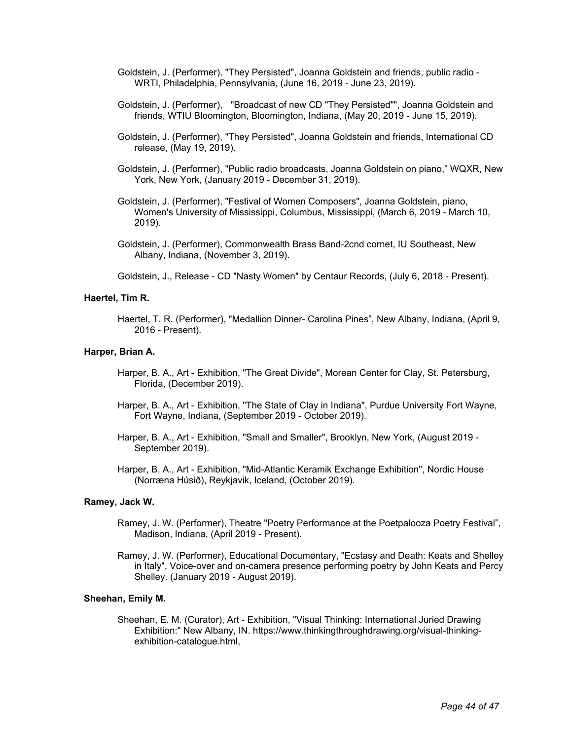Goldstein, J. (Performer), "They Persisted", Joanna Goldstein and friends, public radio - WRTI, Philadelphia, Pennsylvania, (June 16, 2019 - June 23, 2019).

Goldstein, J. (Performer), "Broadcast of new CD "They Persisted"", Joanna Goldstein and friends, WTIU Bloomington, Bloomington, Indiana, (May 20, 2019 - June 15, 2019).

Goldstein, J. (Performer), "They Persisted", Joanna Goldstein and friends, International CD release, (May 19, 2019).

Goldstein, J. (Performer), "Public radio broadcasts, Joanna Goldstein on piano," WQXR, New York, New York, (January 2019 - December 31, 2019).

Goldstein, J. (Performer), "Festival of Women Composers", Joanna Goldstein, piano, Women's University of Mississippi, Columbus, Mississippi, (March 6, 2019 - March 10, 2019).

Goldstein, J. (Performer), Commonwealth Brass Band-2cnd cornet, IU Southeast, New Albany, Indiana, (November 3, 2019).

Goldstein, J., Release - CD "Nasty Women" by Centaur Records, (July 6, 2018 - Present).

**Haertel, Tim R.**

Haertel, T. R. (Performer), "Medallion Dinner- Carolina Pines", New Albany, Indiana, (April 9, 2016 - Present).

**Harper, Brian A.**

Harper, B. A., Art - Exhibition, "The Great Divide", Morean Center for Clay, St. Petersburg, Florida, (December 2019).

Harper, B. A., Art - Exhibition, "The State of Clay in Indiana", Purdue University Fort Wayne, Fort Wayne, Indiana, (September 2019 - October 2019).

Harper, B. A., Art - Exhibition, "Small and Smaller", Brooklyn, New York, (August 2019 - September 2019).

Harper, B. A., Art - Exhibition, "Mid-Atlantic Keramik Exchange Exhibition", Nordic House (Norræna Húsið), Reykjavik, Iceland, (October 2019).

**Ramey, Jack W.**

Ramey, J. W. (Performer), Theatre "Poetry Performance at the Poetpalooza Poetry Festival", Madison, Indiana, (April 2019 - Present).

Ramey, J. W. (Performer), Educational Documentary, "Ecstasy and Death: Keats and Shelley in Italy", Voice-over and on-camera presence performing poetry by John Keats and Percy Shelley. (January 2019 - August 2019).

**Sheehan, Emily M.**

Sheehan, E. M. (Curator), Art - Exhibition, "Visual Thinking: International Juried Drawing Exhibition:" New Albany, IN. https://www.thinkingthroughdrawing.org/visual-thinking-exhibition-catalogue.html,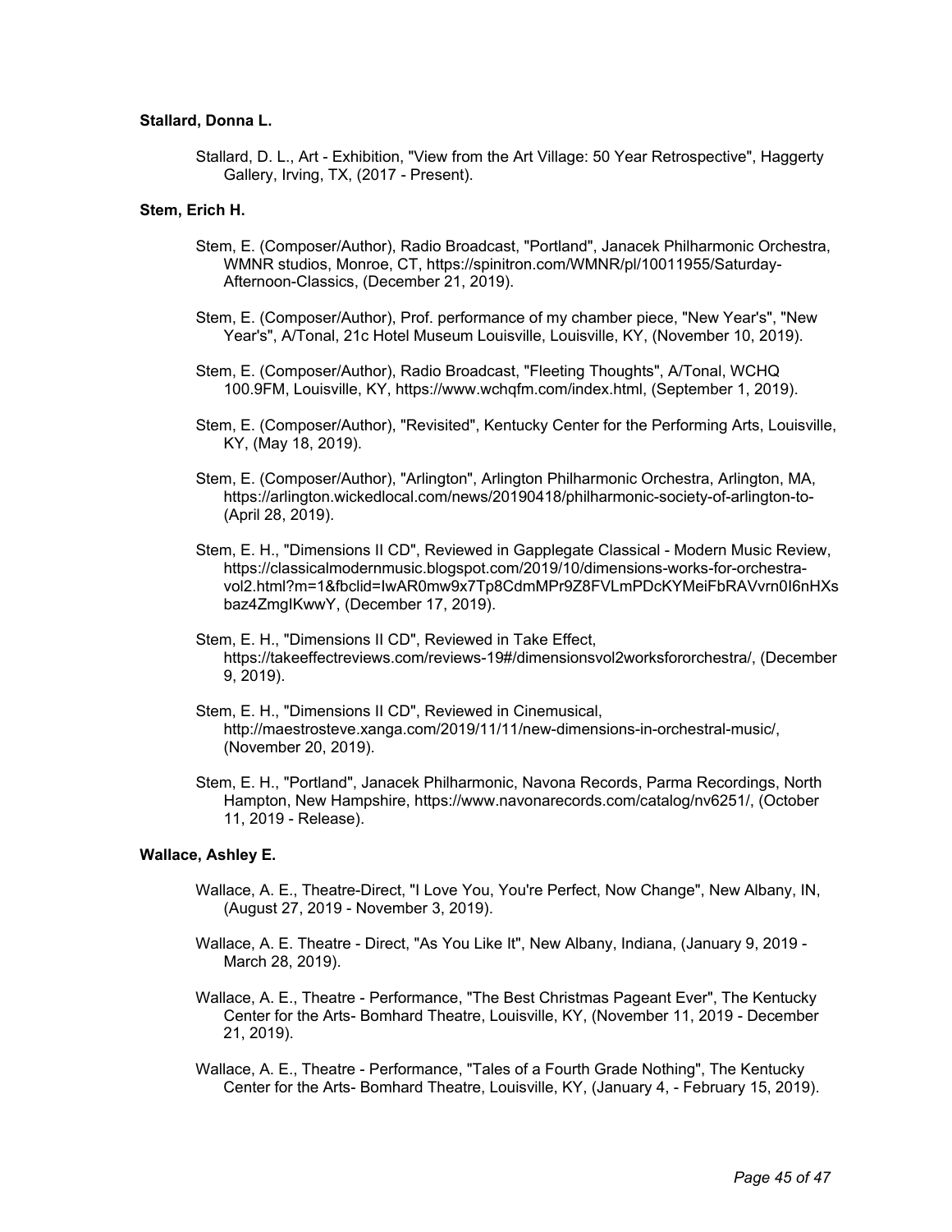**Stallard, Donna L.**

Stallard, D. L., Art - Exhibition, "View from the Art Village: 50 Year Retrospective", Haggerty Gallery, Irving, TX, (2017 - Present).

**Stem, Erich H.**

Stem, E. (Composer/Author), Radio Broadcast, "Portland", Janacek Philharmonic Orchestra, WMNR studios, Monroe, CT, https://spinitron.com/WMNR/pl/10011955/Saturday-Afternoon-Classics, (December 21, 2019).

Stem, E. (Composer/Author), Prof. performance of my chamber piece, "New Year's", "New Year's", A/Tonal, 21c Hotel Museum Louisville, Louisville, KY, (November 10, 2019).

Stem, E. (Composer/Author), Radio Broadcast, "Fleeting Thoughts", A/Tonal, WCHQ 100.9FM, Louisville, KY, https://www.wchqfm.com/index.html, (September 1, 2019).

Stem, E. (Composer/Author), "Revisited", Kentucky Center for the Performing Arts, Louisville, KY, (May 18, 2019).

Stem, E. (Composer/Author), "Arlington", Arlington Philharmonic Orchestra, Arlington, MA, https://arlington.wickedlocal.com/news/20190418/philharmonic-society-of-arlington-to- (April 28, 2019).

Stem, E. H., "Dimensions II CD", Reviewed in Gapplegate Classical - Modern Music Review, https://classicalmodernmusic.blogspot.com/2019/10/dimensions-works-for-orchestra-vol2.html?m=1&fbclid=IwAR0mw9x7Tp8CdmMPr9Z8FVLmPDcKYMeiFbRAVvrn0I6nHXsbaz4ZmgIKwwY, (December 17, 2019).

Stem, E. H., "Dimensions II CD", Reviewed in Take Effect, https://takeeffectreviews.com/reviews-19#/dimensionsvol2worksfororchestra/, (December 9, 2019).

Stem, E. H., "Dimensions II CD", Reviewed in Cinemusical, http://maestrosteve.xanga.com/2019/11/11/new-dimensions-in-orchestral-music/, (November 20, 2019).

Stem, E. H., "Portland", Janacek Philharmonic, Navona Records, Parma Recordings, North Hampton, New Hampshire, https://www.navonarecords.com/catalog/nv6251/, (October 11, 2019 - Release).

**Wallace, Ashley E.**

Wallace, A. E., Theatre-Direct, "I Love You, You're Perfect, Now Change", New Albany, IN, (August 27, 2019 - November 3, 2019).

Wallace, A. E. Theatre - Direct, "As You Like It", New Albany, Indiana, (January 9, 2019 - March 28, 2019).

Wallace, A. E., Theatre - Performance, "The Best Christmas Pageant Ever", The Kentucky Center for the Arts- Bomhard Theatre, Louisville, KY, (November 11, 2019 - December 21, 2019).

Wallace, A. E., Theatre - Performance, "Tales of a Fourth Grade Nothing", The Kentucky Center for the Arts- Bomhard Theatre, Louisville, KY, (January 4, - February 15, 2019).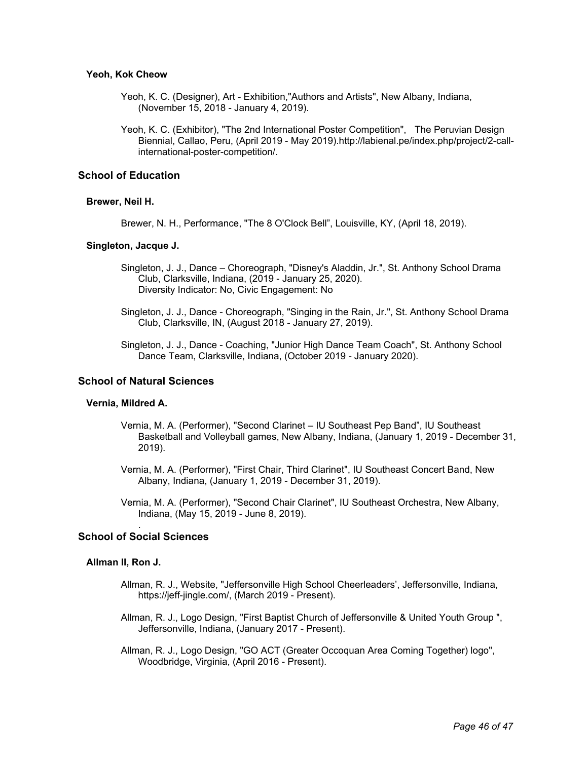### Yeoh, Kok Cheow

Yeoh, K. C. (Designer), Art - Exhibition,"Authors and Artists", New Albany, Indiana, (November 15, 2018 - January 4, 2019).

Yeoh, K. C. (Exhibitor), "The 2nd International Poster Competition", The Peruvian Design Biennial, Callao, Peru, (April 2019 - May 2019).http://labienal.pe/index.php/project/2-call-international-poster-competition/.

## School of Education

### Brewer, Neil H.

Brewer, N. H., Performance, "The 8 O'Clock Bell", Louisville, KY, (April 18, 2019).

### Singleton, Jacque J.

Singleton, J. J., Dance – Choreograph, "Disney's Aladdin, Jr.", St. Anthony School Drama Club, Clarksville, Indiana, (2019 - January 25, 2020).
Diversity Indicator: No, Civic Engagement: No

Singleton, J. J., Dance - Choreograph, "Singing in the Rain, Jr.", St. Anthony School Drama Club, Clarksville, IN, (August 2018 - January 27, 2019).

Singleton, J. J., Dance - Coaching, "Junior High Dance Team Coach", St. Anthony School Dance Team, Clarksville, Indiana, (October 2019 - January 2020).

## School of Natural Sciences

### Vernia, Mildred A.

Vernia, M. A. (Performer), "Second Clarinet – IU Southeast Pep Band", IU Southeast Basketball and Volleyball games, New Albany, Indiana, (January 1, 2019 - December 31, 2019).

Vernia, M. A. (Performer), "First Chair, Third Clarinet", IU Southeast Concert Band, New Albany, Indiana, (January 1, 2019 - December 31, 2019).

Vernia, M. A. (Performer), "Second Chair Clarinet", IU Southeast Orchestra, New Albany, Indiana, (May 15, 2019 - June 8, 2019).

## School of Social Sciences

### Allman II, Ron J.

Allman, R. J., Website, "Jeffersonville High School Cheerleaders', Jeffersonville, Indiana, https://jeff-jingle.com/, (March 2019 - Present).

Allman, R. J., Logo Design, "First Baptist Church of Jeffersonville & United Youth Group ", Jeffersonville, Indiana, (January 2017 - Present).

Allman, R. J., Logo Design, "GO ACT (Greater Occoquan Area Coming Together) logo", Woodbridge, Virginia, (April 2016 - Present).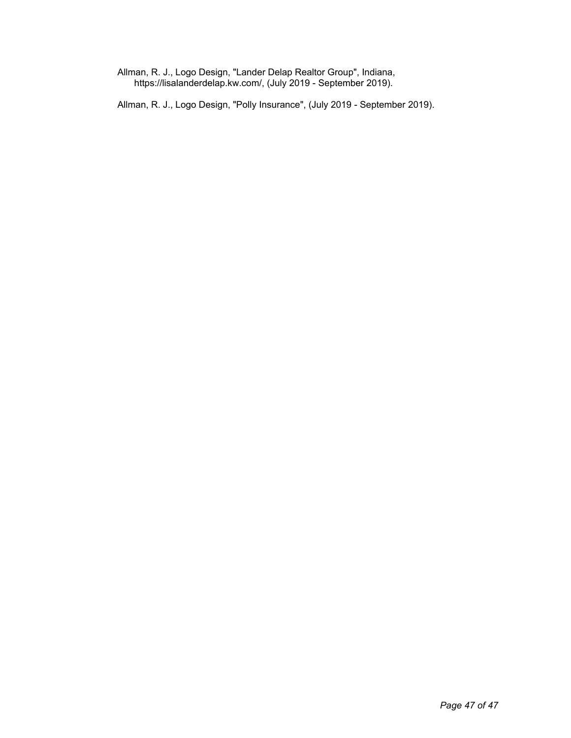Allman, R. J., Logo Design, "Lander Delap Realtor Group", Indiana, https://lisalanderdelap.kw.com/, (July 2019 - September 2019).

Allman, R. J., Logo Design, "Polly Insurance", (July 2019 - September 2019).